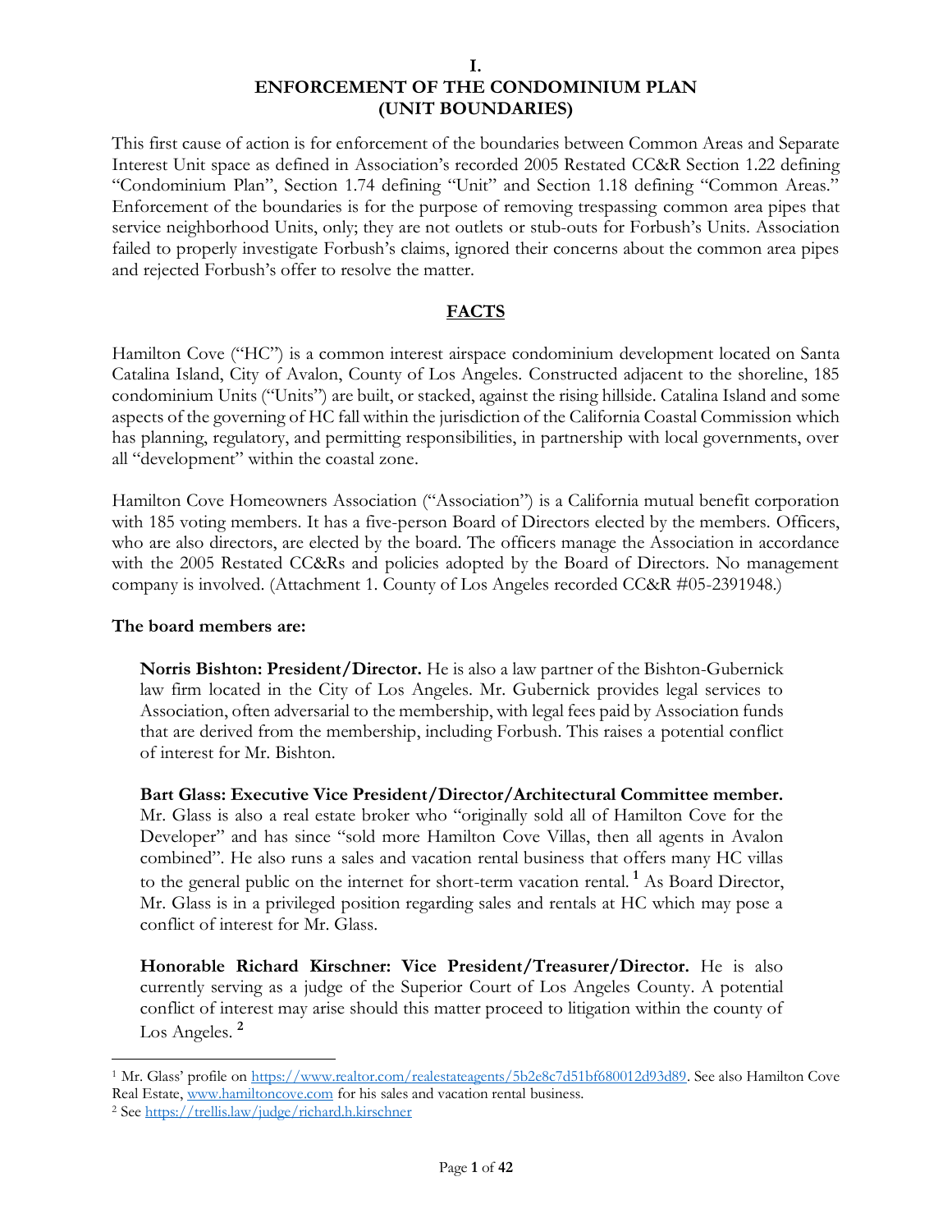# I.
# ENFORCEMENT OF THE CONDOMINIUM PLAN (UNIT BOUNDARIES)

This first cause of action is for enforcement of the boundaries between Common Areas and Separate Interest Unit space as defined in Association's recorded 2005 Restated CC&R Section 1.22 defining "Condominium Plan", Section 1.74 defining "Unit" and Section 1.18 defining "Common Areas." Enforcement of the boundaries is for the purpose of removing trespassing common area pipes that service neighborhood Units, only; they are not outlets or stub-outs for Forbush's Units. Association failed to properly investigate Forbush's claims, ignored their concerns about the common area pipes and rejected Forbush's offer to resolve the matter.

## FACTS

Hamilton Cove ("HC") is a common interest airspace condominium development located on Santa Catalina Island, City of Avalon, County of Los Angeles. Constructed adjacent to the shoreline, 185 condominium Units ("Units") are built, or stacked, against the rising hillside. Catalina Island and some aspects of the governing of HC fall within the jurisdiction of the California Coastal Commission which has planning, regulatory, and permitting responsibilities, in partnership with local governments, over all "development" within the coastal zone.

Hamilton Cove Homeowners Association ("Association") is a California mutual benefit corporation with 185 voting members. It has a five-person Board of Directors elected by the members. Officers, who are also directors, are elected by the board. The officers manage the Association in accordance with the 2005 Restated CC&Rs and policies adopted by the Board of Directors. No management company is involved. (Attachment 1. County of Los Angeles recorded CC&R #05-2391948.)

**The board members are:**

**Norris Bishton: President/Director.** He is also a law partner of the Bishton-Gubernick law firm located in the City of Los Angeles. Mr. Gubernick provides legal services to Association, often adversarial to the membership, with legal fees paid by Association funds that are derived from the membership, including Forbush. This raises a potential conflict of interest for Mr. Bishton.

**Bart Glass: Executive Vice President/Director/Architectural Committee member.** Mr. Glass is also a real estate broker who "originally sold all of Hamilton Cove for the Developer" and has since "sold more Hamilton Cove Villas, then all agents in Avalon combined". He also runs a sales and vacation rental business that offers many HC villas to the general public on the internet for short-term vacation rental.[1] As Board Director, Mr. Glass is in a privileged position regarding sales and rentals at HC which may pose a conflict of interest for Mr. Glass.

**Honorable Richard Kirschner: Vice President/Treasurer/Director.** He is also currently serving as a judge of the Superior Court of Los Angeles County. A potential conflict of interest may arise should this matter proceed to litigation within the county of Los Angeles.[2]

---

[1] Mr. Glass' profile on https://www.realtor.com/realestateagents/5b2e8c7d51bf680012d93d89. See also Hamilton Cove Real Estate, www.hamiltoncove.com for his sales and vacation rental business.

[2] See https://trellis.law/judge/richard.h.kirschner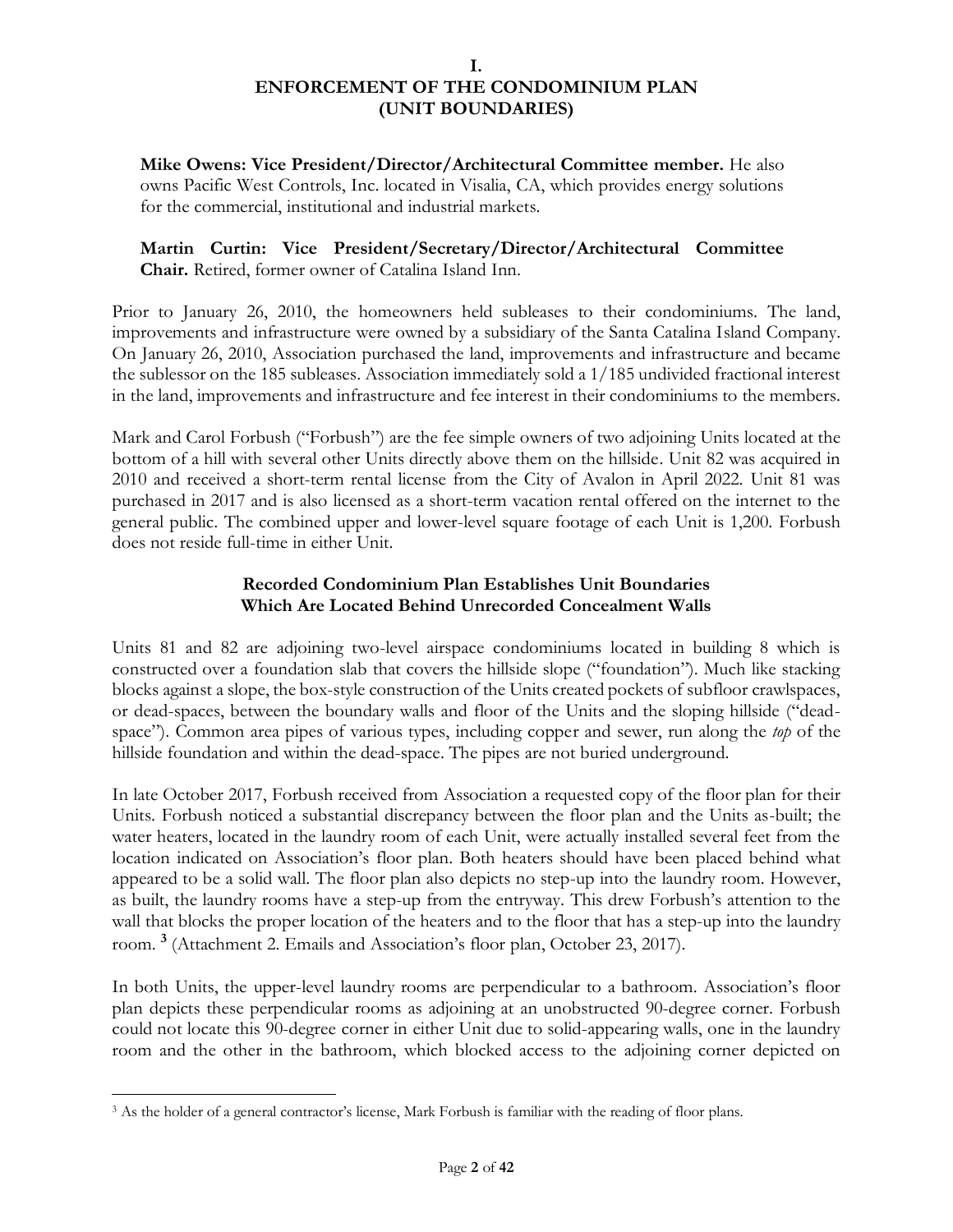# I.
# ENFORCEMENT OF THE CONDOMINIUM PLAN (UNIT BOUNDARIES)

**Mike Owens: Vice President/Director/Architectural Committee member.** He also owns Pacific West Controls, Inc. located in Visalia, CA, which provides energy solutions for the commercial, institutional and industrial markets.

**Martin Curtin: Vice President/Secretary/Director/Architectural Committee Chair.** Retired, former owner of Catalina Island Inn.

Prior to January 26, 2010, the homeowners held subleases to their condominiums. The land, improvements and infrastructure were owned by a subsidiary of the Santa Catalina Island Company. On January 26, 2010, Association purchased the land, improvements and infrastructure and became the sublessor on the 185 subleases. Association immediately sold a 1/185 undivided fractional interest in the land, improvements and infrastructure and fee interest in their condominiums to the members.

Mark and Carol Forbush ("Forbush") are the fee simple owners of two adjoining Units located at the bottom of a hill with several other Units directly above them on the hillside. Unit 82 was acquired in 2010 and received a short-term rental license from the City of Avalon in April 2022. Unit 81 was purchased in 2017 and is also licensed as a short-term vacation rental offered on the internet to the general public. The combined upper and lower-level square footage of each Unit is 1,200. Forbush does not reside full-time in either Unit.

### Recorded Condominium Plan Establishes Unit Boundaries Which Are Located Behind Unrecorded Concealment Walls

Units 81 and 82 are adjoining two-level airspace condominiums located in building 8 which is constructed over a foundation slab that covers the hillside slope ("foundation"). Much like stacking blocks against a slope, the box-style construction of the Units created pockets of subfloor crawlspaces, or dead-spaces, between the boundary walls and floor of the Units and the sloping hillside ("dead-space"). Common area pipes of various types, including copper and sewer, run along the *top* of the hillside foundation and within the dead-space. The pipes are not buried underground.

In late October 2017, Forbush received from Association a requested copy of the floor plan for their Units. Forbush noticed a substantial discrepancy between the floor plan and the Units as-built; the water heaters, located in the laundry room of each Unit, were actually installed several feet from the location indicated on Association's floor plan. Both heaters should have been placed behind what appeared to be a solid wall. The floor plan also depicts no step-up into the laundry room. However, as built, the laundry rooms have a step-up from the entryway. This drew Forbush's attention to the wall that blocks the proper location of the heaters and to the floor that has a step-up into the laundry room. [3] (Attachment 2. Emails and Association's floor plan, October 23, 2017).

In both Units, the upper-level laundry rooms are perpendicular to a bathroom. Association's floor plan depicts these perpendicular rooms as adjoining at an unobstructed 90-degree corner. Forbush could not locate this 90-degree corner in either Unit due to solid-appearing walls, one in the laundry room and the other in the bathroom, which blocked access to the adjoining corner depicted on

[3] As the holder of a general contractor's license, Mark Forbush is familiar with the reading of floor plans.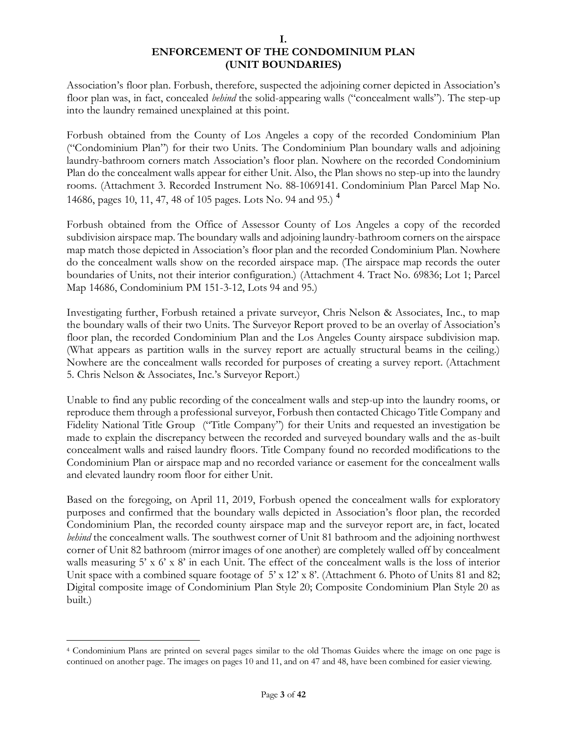# I.
# ENFORCEMENT OF THE CONDOMINIUM PLAN (UNIT BOUNDARIES)

Association's floor plan. Forbush, therefore, suspected the adjoining corner depicted in Association's floor plan was, in fact, concealed *behind* the solid-appearing walls ("concealment walls"). The step-up into the laundry remained unexplained at this point.

Forbush obtained from the County of Los Angeles a copy of the recorded Condominium Plan ("Condominium Plan") for their two Units. The Condominium Plan boundary walls and adjoining laundry-bathroom corners match Association's floor plan. Nowhere on the recorded Condominium Plan do the concealment walls appear for either Unit. Also, the Plan shows no step-up into the laundry rooms. (Attachment 3. Recorded Instrument No. 88-1069141. Condominium Plan Parcel Map No. 14686, pages 10, 11, 47, 48 of 105 pages. Lots No. 94 and 95.) [4]

Forbush obtained from the Office of Assessor County of Los Angeles a copy of the recorded subdivision airspace map. The boundary walls and adjoining laundry-bathroom corners on the airspace map match those depicted in Association's floor plan and the recorded Condominium Plan. Nowhere do the concealment walls show on the recorded airspace map. (The airspace map records the outer boundaries of Units, not their interior configuration.) (Attachment 4. Tract No. 69836; Lot 1; Parcel Map 14686, Condominium PM 151-3-12, Lots 94 and 95.)

Investigating further, Forbush retained a private surveyor, Chris Nelson & Associates, Inc., to map the boundary walls of their two Units. The Surveyor Report proved to be an overlay of Association's floor plan, the recorded Condominium Plan and the Los Angeles County airspace subdivision map. (What appears as partition walls in the survey report are actually structural beams in the ceiling.) Nowhere are the concealment walls recorded for purposes of creating a survey report. (Attachment 5. Chris Nelson & Associates, Inc.'s Surveyor Report.)

Unable to find any public recording of the concealment walls and step-up into the laundry rooms, or reproduce them through a professional surveyor, Forbush then contacted Chicago Title Company and Fidelity National Title Group ("Title Company") for their Units and requested an investigation be made to explain the discrepancy between the recorded and surveyed boundary walls and the as-built concealment walls and raised laundry floors. Title Company found no recorded modifications to the Condominium Plan or airspace map and no recorded variance or easement for the concealment walls and elevated laundry room floor for either Unit.

Based on the foregoing, on April 11, 2019, Forbush opened the concealment walls for exploratory purposes and confirmed that the boundary walls depicted in Association's floor plan, the recorded Condominium Plan, the recorded county airspace map and the surveyor report are, in fact, located *behind* the concealment walls. The southwest corner of Unit 81 bathroom and the adjoining northwest corner of Unit 82 bathroom (mirror images of one another) are completely walled off by concealment walls measuring 5' x 6' x 8' in each Unit. The effect of the concealment walls is the loss of interior Unit space with a combined square footage of 5' x 12' x 8'. (Attachment 6. Photo of Units 81 and 82; Digital composite image of Condominium Plan Style 20; Composite Condominium Plan Style 20 as built.)

---

[4] Condominium Plans are printed on several pages similar to the old Thomas Guides where the image on one page is continued on another page. The images on pages 10 and 11, and on 47 and 48, have been combined for easier viewing.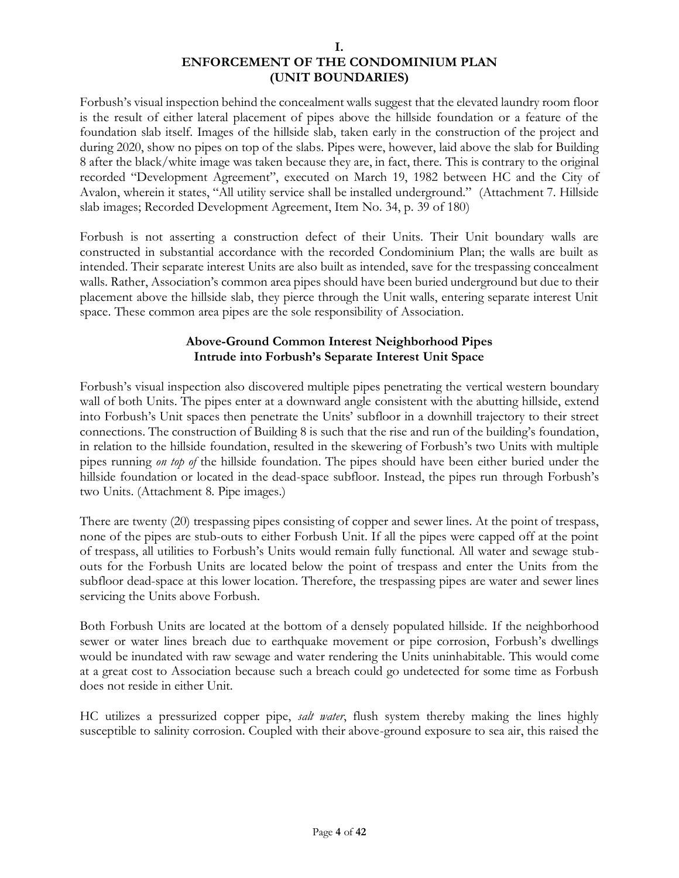# I.
# ENFORCEMENT OF THE CONDOMINIUM PLAN (UNIT BOUNDARIES)

Forbush's visual inspection behind the concealment walls suggest that the elevated laundry room floor is the result of either lateral placement of pipes above the hillside foundation or a feature of the foundation slab itself. Images of the hillside slab, taken early in the construction of the project and during 2020, show no pipes on top of the slabs. Pipes were, however, laid above the slab for Building 8 after the black/white image was taken because they are, in fact, there. This is contrary to the original recorded "Development Agreement", executed on March 19, 1982 between HC and the City of Avalon, wherein it states, "All utility service shall be installed underground." (Attachment 7. Hillside slab images; Recorded Development Agreement, Item No. 34, p. 39 of 180)

Forbush is not asserting a construction defect of their Units. Their Unit boundary walls are constructed in substantial accordance with the recorded Condominium Plan; the walls are built as intended. Their separate interest Units are also built as intended, save for the trespassing concealment walls. Rather, Association's common area pipes should have been buried underground but due to their placement above the hillside slab, they pierce through the Unit walls, entering separate interest Unit space. These common area pipes are the sole responsibility of Association.

### Above-Ground Common Interest Neighborhood Pipes Intrude into Forbush's Separate Interest Unit Space

Forbush's visual inspection also discovered multiple pipes penetrating the vertical western boundary wall of both Units. The pipes enter at a downward angle consistent with the abutting hillside, extend into Forbush's Unit spaces then penetrate the Units' subfloor in a downhill trajectory to their street connections. The construction of Building 8 is such that the rise and run of the building's foundation, in relation to the hillside foundation, resulted in the skewering of Forbush's two Units with multiple pipes running *on top of* the hillside foundation. The pipes should have been either buried under the hillside foundation or located in the dead-space subfloor. Instead, the pipes run through Forbush's two Units. (Attachment 8. Pipe images.)

There are twenty (20) trespassing pipes consisting of copper and sewer lines. At the point of trespass, none of the pipes are stub-outs to either Forbush Unit. If all the pipes were capped off at the point of trespass, all utilities to Forbush's Units would remain fully functional. All water and sewage stub-outs for the Forbush Units are located below the point of trespass and enter the Units from the subfloor dead-space at this lower location. Therefore, the trespassing pipes are water and sewer lines servicing the Units above Forbush.

Both Forbush Units are located at the bottom of a densely populated hillside. If the neighborhood sewer or water lines breach due to earthquake movement or pipe corrosion, Forbush's dwellings would be inundated with raw sewage and water rendering the Units uninhabitable. This would come at a great cost to Association because such a breach could go undetected for some time as Forbush does not reside in either Unit.

HC utilizes a pressurized copper pipe, *salt water*, flush system thereby making the lines highly susceptible to salinity corrosion. Coupled with their above-ground exposure to sea air, this raised the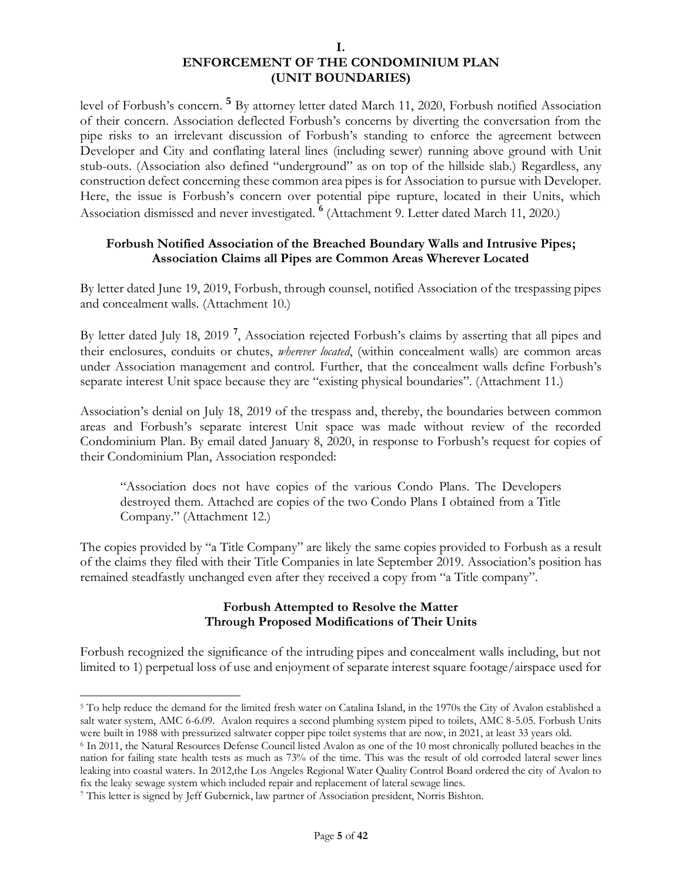# I.
# ENFORCEMENT OF THE CONDOMINIUM PLAN (UNIT BOUNDARIES)

level of Forbush's concern. [5] By attorney letter dated March 11, 2020, Forbush notified Association of their concern. Association deflected Forbush's concerns by diverting the conversation from the pipe risks to an irrelevant discussion of Forbush's standing to enforce the agreement between Developer and City and conflating lateral lines (including sewer) running above ground with Unit stub-outs. (Association also defined "underground" as on top of the hillside slab.) Regardless, any construction defect concerning these common area pipes is for Association to pursue with Developer. Here, the issue is Forbush's concern over potential pipe rupture, located in their Units, which Association dismissed and never investigated. [6] (Attachment 9. Letter dated March 11, 2020.)

### Forbush Notified Association of the Breached Boundary Walls and Intrusive Pipes; Association Claims all Pipes are Common Areas Wherever Located

By letter dated June 19, 2019, Forbush, through counsel, notified Association of the trespassing pipes and concealment walls. (Attachment 10.)

By letter dated July 18, 2019 [7], Association rejected Forbush's claims by asserting that all pipes and their enclosures, conduits or chutes, *wherever located*, (within concealment walls) are common areas under Association management and control. Further, that the concealment walls define Forbush's separate interest Unit space because they are "existing physical boundaries". (Attachment 11.)

Association's denial on July 18, 2019 of the trespass and, thereby, the boundaries between common areas and Forbush's separate interest Unit space was made without review of the recorded Condominium Plan. By email dated January 8, 2020, in response to Forbush's request for copies of their Condominium Plan, Association responded:

> "Association does not have copies of the various Condo Plans. The Developers destroyed them. Attached are copies of the two Condo Plans I obtained from a Title Company." (Attachment 12.)

The copies provided by "a Title Company" are likely the same copies provided to Forbush as a result of the claims they filed with their Title Companies in late September 2019. Association's position has remained steadfastly unchanged even after they received a copy from "a Title company".

### Forbush Attempted to Resolve the Matter Through Proposed Modifications of Their Units

Forbush recognized the significance of the intruding pipes and concealment walls including, but not limited to 1) perpetual loss of use and enjoyment of separate interest square footage/airspace used for

---

[5] To help reduce the demand for the limited fresh water on Catalina Island, in the 1970s the City of Avalon established a salt water system, AMC 6-6.09. Avalon requires a second plumbing system piped to toilets, AMC 8-5.05. Forbush Units were built in 1988 with pressurized saltwater copper pipe toilet systems that are now, in 2021, at least 33 years old.

[6] In 2011, the Natural Resources Defense Council listed Avalon as one of the 10 most chronically polluted beaches in the nation for failing state health tests as much as 73% of the time. This was the result of old corroded lateral sewer lines leaking into coastal waters. In 2012,the Los Angeles Regional Water Quality Control Board ordered the city of Avalon to fix the leaky sewage system which included repair and replacement of lateral sewage lines.

[7] This letter is signed by Jeff Gubernick, law partner of Association president, Norris Bishton.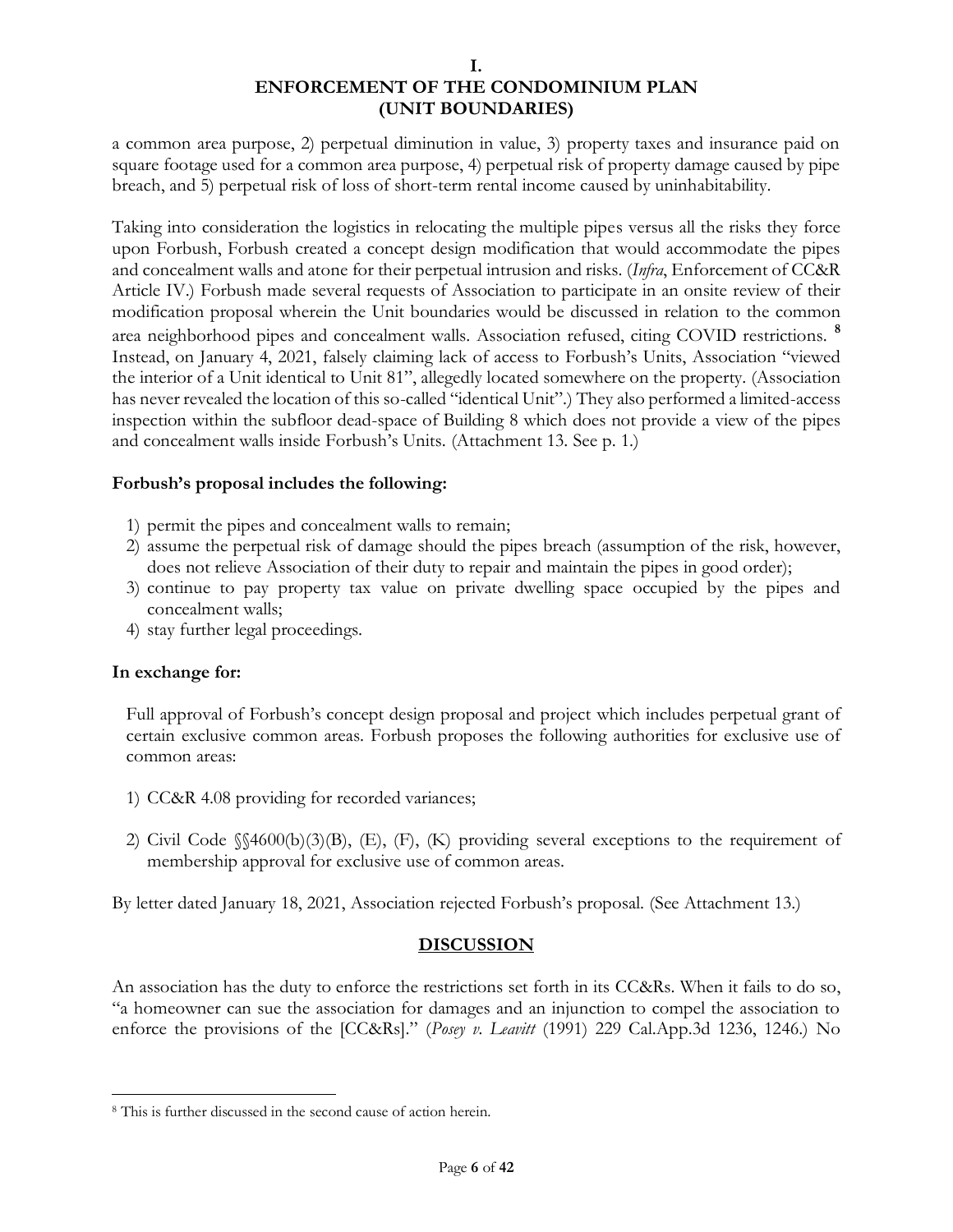**I.**
**ENFORCEMENT OF THE CONDOMINIUM PLAN**
**(UNIT BOUNDARIES)**

a common area purpose, 2) perpetual diminution in value, 3) property taxes and insurance paid on square footage used for a common area purpose, 4) perpetual risk of property damage caused by pipe breach, and 5) perpetual risk of loss of short-term rental income caused by uninhabitability.

Taking into consideration the logistics in relocating the multiple pipes versus all the risks they force upon Forbush, Forbush created a concept design modification that would accommodate the pipes and concealment walls and atone for their perpetual intrusion and risks. (*Infra*, Enforcement of CC&R Article IV.) Forbush made several requests of Association to participate in an onsite review of their modification proposal wherein the Unit boundaries would be discussed in relation to the common area neighborhood pipes and concealment walls. Association refused, citing COVID restrictions. [8] Instead, on January 4, 2021, falsely claiming lack of access to Forbush's Units, Association "viewed the interior of a Unit identical to Unit 81", allegedly located somewhere on the property. (Association has never revealed the location of this so-called "identical Unit".) They also performed a limited-access inspection within the subfloor dead-space of Building 8 which does not provide a view of the pipes and concealment walls inside Forbush's Units. (Attachment 13. See p. 1.)

**Forbush's proposal includes the following:**

1) permit the pipes and concealment walls to remain;
2) assume the perpetual risk of damage should the pipes breach (assumption of the risk, however, does not relieve Association of their duty to repair and maintain the pipes in good order);
3) continue to pay property tax value on private dwelling space occupied by the pipes and concealment walls;
4) stay further legal proceedings.

**In exchange for:**

Full approval of Forbush's concept design proposal and project which includes perpetual grant of certain exclusive common areas. Forbush proposes the following authorities for exclusive use of common areas:

1) CC&R 4.08 providing for recorded variances;

2) Civil Code §§4600(b)(3)(B), (E), (F), (K) providing several exceptions to the requirement of membership approval for exclusive use of common areas.

By letter dated January 18, 2021, Association rejected Forbush's proposal. (See Attachment 13.)

## DISCUSSION

An association has the duty to enforce the restrictions set forth in its CC&Rs. When it fails to do so, "a homeowner can sue the association for damages and an injunction to compel the association to enforce the provisions of the [CC&Rs]." (*Posey v. Leavitt* (1991) 229 Cal.App.3d 1236, 1246.) No

---

[8] This is further discussed in the second cause of action herein.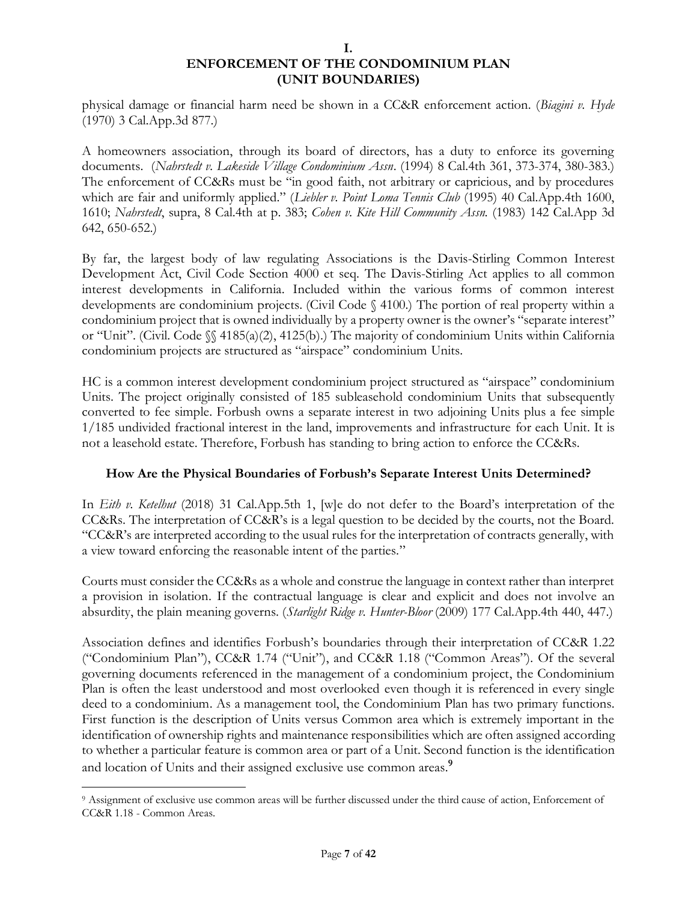# I.
# ENFORCEMENT OF THE CONDOMINIUM PLAN (UNIT BOUNDARIES)

physical damage or financial harm need be shown in a CC&R enforcement action. (*Biagini v. Hyde* (1970) 3 Cal.App.3d 877.)

A homeowners association, through its board of directors, has a duty to enforce its governing documents. (*Nahrstedt v. Lakeside Village Condominium Assn*. (1994) 8 Cal.4th 361, 373-374, 380-383.) The enforcement of CC&Rs must be "in good faith, not arbitrary or capricious, and by procedures which are fair and uniformly applied." (*Liebler v. Point Loma Tennis Club* (1995) 40 Cal.App.4th 1600, 1610; *Nahrstedt*, supra, 8 Cal.4th at p. 383; *Cohen v. Kite Hill Community Assn.* (1983) 142 Cal.App 3d 642, 650-652.)

By far, the largest body of law regulating Associations is the Davis-Stirling Common Interest Development Act, Civil Code Section 4000 et seq. The Davis-Stirling Act applies to all common interest developments in California. Included within the various forms of common interest developments are condominium projects. (Civil Code § 4100.) The portion of real property within a condominium project that is owned individually by a property owner is the owner's "separate interest" or "Unit". (Civil. Code §§ 4185(a)(2), 4125(b).) The majority of condominium Units within California condominium projects are structured as "airspace" condominium Units.

HC is a common interest development condominium project structured as "airspace" condominium Units. The project originally consisted of 185 subleasehold condominium Units that subsequently converted to fee simple. Forbush owns a separate interest in two adjoining Units plus a fee simple 1/185 undivided fractional interest in the land, improvements and infrastructure for each Unit. It is not a leasehold estate. Therefore, Forbush has standing to bring action to enforce the CC&Rs.

### How Are the Physical Boundaries of Forbush's Separate Interest Units Determined?

In *Eith v. Ketelhut* (2018) 31 Cal.App.5th 1, [w]e do not defer to the Board's interpretation of the CC&Rs. The interpretation of CC&R's is a legal question to be decided by the courts, not the Board. "CC&R's are interpreted according to the usual rules for the interpretation of contracts generally, with a view toward enforcing the reasonable intent of the parties."

Courts must consider the CC&Rs as a whole and construe the language in context rather than interpret a provision in isolation. If the contractual language is clear and explicit and does not involve an absurdity, the plain meaning governs. (*Starlight Ridge v. Hunter-Bloor* (2009) 177 Cal.App.4th 440, 447.)

Association defines and identifies Forbush's boundaries through their interpretation of CC&R 1.22 ("Condominium Plan"), CC&R 1.74 ("Unit"), and CC&R 1.18 ("Common Areas"). Of the several governing documents referenced in the management of a condominium project, the Condominium Plan is often the least understood and most overlooked even though it is referenced in every single deed to a condominium. As a management tool, the Condominium Plan has two primary functions. First function is the description of Units versus Common area which is extremely important in the identification of ownership rights and maintenance responsibilities which are often assigned according to whether a particular feature is common area or part of a Unit. Second function is the identification and location of Units and their assigned exclusive use common areas.[9]

[9] Assignment of exclusive use common areas will be further discussed under the third cause of action, Enforcement of CC&R 1.18 - Common Areas.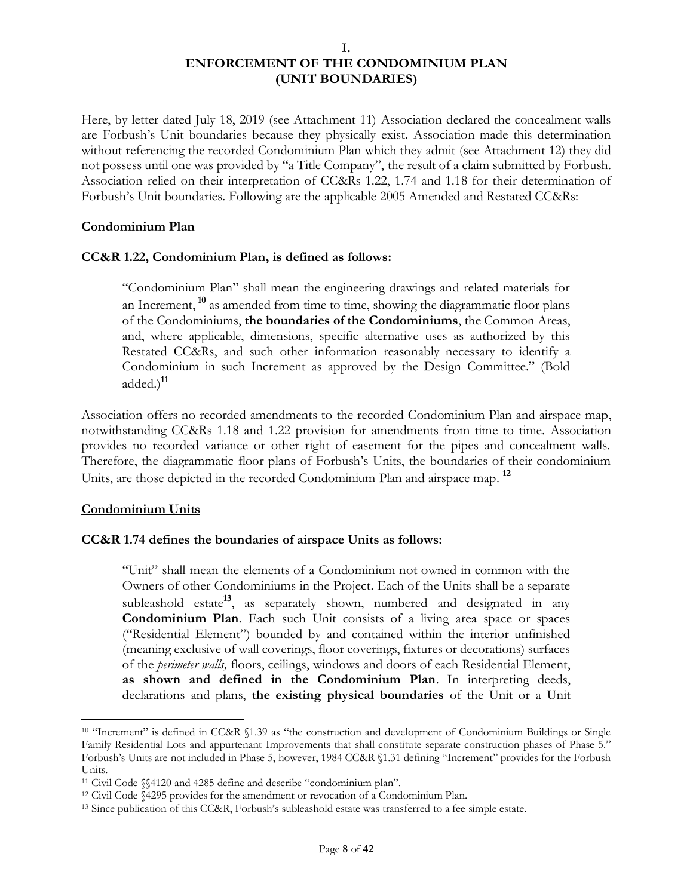# I.
# ENFORCEMENT OF THE CONDOMINIUM PLAN
# (UNIT BOUNDARIES)

Here, by letter dated July 18, 2019 (see Attachment 11) Association declared the concealment walls are Forbush's Unit boundaries because they physically exist. Association made this determination without referencing the recorded Condominium Plan which they admit (see Attachment 12) they did not possess until one was provided by "a Title Company", the result of a claim submitted by Forbush. Association relied on their interpretation of CC&Rs 1.22, 1.74 and 1.18 for their determination of Forbush's Unit boundaries. Following are the applicable 2005 Amended and Restated CC&Rs:

## Condominium Plan

**CC&R 1.22, Condominium Plan, is defined as follows:**

> "Condominium Plan" shall mean the engineering drawings and related materials for an Increment,[10] as amended from time to time, showing the diagrammatic floor plans of the Condominiums, **the boundaries of the Condominiums**, the Common Areas, and, where applicable, dimensions, specific alternative uses as authorized by this Restated CC&Rs, and such other information reasonably necessary to identify a Condominium in such Increment as approved by the Design Committee." (Bold added.)[11]

Association offers no recorded amendments to the recorded Condominium Plan and airspace map, notwithstanding CC&Rs 1.18 and 1.22 provision for amendments from time to time. Association provides no recorded variance or other right of easement for the pipes and concealment walls. Therefore, the diagrammatic floor plans of Forbush's Units, the boundaries of their condominium Units, are those depicted in the recorded Condominium Plan and airspace map.[12]

## Condominium Units

**CC&R 1.74 defines the boundaries of airspace Units as follows:**

> "Unit" shall mean the elements of a Condominium not owned in common with the Owners of other Condominiums in the Project. Each of the Units shall be a separate subleashold estate[13], as separately shown, numbered and designated in any **Condominium Plan**. Each such Unit consists of a living area space or spaces ("Residential Element") bounded by and contained within the interior unfinished (meaning exclusive of wall coverings, floor coverings, fixtures or decorations) surfaces of the *perimeter walls,* floors, ceilings, windows and doors of each Residential Element, **as shown and defined in the Condominium Plan**. In interpreting deeds, declarations and plans, **the existing physical boundaries** of the Unit or a Unit

---

[10] "Increment" is defined in CC&R §1.39 as "the construction and development of Condominium Buildings or Single Family Residential Lots and appurtenant Improvements that shall constitute separate construction phases of Phase 5." Forbush's Units are not included in Phase 5, however, 1984 CC&R §1.31 defining "Increment" provides for the Forbush Units.

[11] Civil Code §§4120 and 4285 define and describe "condominium plan".

[12] Civil Code §4295 provides for the amendment or revocation of a Condominium Plan.

[13] Since publication of this CC&R, Forbush's subleashold estate was transferred to a fee simple estate.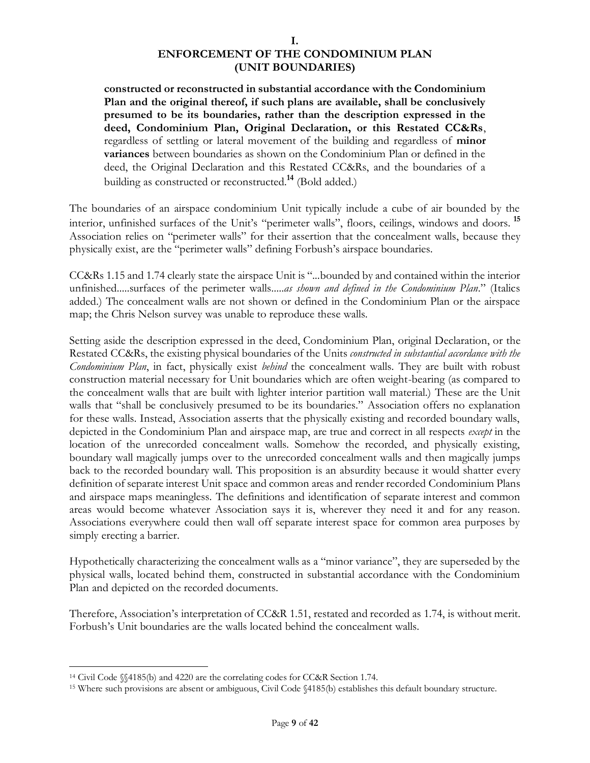**I.**
**ENFORCEMENT OF THE CONDOMINIUM PLAN (UNIT BOUNDARIES)**

> **constructed or reconstructed in substantial accordance with the Condominium Plan and the original thereof, if such plans are available, shall be conclusively presumed to be its boundaries, rather than the description expressed in the deed, Condominium Plan, Original Declaration, or this Restated CC&Rs**, regardless of settling or lateral movement of the building and regardless of **minor variances** between boundaries as shown on the Condominium Plan or defined in the deed, the Original Declaration and this Restated CC&Rs, and the boundaries of a building as constructed or reconstructed.[14] (Bold added.)

The boundaries of an airspace condominium Unit typically include a cube of air bounded by the interior, unfinished surfaces of the Unit's "perimeter walls", floors, ceilings, windows and doors.[15] Association relies on "perimeter walls" for their assertion that the concealment walls, because they physically exist, are the "perimeter walls" defining Forbush's airspace boundaries.

CC&Rs 1.15 and 1.74 clearly state the airspace Unit is "...bounded by and contained within the interior unfinished.....surfaces of the perimeter walls.....*as shown and defined in the Condominium Plan*." (Italics added.) The concealment walls are not shown or defined in the Condominium Plan or the airspace map; the Chris Nelson survey was unable to reproduce these walls.

Setting aside the description expressed in the deed, Condominium Plan, original Declaration, or the Restated CC&Rs, the existing physical boundaries of the Units *constructed in substantial accordance with the Condominium Plan*, in fact, physically exist *behind* the concealment walls. They are built with robust construction material necessary for Unit boundaries which are often weight-bearing (as compared to the concealment walls that are built with lighter interior partition wall material.) These are the Unit walls that "shall be conclusively presumed to be its boundaries." Association offers no explanation for these walls. Instead, Association asserts that the physically existing and recorded boundary walls, depicted in the Condominium Plan and airspace map, are true and correct in all respects *except* in the location of the unrecorded concealment walls. Somehow the recorded, and physically existing, boundary wall magically jumps over to the unrecorded concealment walls and then magically jumps back to the recorded boundary wall. This proposition is an absurdity because it would shatter every definition of separate interest Unit space and common areas and render recorded Condominium Plans and airspace maps meaningless. The definitions and identification of separate interest and common areas would become whatever Association says it is, wherever they need it and for any reason. Associations everywhere could then wall off separate interest space for common area purposes by simply erecting a barrier.

Hypothetically characterizing the concealment walls as a "minor variance", they are superseded by the physical walls, located behind them, constructed in substantial accordance with the Condominium Plan and depicted on the recorded documents.

Therefore, Association's interpretation of CC&R 1.51, restated and recorded as 1.74, is without merit. Forbush's Unit boundaries are the walls located behind the concealment walls.

---

[14] Civil Code §§4185(b) and 4220 are the correlating codes for CC&R Section 1.74.

[15] Where such provisions are absent or ambiguous, Civil Code §4185(b) establishes this default boundary structure.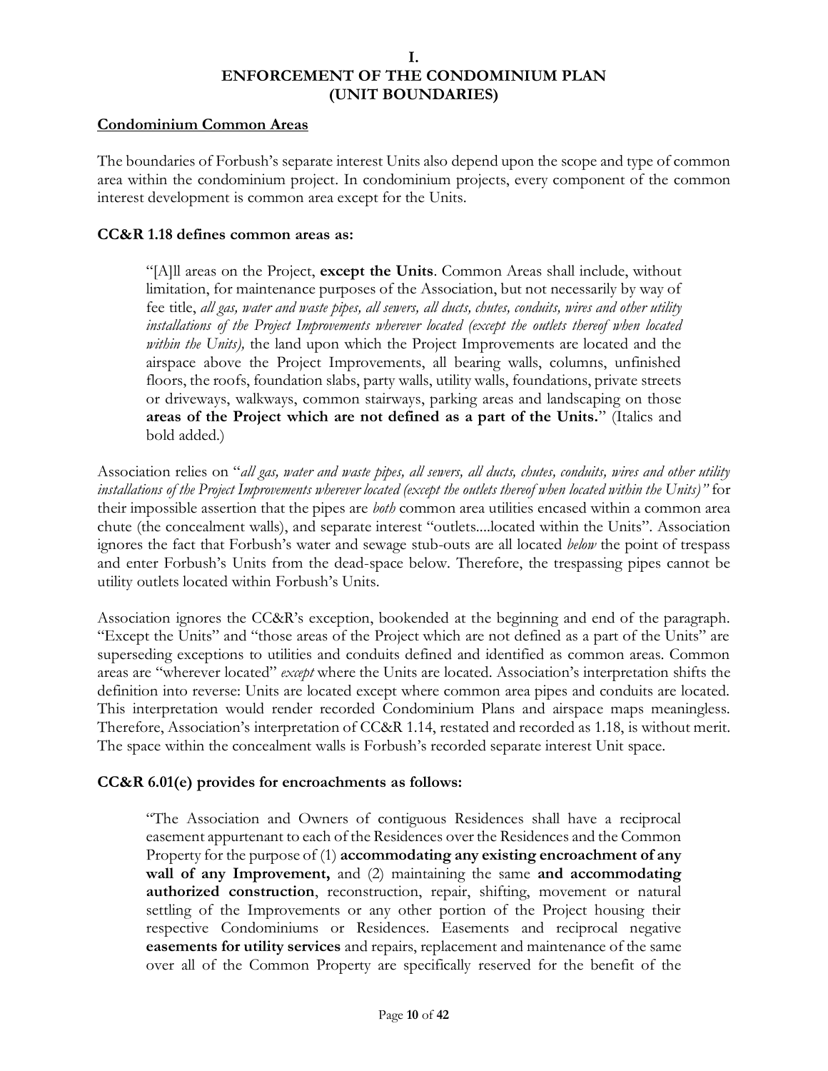# I.
# ENFORCEMENT OF THE CONDOMINIUM PLAN (UNIT BOUNDARIES)

**Condominium Common Areas**

The boundaries of Forbush's separate interest Units also depend upon the scope and type of common area within the condominium project. In condominium projects, every component of the common interest development is common area except for the Units.

**CC&R 1.18 defines common areas as:**

> "[A]ll areas on the Project, **except the Units**. Common Areas shall include, without limitation, for maintenance purposes of the Association, but not necessarily by way of fee title, *all gas, water and waste pipes, all sewers, all ducts, chutes, conduits, wires and other utility installations of the Project Improvements wherever located (except the outlets thereof when located within the Units),* the land upon which the Project Improvements are located and the airspace above the Project Improvements, all bearing walls, columns, unfinished floors, the roofs, foundation slabs, party walls, utility walls, foundations, private streets or driveways, walkways, common stairways, parking areas and landscaping on those **areas of the Project which are not defined as a part of the Units.**" (Italics and bold added.)

Association relies on "*all gas, water and waste pipes, all sewers, all ducts, chutes, conduits, wires and other utility installations of the Project Improvements wherever located (except the outlets thereof when located within the Units)"* for their impossible assertion that the pipes are *both* common area utilities encased within a common area chute (the concealment walls), and separate interest "outlets....located within the Units". Association ignores the fact that Forbush's water and sewage stub-outs are all located *below* the point of trespass and enter Forbush's Units from the dead-space below. Therefore, the trespassing pipes cannot be utility outlets located within Forbush's Units.

Association ignores the CC&R's exception, bookended at the beginning and end of the paragraph. "Except the Units" and "those areas of the Project which are not defined as a part of the Units" are superseding exceptions to utilities and conduits defined and identified as common areas. Common areas are "wherever located" *except* where the Units are located. Association's interpretation shifts the definition into reverse: Units are located except where common area pipes and conduits are located. This interpretation would render recorded Condominium Plans and airspace maps meaningless. Therefore, Association's interpretation of CC&R 1.14, restated and recorded as 1.18, is without merit. The space within the concealment walls is Forbush's recorded separate interest Unit space.

**CC&R 6.01(e) provides for encroachments as follows:**

> "The Association and Owners of contiguous Residences shall have a reciprocal easement appurtenant to each of the Residences over the Residences and the Common Property for the purpose of (1) **accommodating any existing encroachment of any wall of any Improvement,** and (2) maintaining the same **and accommodating authorized construction**, reconstruction, repair, shifting, movement or natural settling of the Improvements or any other portion of the Project housing their respective Condominiums or Residences. Easements and reciprocal negative **easements for utility services** and repairs, replacement and maintenance of the same over all of the Common Property are specifically reserved for the benefit of the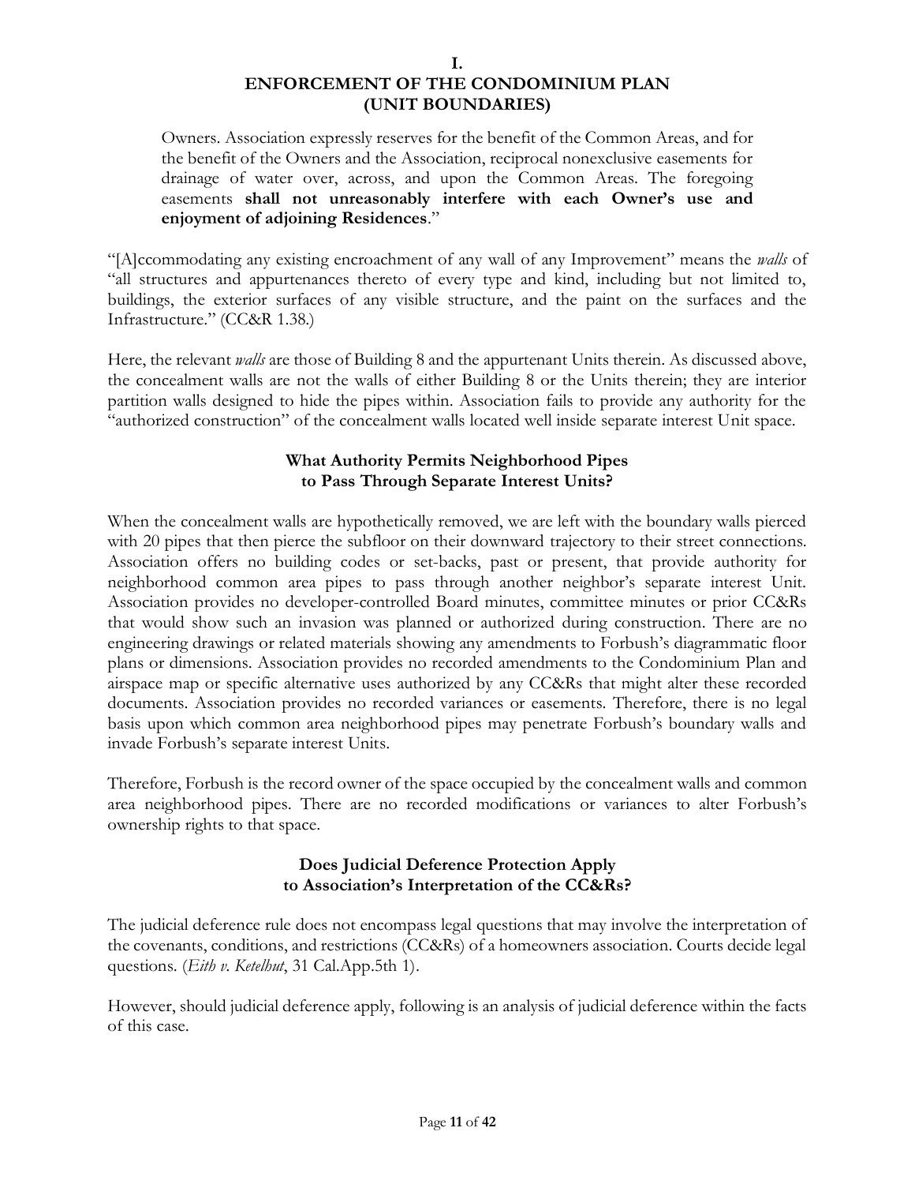# I.
# ENFORCEMENT OF THE CONDOMINIUM PLAN (UNIT BOUNDARIES)

> Owners. Association expressly reserves for the benefit of the Common Areas, and for the benefit of the Owners and the Association, reciprocal nonexclusive easements for drainage of water over, across, and upon the Common Areas. The foregoing easements **shall not unreasonably interfere with each Owner's use and enjoyment of adjoining Residences**."

"[A]ccommodating any existing encroachment of any wall of any Improvement" means the *walls* of "all structures and appurtenances thereto of every type and kind, including but not limited to, buildings, the exterior surfaces of any visible structure, and the paint on the surfaces and the Infrastructure." (CC&R 1.38.)

Here, the relevant *walls* are those of Building 8 and the appurtenant Units therein. As discussed above, the concealment walls are not the walls of either Building 8 or the Units therein; they are interior partition walls designed to hide the pipes within. Association fails to provide any authority for the "authorized construction" of the concealment walls located well inside separate interest Unit space.

### What Authority Permits Neighborhood Pipes to Pass Through Separate Interest Units?

When the concealment walls are hypothetically removed, we are left with the boundary walls pierced with 20 pipes that then pierce the subfloor on their downward trajectory to their street connections. Association offers no building codes or set-backs, past or present, that provide authority for neighborhood common area pipes to pass through another neighbor's separate interest Unit. Association provides no developer-controlled Board minutes, committee minutes or prior CC&Rs that would show such an invasion was planned or authorized during construction. There are no engineering drawings or related materials showing any amendments to Forbush's diagrammatic floor plans or dimensions. Association provides no recorded amendments to the Condominium Plan and airspace map or specific alternative uses authorized by any CC&Rs that might alter these recorded documents. Association provides no recorded variances or easements. Therefore, there is no legal basis upon which common area neighborhood pipes may penetrate Forbush's boundary walls and invade Forbush's separate interest Units.

Therefore, Forbush is the record owner of the space occupied by the concealment walls and common area neighborhood pipes. There are no recorded modifications or variances to alter Forbush's ownership rights to that space.

### Does Judicial Deference Protection Apply to Association's Interpretation of the CC&Rs?

The judicial deference rule does not encompass legal questions that may involve the interpretation of the covenants, conditions, and restrictions (CC&Rs) of a homeowners association. Courts decide legal questions. (*Eith v. Ketelhut*, 31 Cal.App.5th 1).

However, should judicial deference apply, following is an analysis of judicial deference within the facts of this case.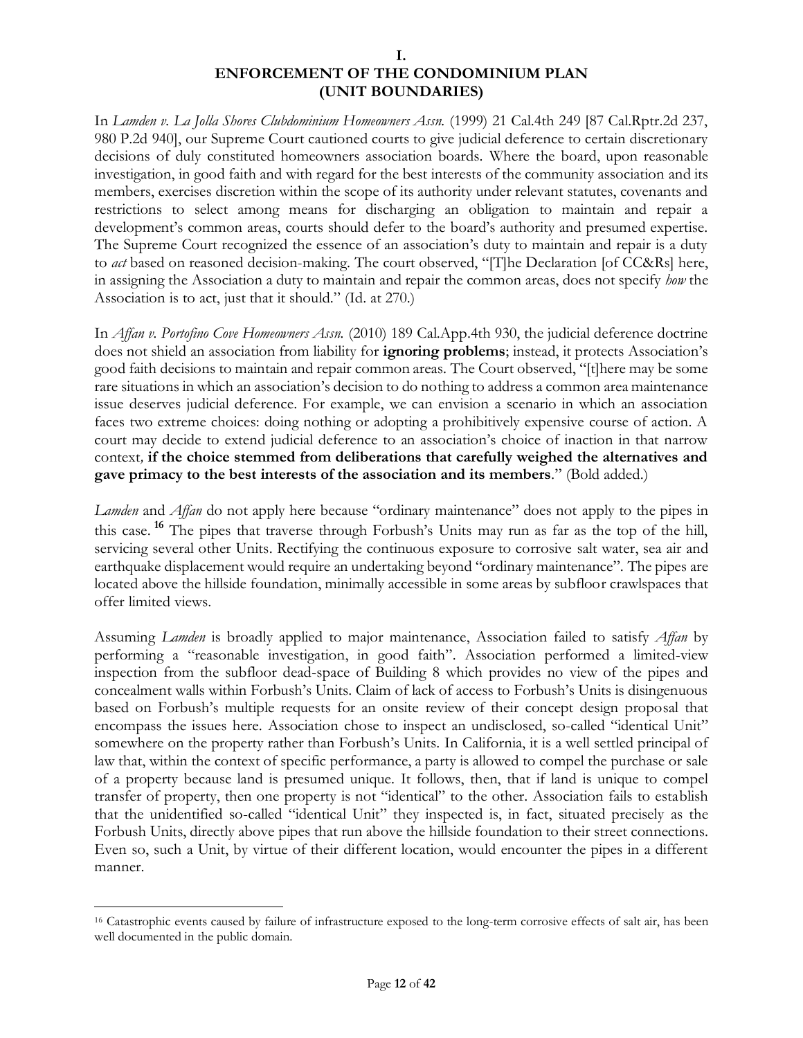# I.
# ENFORCEMENT OF THE CONDOMINIUM PLAN (UNIT BOUNDARIES)

In *Lamden v. La Jolla Shores Clubdominium Homeowners Assn.* (1999) 21 Cal.4th 249 [87 Cal.Rptr.2d 237, 980 P.2d 940], our Supreme Court cautioned courts to give judicial deference to certain discretionary decisions of duly constituted homeowners association boards. Where the board, upon reasonable investigation, in good faith and with regard for the best interests of the community association and its members, exercises discretion within the scope of its authority under relevant statutes, covenants and restrictions to select among means for discharging an obligation to maintain and repair a development's common areas, courts should defer to the board's authority and presumed expertise. The Supreme Court recognized the essence of an association's duty to maintain and repair is a duty to *act* based on reasoned decision-making. The court observed, "[T]he Declaration [of CC&Rs] here, in assigning the Association a duty to maintain and repair the common areas, does not specify *how* the Association is to act, just that it should." (Id. at 270.)

In *Affan v. Portofino Cove Homeowners Assn.* (2010) 189 Cal.App.4th 930, the judicial deference doctrine does not shield an association from liability for **ignoring problems**; instead, it protects Association's good faith decisions to maintain and repair common areas. The Court observed, "[t]here may be some rare situations in which an association's decision to do nothing to address a common area maintenance issue deserves judicial deference. For example, we can envision a scenario in which an association faces two extreme choices: doing nothing or adopting a prohibitively expensive course of action. A court may decide to extend judicial deference to an association's choice of inaction in that narrow context, **if the choice stemmed from deliberations that carefully weighed the alternatives and gave primacy to the best interests of the association and its members**." (Bold added.)

*Lamden* and *Affan* do not apply here because "ordinary maintenance" does not apply to the pipes in this case.[16] The pipes that traverse through Forbush's Units may run as far as the top of the hill, servicing several other Units. Rectifying the continuous exposure to corrosive salt water, sea air and earthquake displacement would require an undertaking beyond "ordinary maintenance". The pipes are located above the hillside foundation, minimally accessible in some areas by subfloor crawlspaces that offer limited views.

Assuming *Lamden* is broadly applied to major maintenance, Association failed to satisfy *Affan* by performing a "reasonable investigation, in good faith". Association performed a limited-view inspection from the subfloor dead-space of Building 8 which provides no view of the pipes and concealment walls within Forbush's Units. Claim of lack of access to Forbush's Units is disingenuous based on Forbush's multiple requests for an onsite review of their concept design proposal that encompass the issues here. Association chose to inspect an undisclosed, so-called "identical Unit" somewhere on the property rather than Forbush's Units. In California, it is a well settled principal of law that, within the context of specific performance, a party is allowed to compel the purchase or sale of a property because land is presumed unique. It follows, then, that if land is unique to compel transfer of property, then one property is not "identical" to the other. Association fails to establish that the unidentified so-called "identical Unit" they inspected is, in fact, situated precisely as the Forbush Units, directly above pipes that run above the hillside foundation to their street connections. Even so, such a Unit, by virtue of their different location, would encounter the pipes in a different manner.

---

[16] Catastrophic events caused by failure of infrastructure exposed to the long-term corrosive effects of salt air, has been well documented in the public domain.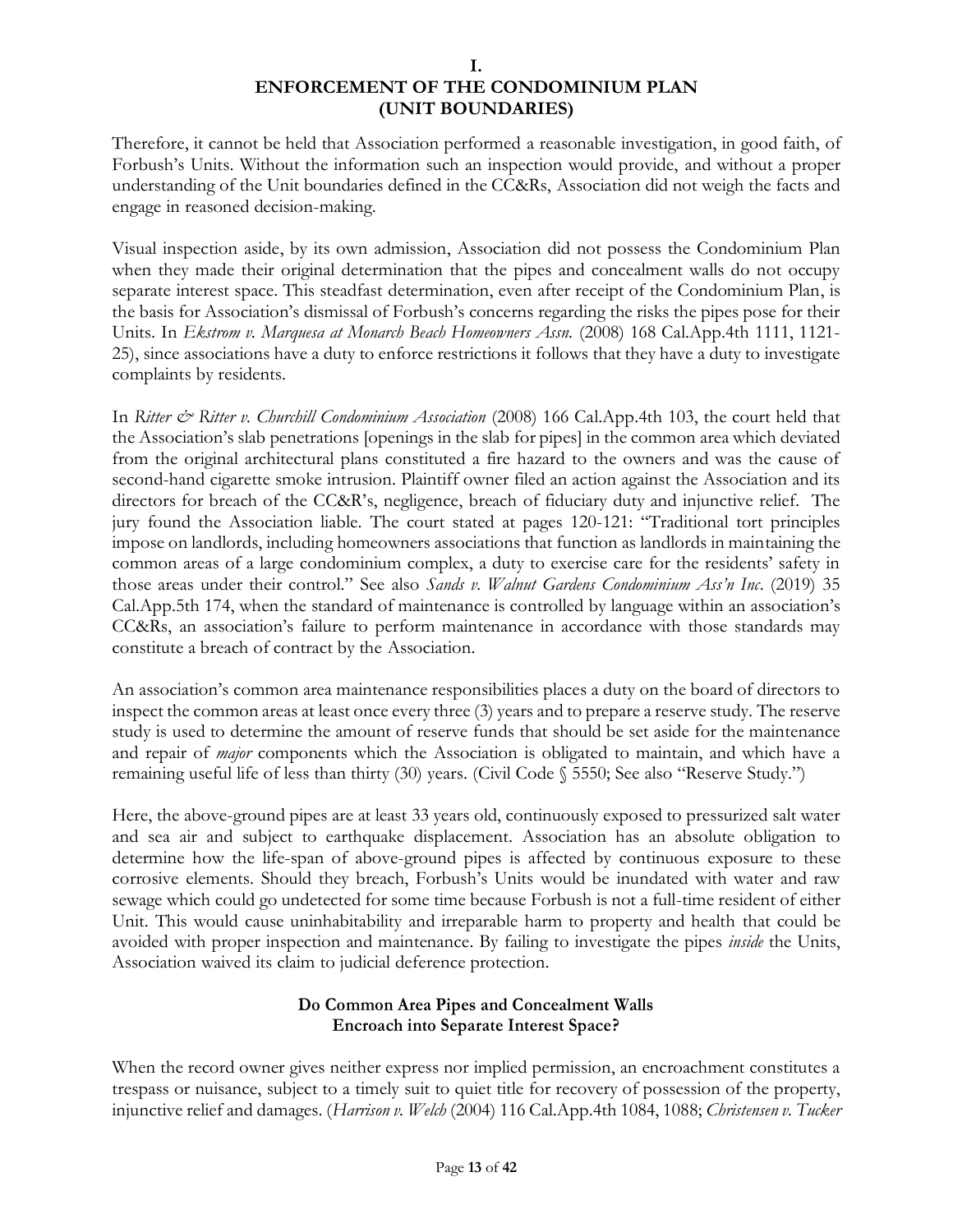## I. ENFORCEMENT OF THE CONDOMINIUM PLAN (UNIT BOUNDARIES)

Therefore, it cannot be held that Association performed a reasonable investigation, in good faith, of Forbush's Units. Without the information such an inspection would provide, and without a proper understanding of the Unit boundaries defined in the CC&Rs, Association did not weigh the facts and engage in reasoned decision-making.

Visual inspection aside, by its own admission, Association did not possess the Condominium Plan when they made their original determination that the pipes and concealment walls do not occupy separate interest space. This steadfast determination, even after receipt of the Condominium Plan, is the basis for Association's dismissal of Forbush's concerns regarding the risks the pipes pose for their Units. In *Ekstrom v. Marquesa at Monarch Beach Homeowners Assn.* (2008) 168 Cal.App.4th 1111, 1121-25), since associations have a duty to enforce restrictions it follows that they have a duty to investigate complaints by residents.

In *Ritter & Ritter v. Churchill Condominium Association* (2008) 166 Cal.App.4th 103, the court held that the Association's slab penetrations [openings in the slab for pipes] in the common area which deviated from the original architectural plans constituted a fire hazard to the owners and was the cause of second-hand cigarette smoke intrusion. Plaintiff owner filed an action against the Association and its directors for breach of the CC&R's, negligence, breach of fiduciary duty and injunctive relief. The jury found the Association liable. The court stated at pages 120-121: "Traditional tort principles impose on landlords, including homeowners associations that function as landlords in maintaining the common areas of a large condominium complex, a duty to exercise care for the residents' safety in those areas under their control." See also *Sands v. Walnut Gardens Condominium Ass'n Inc*. (2019) 35 Cal.App.5th 174, when the standard of maintenance is controlled by language within an association's CC&Rs, an association's failure to perform maintenance in accordance with those standards may constitute a breach of contract by the Association.

An association's common area maintenance responsibilities places a duty on the board of directors to inspect the common areas at least once every three (3) years and to prepare a reserve study. The reserve study is used to determine the amount of reserve funds that should be set aside for the maintenance and repair of *major* components which the Association is obligated to maintain, and which have a remaining useful life of less than thirty (30) years. (Civil Code § 5550; See also "Reserve Study.")

Here, the above-ground pipes are at least 33 years old, continuously exposed to pressurized salt water and sea air and subject to earthquake displacement. Association has an absolute obligation to determine how the life-span of above-ground pipes is affected by continuous exposure to these corrosive elements. Should they breach, Forbush's Units would be inundated with water and raw sewage which could go undetected for some time because Forbush is not a full-time resident of either Unit. This would cause uninhabitability and irreparable harm to property and health that could be avoided with proper inspection and maintenance. By failing to investigate the pipes *inside* the Units, Association waived its claim to judicial deference protection.

### Do Common Area Pipes and Concealment Walls Encroach into Separate Interest Space?

When the record owner gives neither express nor implied permission, an encroachment constitutes a trespass or nuisance, subject to a timely suit to quiet title for recovery of possession of the property, injunctive relief and damages. (*Harrison v. Welch* (2004) 116 Cal.App.4th 1084, 1088; *Christensen v. Tucker*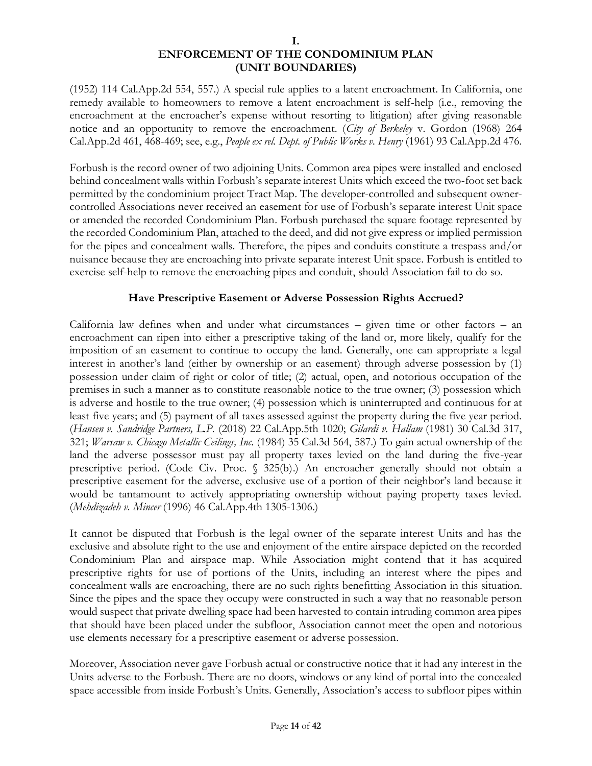# I.
# ENFORCEMENT OF THE CONDOMINIUM PLAN
# (UNIT BOUNDARIES)

(1952) 114 Cal.App.2d 554, 557.) A special rule applies to a latent encroachment. In California, one remedy available to homeowners to remove a latent encroachment is self-help (i.e., removing the encroachment at the encroacher's expense without resorting to litigation) after giving reasonable notice and an opportunity to remove the encroachment. (*City of Berkeley* v. Gordon (1968) 264 Cal.App.2d 461, 468-469; see, e.g., *People ex rel. Dept. of Public Works v. Henry* (1961) 93 Cal.App.2d 476.

Forbush is the record owner of two adjoining Units. Common area pipes were installed and enclosed behind concealment walls within Forbush's separate interest Units which exceed the two-foot set back permitted by the condominium project Tract Map. The developer-controlled and subsequent owner-controlled Associations never received an easement for use of Forbush's separate interest Unit space or amended the recorded Condominium Plan. Forbush purchased the square footage represented by the recorded Condominium Plan, attached to the deed, and did not give express or implied permission for the pipes and concealment walls. Therefore, the pipes and conduits constitute a trespass and/or nuisance because they are encroaching into private separate interest Unit space. Forbush is entitled to exercise self-help to remove the encroaching pipes and conduit, should Association fail to do so.

**Have Prescriptive Easement or Adverse Possession Rights Accrued?**

California law defines when and under what circumstances – given time or other factors – an encroachment can ripen into either a prescriptive taking of the land or, more likely, qualify for the imposition of an easement to continue to occupy the land. Generally, one can appropriate a legal interest in another's land (either by ownership or an easement) through adverse possession by (1) possession under claim of right or color of title; (2) actual, open, and notorious occupation of the premises in such a manner as to constitute reasonable notice to the true owner; (3) possession which is adverse and hostile to the true owner; (4) possession which is uninterrupted and continuous for at least five years; and (5) payment of all taxes assessed against the property during the five year period. (*Hansen v. Sandridge Partners, L.P.* (2018) 22 Cal.App.5th 1020; *Gilardi v. Hallam* (1981) 30 Cal.3d 317, 321; *Warsaw v. Chicago Metallic Ceilings, Inc.* (1984) 35 Cal.3d 564, 587.) To gain actual ownership of the land the adverse possessor must pay all property taxes levied on the land during the five-year prescriptive period. (Code Civ. Proc. § 325(b).) An encroacher generally should not obtain a prescriptive easement for the adverse, exclusive use of a portion of their neighbor's land because it would be tantamount to actively appropriating ownership without paying property taxes levied. (*Mehdizadeh v. Mincer* (1996) 46 Cal.App.4th 1305-1306.)

It cannot be disputed that Forbush is the legal owner of the separate interest Units and has the exclusive and absolute right to the use and enjoyment of the entire airspace depicted on the recorded Condominium Plan and airspace map. While Association might contend that it has acquired prescriptive rights for use of portions of the Units, including an interest where the pipes and concealment walls are encroaching, there are no such rights benefitting Association in this situation. Since the pipes and the space they occupy were constructed in such a way that no reasonable person would suspect that private dwelling space had been harvested to contain intruding common area pipes that should have been placed under the subfloor, Association cannot meet the open and notorious use elements necessary for a prescriptive easement or adverse possession.

Moreover, Association never gave Forbush actual or constructive notice that it had any interest in the Units adverse to the Forbush. There are no doors, windows or any kind of portal into the concealed space accessible from inside Forbush's Units. Generally, Association's access to subfloor pipes within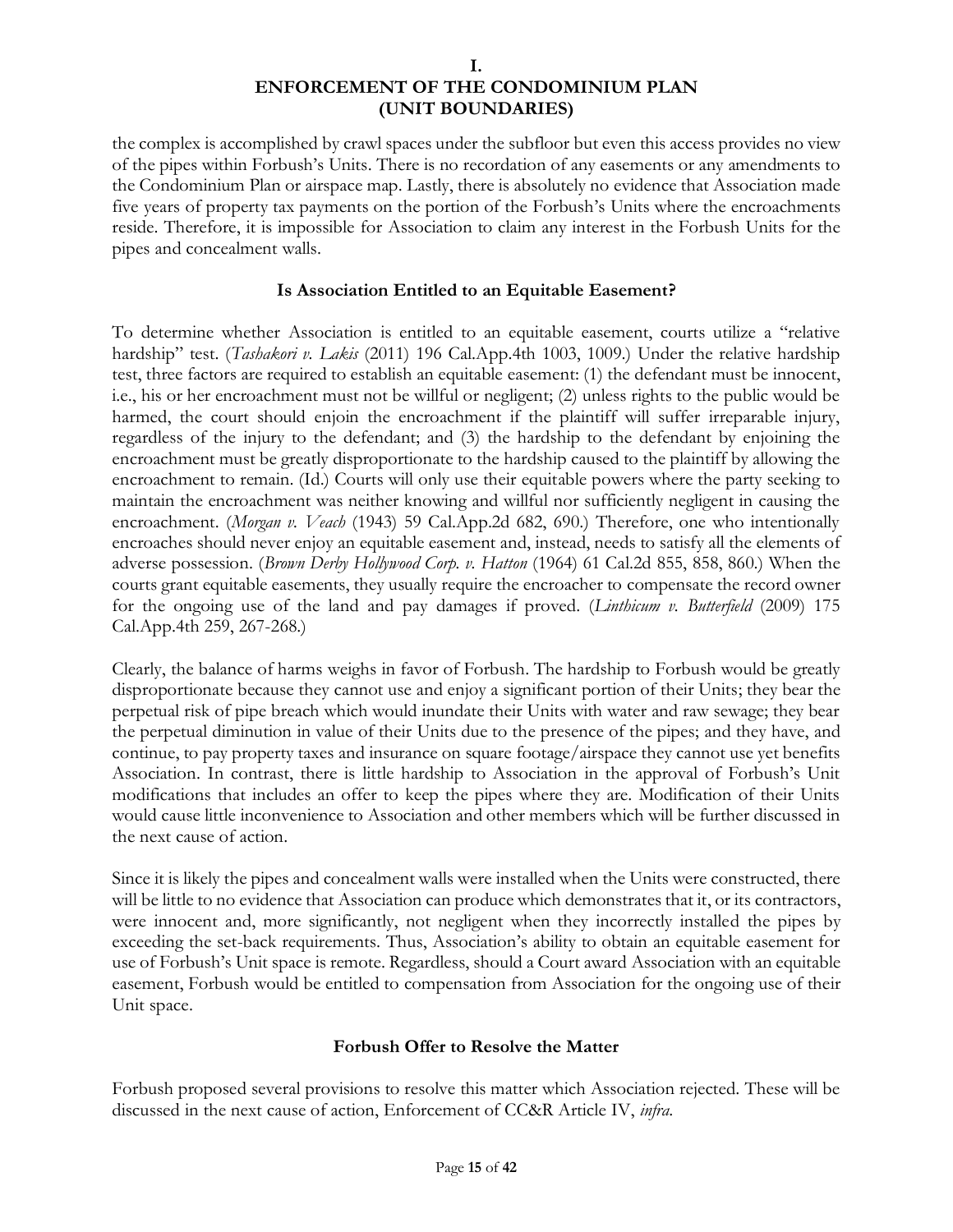the complex is accomplished by crawl spaces under the subfloor but even this access provides no view of the pipes within Forbush's Units. There is no recordation of any easements or any amendments to the Condominium Plan or airspace map. Lastly, there is absolutely no evidence that Association made five years of property tax payments on the portion of the Forbush's Units where the encroachments reside. Therefore, it is impossible for Association to claim any interest in the Forbush Units for the pipes and concealment walls.

### Is Association Entitled to an Equitable Easement?

To determine whether Association is entitled to an equitable easement, courts utilize a "relative hardship" test. (*Tashakori v. Lakis* (2011) 196 Cal.App.4th 1003, 1009.) Under the relative hardship test, three factors are required to establish an equitable easement: (1) the defendant must be innocent, i.e., his or her encroachment must not be willful or negligent; (2) unless rights to the public would be harmed, the court should enjoin the encroachment if the plaintiff will suffer irreparable injury, regardless of the injury to the defendant; and (3) the hardship to the defendant by enjoining the encroachment must be greatly disproportionate to the hardship caused to the plaintiff by allowing the encroachment to remain. (Id.) Courts will only use their equitable powers where the party seeking to maintain the encroachment was neither knowing and willful nor sufficiently negligent in causing the encroachment. (*Morgan v. Veach* (1943) 59 Cal.App.2d 682, 690.) Therefore, one who intentionally encroaches should never enjoy an equitable easement and, instead, needs to satisfy all the elements of adverse possession. (*Brown Derby Hollywood Corp. v. Hatton* (1964) 61 Cal.2d 855, 858, 860.) When the courts grant equitable easements, they usually require the encroacher to compensate the record owner for the ongoing use of the land and pay damages if proved. (*Linthicum v. Butterfield* (2009) 175 Cal.App.4th 259, 267-268.)

Clearly, the balance of harms weighs in favor of Forbush. The hardship to Forbush would be greatly disproportionate because they cannot use and enjoy a significant portion of their Units; they bear the perpetual risk of pipe breach which would inundate their Units with water and raw sewage; they bear the perpetual diminution in value of their Units due to the presence of the pipes; and they have, and continue, to pay property taxes and insurance on square footage/airspace they cannot use yet benefits Association. In contrast, there is little hardship to Association in the approval of Forbush's Unit modifications that includes an offer to keep the pipes where they are. Modification of their Units would cause little inconvenience to Association and other members which will be further discussed in the next cause of action.

Since it is likely the pipes and concealment walls were installed when the Units were constructed, there will be little to no evidence that Association can produce which demonstrates that it, or its contractors, were innocent and, more significantly, not negligent when they incorrectly installed the pipes by exceeding the set-back requirements. Thus, Association's ability to obtain an equitable easement for use of Forbush's Unit space is remote. Regardless, should a Court award Association with an equitable easement, Forbush would be entitled to compensation from Association for the ongoing use of their Unit space.

### Forbush Offer to Resolve the Matter

Forbush proposed several provisions to resolve this matter which Association rejected. These will be discussed in the next cause of action, Enforcement of CC&R Article IV, *infra*.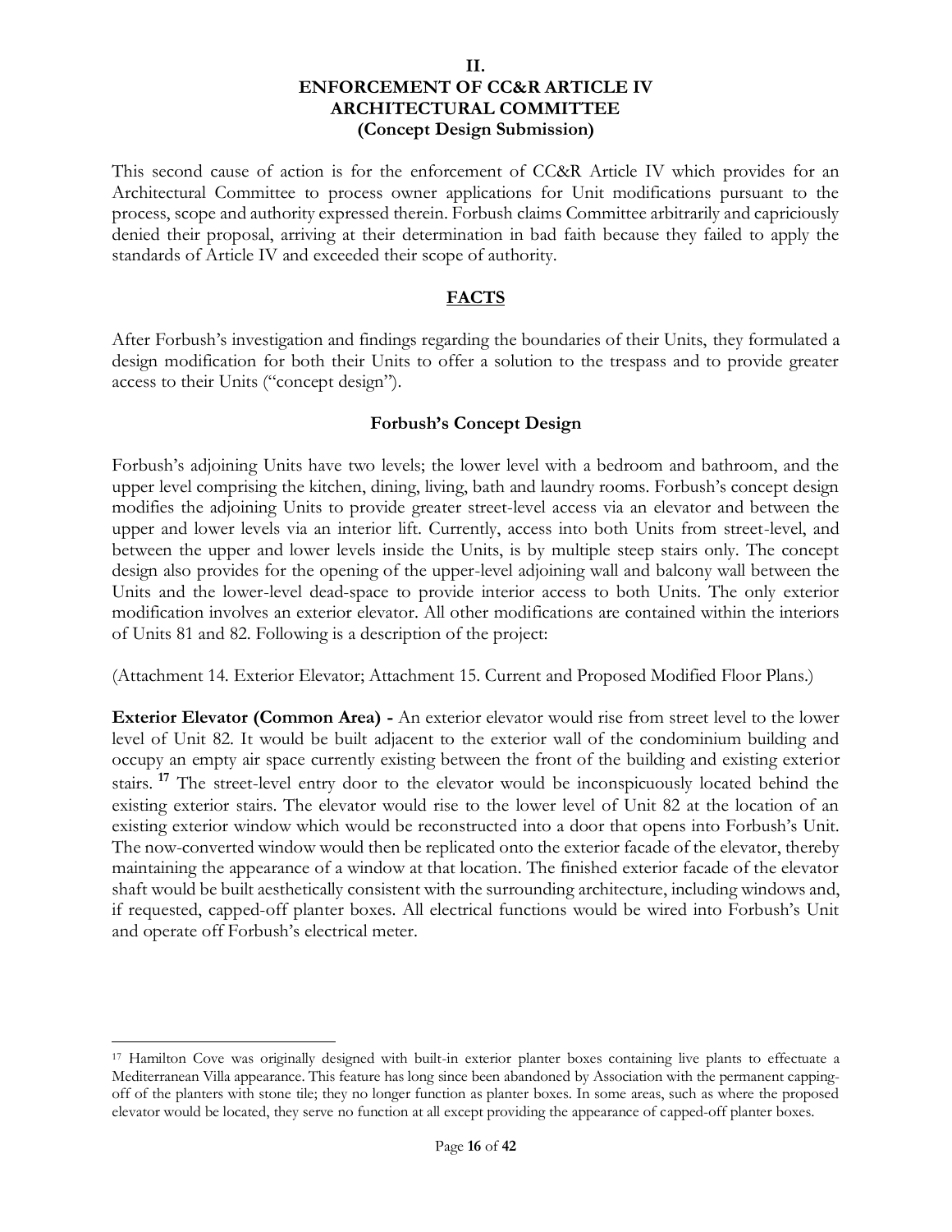## II.
## ENFORCEMENT OF CC&R ARTICLE IV
## ARCHITECTURAL COMMITTEE
### (Concept Design Submission)

This second cause of action is for the enforcement of CC&R Article IV which provides for an Architectural Committee to process owner applications for Unit modifications pursuant to the process, scope and authority expressed therein. Forbush claims Committee arbitrarily and capriciously denied their proposal, arriving at their determination in bad faith because they failed to apply the standards of Article IV and exceeded their scope of authority.

### FACTS

After Forbush's investigation and findings regarding the boundaries of their Units, they formulated a design modification for both their Units to offer a solution to the trespass and to provide greater access to their Units ("concept design").

### Forbush's Concept Design

Forbush's adjoining Units have two levels; the lower level with a bedroom and bathroom, and the upper level comprising the kitchen, dining, living, bath and laundry rooms. Forbush's concept design modifies the adjoining Units to provide greater street-level access via an elevator and between the upper and lower levels via an interior lift. Currently, access into both Units from street-level, and between the upper and lower levels inside the Units, is by multiple steep stairs only. The concept design also provides for the opening of the upper-level adjoining wall and balcony wall between the Units and the lower-level dead-space to provide interior access to both Units. The only exterior modification involves an exterior elevator. All other modifications are contained within the interiors of Units 81 and 82. Following is a description of the project:

(Attachment 14. Exterior Elevator; Attachment 15. Current and Proposed Modified Floor Plans.)

**Exterior Elevator (Common Area) -** An exterior elevator would rise from street level to the lower level of Unit 82. It would be built adjacent to the exterior wall of the condominium building and occupy an empty air space currently existing between the front of the building and existing exterior stairs. [17] The street-level entry door to the elevator would be inconspicuously located behind the existing exterior stairs. The elevator would rise to the lower level of Unit 82 at the location of an existing exterior window which would be reconstructed into a door that opens into Forbush's Unit. The now-converted window would then be replicated onto the exterior facade of the elevator, thereby maintaining the appearance of a window at that location. The finished exterior facade of the elevator shaft would be built aesthetically consistent with the surrounding architecture, including windows and, if requested, capped-off planter boxes. All electrical functions would be wired into Forbush's Unit and operate off Forbush's electrical meter.

---

[17] Hamilton Cove was originally designed with built-in exterior planter boxes containing live plants to effectuate a Mediterranean Villa appearance. This feature has long since been abandoned by Association with the permanent capping-off of the planters with stone tile; they no longer function as planter boxes. In some areas, such as where the proposed elevator would be located, they serve no function at all except providing the appearance of capped-off planter boxes.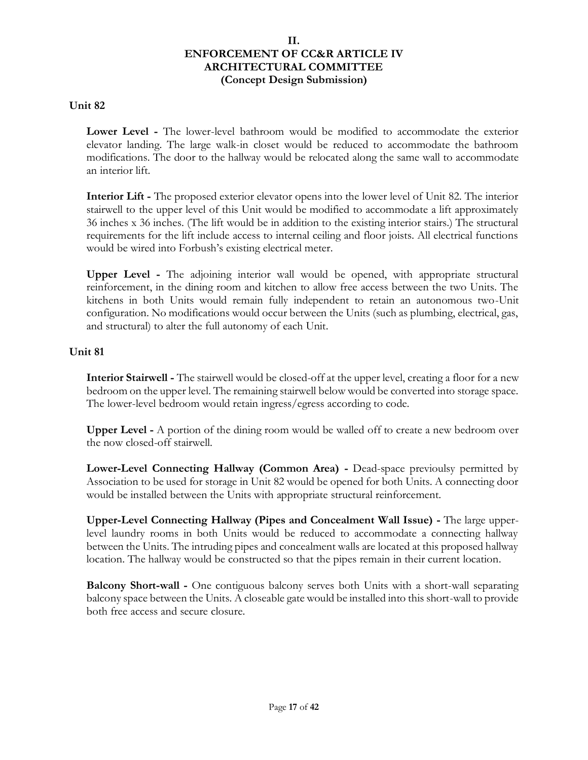# II.
# ENFORCEMENT OF CC&R ARTICLE IV
# ARCHITECTURAL COMMITTEE
# (Concept Design Submission)

## Unit 82

**Lower Level -** The lower-level bathroom would be modified to accommodate the exterior elevator landing. The large walk-in closet would be reduced to accommodate the bathroom modifications. The door to the hallway would be relocated along the same wall to accommodate an interior lift.

**Interior Lift -** The proposed exterior elevator opens into the lower level of Unit 82. The interior stairwell to the upper level of this Unit would be modified to accommodate a lift approximately 36 inches x 36 inches. (The lift would be in addition to the existing interior stairs.) The structural requirements for the lift include access to internal ceiling and floor joists. All electrical functions would be wired into Forbush's existing electrical meter.

**Upper Level -** The adjoining interior wall would be opened, with appropriate structural reinforcement, in the dining room and kitchen to allow free access between the two Units. The kitchens in both Units would remain fully independent to retain an autonomous two-Unit configuration. No modifications would occur between the Units (such as plumbing, electrical, gas, and structural) to alter the full autonomy of each Unit.

## Unit 81

**Interior Stairwell -** The stairwell would be closed-off at the upper level, creating a floor for a new bedroom on the upper level. The remaining stairwell below would be converted into storage space. The lower-level bedroom would retain ingress/egress according to code.

**Upper Level -** A portion of the dining room would be walled off to create a new bedroom over the now closed-off stairwell.

**Lower-Level Connecting Hallway (Common Area) -** Dead-space previoulsy permitted by Association to be used for storage in Unit 82 would be opened for both Units. A connecting door would be installed between the Units with appropriate structural reinforcement.

**Upper-Level Connecting Hallway (Pipes and Concealment Wall Issue) -** The large upper-level laundry rooms in both Units would be reduced to accommodate a connecting hallway between the Units. The intruding pipes and concealment walls are located at this proposed hallway location. The hallway would be constructed so that the pipes remain in their current location.

**Balcony Short-wall -** One contiguous balcony serves both Units with a short-wall separating balcony space between the Units. A closeable gate would be installed into this short-wall to provide both free access and secure closure.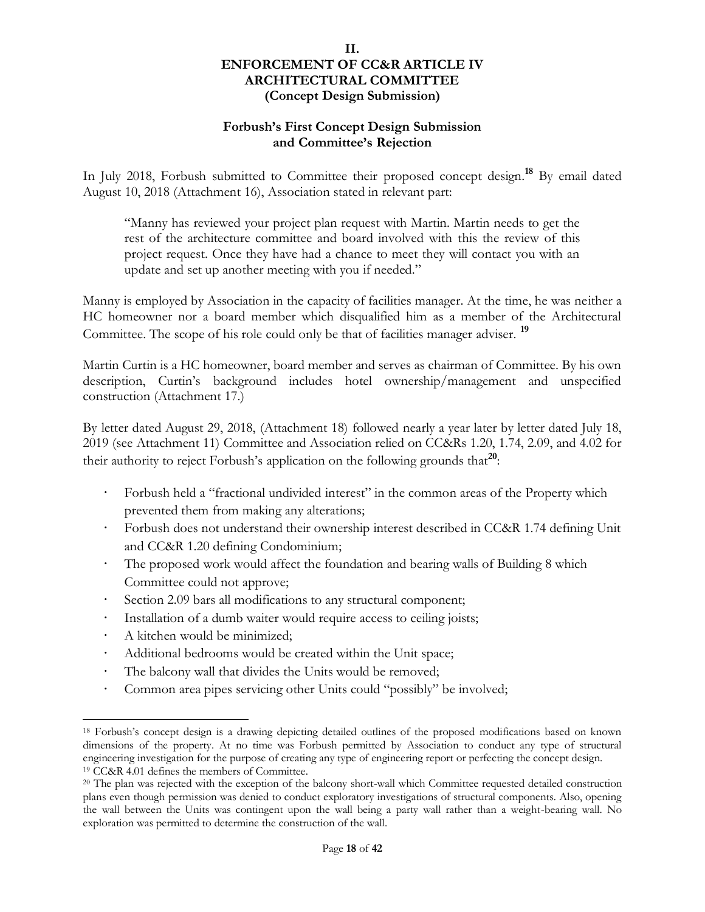## II.
## ENFORCEMENT OF CC&R ARTICLE IV
## ARCHITECTURAL COMMITTEE
## (Concept Design Submission)

### Forbush's First Concept Design Submission and Committee's Rejection

In July 2018, Forbush submitted to Committee their proposed concept design.[18] By email dated August 10, 2018 (Attachment 16), Association stated in relevant part:

> "Manny has reviewed your project plan request with Martin. Martin needs to get the rest of the architecture committee and board involved with this the review of this project request. Once they have had a chance to meet they will contact you with an update and set up another meeting with you if needed."

Manny is employed by Association in the capacity of facilities manager. At the time, he was neither a HC homeowner nor a board member which disqualified him as a member of the Architectural Committee. The scope of his role could only be that of facilities manager adviser. [19]

Martin Curtin is a HC homeowner, board member and serves as chairman of Committee. By his own description, Curtin's background includes hotel ownership/management and unspecified construction (Attachment 17.)

By letter dated August 29, 2018, (Attachment 18) followed nearly a year later by letter dated July 18, 2019 (see Attachment 11) Committee and Association relied on CC&Rs 1.20, 1.74, 2.09, and 4.02 for their authority to reject Forbush's application on the following grounds that[20]:

- Forbush held a "fractional undivided interest" in the common areas of the Property which prevented them from making any alterations;
- Forbush does not understand their ownership interest described in CC&R 1.74 defining Unit and CC&R 1.20 defining Condominium;
- The proposed work would affect the foundation and bearing walls of Building 8 which Committee could not approve;
- Section 2.09 bars all modifications to any structural component;
- Installation of a dumb waiter would require access to ceiling joists;
- A kitchen would be minimized;
- Additional bedrooms would be created within the Unit space;
- The balcony wall that divides the Units would be removed;
- Common area pipes servicing other Units could "possibly" be involved;

---

[18] Forbush's concept design is a drawing depicting detailed outlines of the proposed modifications based on known dimensions of the property. At no time was Forbush permitted by Association to conduct any type of structural engineering investigation for the purpose of creating any type of engineering report or perfecting the concept design.

[19] CC&R 4.01 defines the members of Committee.

[20] The plan was rejected with the exception of the balcony short-wall which Committee requested detailed construction plans even though permission was denied to conduct exploratory investigations of structural components. Also, opening the wall between the Units was contingent upon the wall being a party wall rather than a weight-bearing wall. No exploration was permitted to determine the construction of the wall.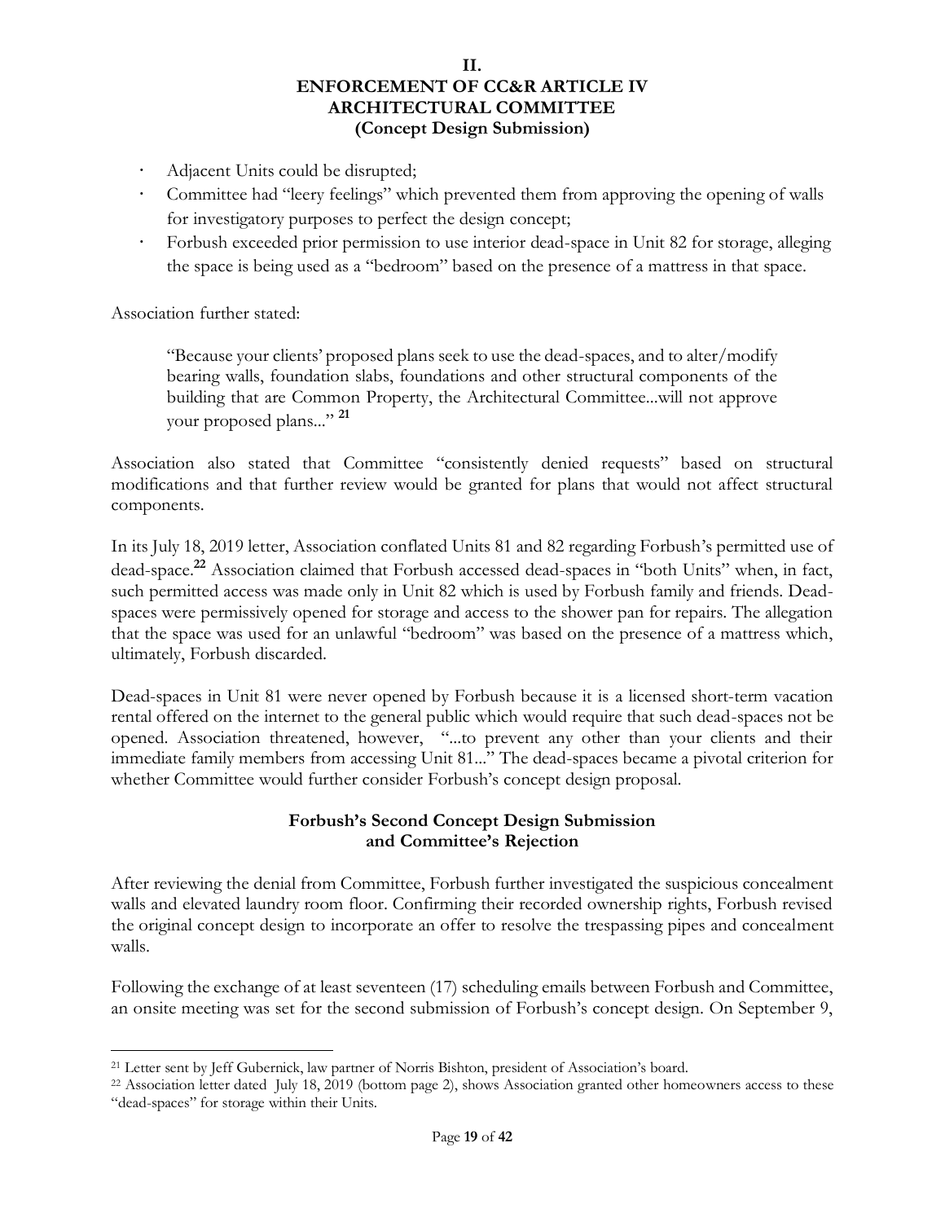## II.
## ENFORCEMENT OF CC&R ARTICLE IV
## ARCHITECTURAL COMMITTEE
## (Concept Design Submission)

- Adjacent Units could be disrupted;
- Committee had "leery feelings" which prevented them from approving the opening of walls for investigatory purposes to perfect the design concept;
- Forbush exceeded prior permission to use interior dead-space in Unit 82 for storage, alleging the space is being used as a "bedroom" based on the presence of a mattress in that space.

Association further stated:

> "Because your clients' proposed plans seek to use the dead-spaces, and to alter/modify bearing walls, foundation slabs, foundations and other structural components of the building that are Common Property, the Architectural Committee...will not approve your proposed plans..." [21]

Association also stated that Committee "consistently denied requests" based on structural modifications and that further review would be granted for plans that would not affect structural components.

In its July 18, 2019 letter, Association conflated Units 81 and 82 regarding Forbush's permitted use of dead-space.[22] Association claimed that Forbush accessed dead-spaces in "both Units" when, in fact, such permitted access was made only in Unit 82 which is used by Forbush family and friends. Dead-spaces were permissively opened for storage and access to the shower pan for repairs. The allegation that the space was used for an unlawful "bedroom" was based on the presence of a mattress which, ultimately, Forbush discarded.

Dead-spaces in Unit 81 were never opened by Forbush because it is a licensed short-term vacation rental offered on the internet to the general public which would require that such dead-spaces not be opened. Association threatened, however, "...to prevent any other than your clients and their immediate family members from accessing Unit 81..." The dead-spaces became a pivotal criterion for whether Committee would further consider Forbush's concept design proposal.

### Forbush's Second Concept Design Submission and Committee's Rejection

After reviewing the denial from Committee, Forbush further investigated the suspicious concealment walls and elevated laundry room floor. Confirming their recorded ownership rights, Forbush revised the original concept design to incorporate an offer to resolve the trespassing pipes and concealment walls.

Following the exchange of at least seventeen (17) scheduling emails between Forbush and Committee, an onsite meeting was set for the second submission of Forbush's concept design. On September 9,

---

[21] Letter sent by Jeff Gubernick, law partner of Norris Bishton, president of Association's board.

[22] Association letter dated July 18, 2019 (bottom page 2), shows Association granted other homeowners access to these "dead-spaces" for storage within their Units.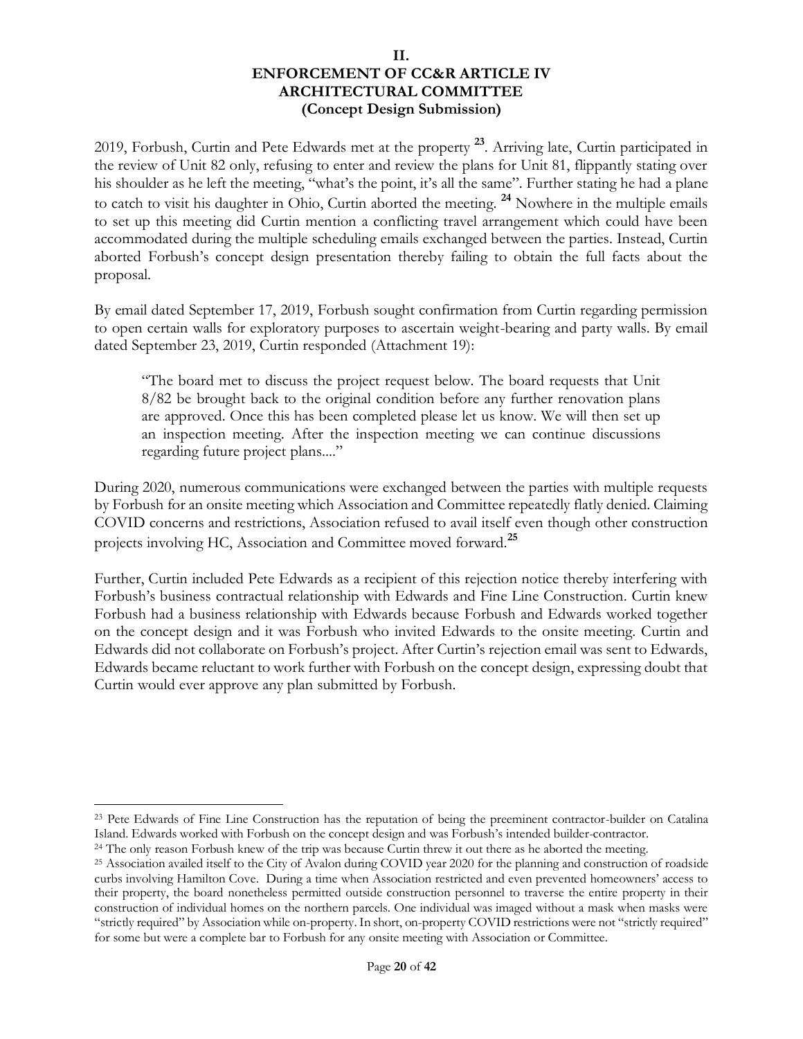## II.
## ENFORCEMENT OF CC&R ARTICLE IV
## ARCHITECTURAL COMMITTEE
### (Concept Design Submission)

2019, Forbush, Curtin and Pete Edwards met at the property [23]. Arriving late, Curtin participated in the review of Unit 82 only, refusing to enter and review the plans for Unit 81, flippantly stating over his shoulder as he left the meeting, "what's the point, it's all the same". Further stating he had a plane to catch to visit his daughter in Ohio, Curtin aborted the meeting. [24] Nowhere in the multiple emails to set up this meeting did Curtin mention a conflicting travel arrangement which could have been accommodated during the multiple scheduling emails exchanged between the parties. Instead, Curtin aborted Forbush's concept design presentation thereby failing to obtain the full facts about the proposal.

By email dated September 17, 2019, Forbush sought confirmation from Curtin regarding permission to open certain walls for exploratory purposes to ascertain weight-bearing and party walls. By email dated September 23, 2019, Curtin responded (Attachment 19):

> "The board met to discuss the project request below. The board requests that Unit 8/82 be brought back to the original condition before any further renovation plans are approved. Once this has been completed please let us know. We will then set up an inspection meeting. After the inspection meeting we can continue discussions regarding future project plans...."

During 2020, numerous communications were exchanged between the parties with multiple requests by Forbush for an onsite meeting which Association and Committee repeatedly flatly denied. Claiming COVID concerns and restrictions, Association refused to avail itself even though other construction projects involving HC, Association and Committee moved forward.[25]

Further, Curtin included Pete Edwards as a recipient of this rejection notice thereby interfering with Forbush's business contractual relationship with Edwards and Fine Line Construction. Curtin knew Forbush had a business relationship with Edwards because Forbush and Edwards worked together on the concept design and it was Forbush who invited Edwards to the onsite meeting. Curtin and Edwards did not collaborate on Forbush's project. After Curtin's rejection email was sent to Edwards, Edwards became reluctant to work further with Forbush on the concept design, expressing doubt that Curtin would ever approve any plan submitted by Forbush.

---

[23] Pete Edwards of Fine Line Construction has the reputation of being the preeminent contractor-builder on Catalina Island. Edwards worked with Forbush on the concept design and was Forbush's intended builder-contractor.

[24] The only reason Forbush knew of the trip was because Curtin threw it out there as he aborted the meeting.

[25] Association availed itself to the City of Avalon during COVID year 2020 for the planning and construction of roadside curbs involving Hamilton Cove. During a time when Association restricted and even prevented homeowners' access to their property, the board nonetheless permitted outside construction personnel to traverse the entire property in their construction of individual homes on the northern parcels. One individual was imaged without a mask when masks were "strictly required" by Association while on-property. In short, on-property COVID restrictions were not "strictly required" for some but were a complete bar to Forbush for any onsite meeting with Association or Committee.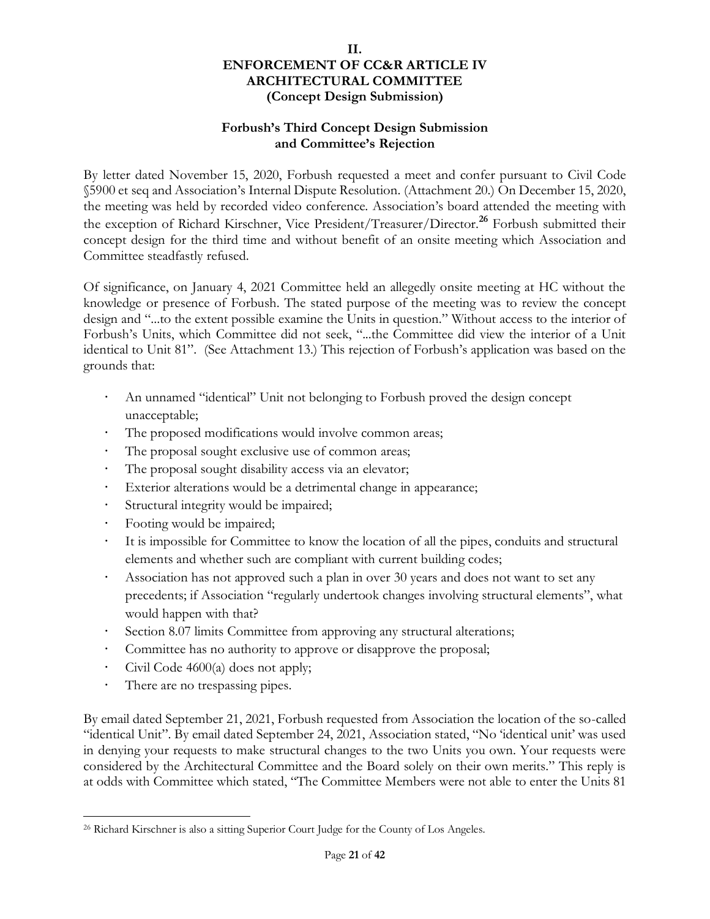## II.
## ENFORCEMENT OF CC&R ARTICLE IV
## ARCHITECTURAL COMMITTEE
## (Concept Design Submission)

### Forbush's Third Concept Design Submission and Committee's Rejection

By letter dated November 15, 2020, Forbush requested a meet and confer pursuant to Civil Code §5900 et seq and Association's Internal Dispute Resolution. (Attachment 20.) On December 15, 2020, the meeting was held by recorded video conference. Association's board attended the meeting with the exception of Richard Kirschner, Vice President/Treasurer/Director.[26] Forbush submitted their concept design for the third time and without benefit of an onsite meeting which Association and Committee steadfastly refused.

Of significance, on January 4, 2021 Committee held an allegedly onsite meeting at HC without the knowledge or presence of Forbush. The stated purpose of the meeting was to review the concept design and "...to the extent possible examine the Units in question." Without access to the interior of Forbush's Units, which Committee did not seek, "...the Committee did view the interior of a Unit identical to Unit 81". (See Attachment 13.) This rejection of Forbush's application was based on the grounds that:

- An unnamed "identical" Unit not belonging to Forbush proved the design concept unacceptable;
- The proposed modifications would involve common areas;
- The proposal sought exclusive use of common areas;
- The proposal sought disability access via an elevator;
- Exterior alterations would be a detrimental change in appearance;
- Structural integrity would be impaired;
- Footing would be impaired;
- It is impossible for Committee to know the location of all the pipes, conduits and structural elements and whether such are compliant with current building codes;
- Association has not approved such a plan in over 30 years and does not want to set any precedents; if Association "regularly undertook changes involving structural elements", what would happen with that?
- Section 8.07 limits Committee from approving any structural alterations;
- Committee has no authority to approve or disapprove the proposal;
- Civil Code 4600(a) does not apply;
- There are no trespassing pipes.

By email dated September 21, 2021, Forbush requested from Association the location of the so-called "identical Unit". By email dated September 24, 2021, Association stated, "No 'identical unit' was used in denying your requests to make structural changes to the two Units you own. Your requests were considered by the Architectural Committee and the Board solely on their own merits." This reply is at odds with Committee which stated, "The Committee Members were not able to enter the Units 81

---

[26] Richard Kirschner is also a sitting Superior Court Judge for the County of Los Angeles.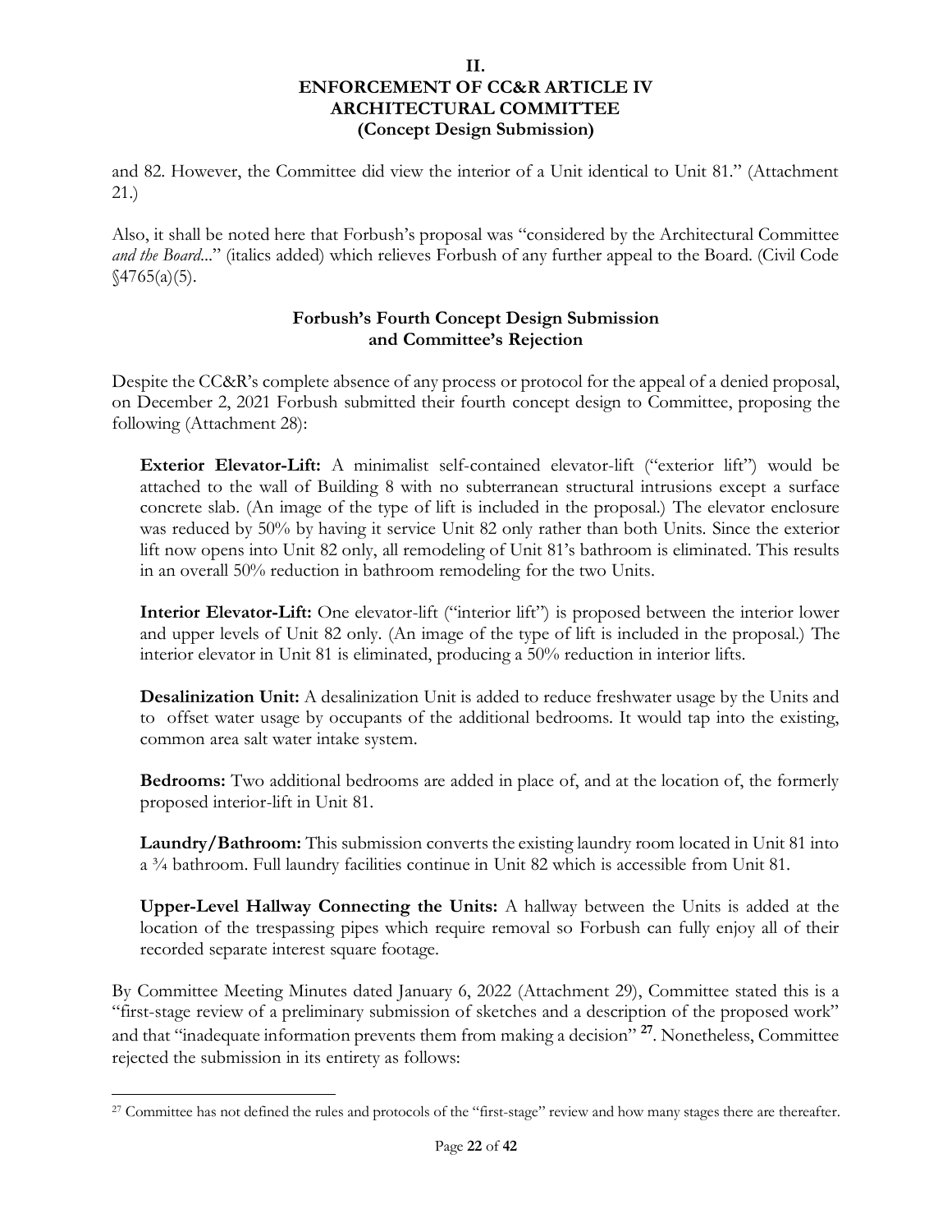**II.**
**ENFORCEMENT OF CC&R ARTICLE IV**
**ARCHITECTURAL COMMITTEE**
**(Concept Design Submission)**

and 82. However, the Committee did view the interior of a Unit identical to Unit 81." (Attachment 21.)

Also, it shall be noted here that Forbush's proposal was "considered by the Architectural Committee *and the Board*..." (italics added) which relieves Forbush of any further appeal to the Board. (Civil Code §4765(a)(5).

**Forbush's Fourth Concept Design Submission and Committee's Rejection**

Despite the CC&R's complete absence of any process or protocol for the appeal of a denied proposal, on December 2, 2021 Forbush submitted their fourth concept design to Committee, proposing the following (Attachment 28):

> **Exterior Elevator-Lift:** A minimalist self-contained elevator-lift ("exterior lift") would be attached to the wall of Building 8 with no subterranean structural intrusions except a surface concrete slab. (An image of the type of lift is included in the proposal.) The elevator enclosure was reduced by 50% by having it service Unit 82 only rather than both Units. Since the exterior lift now opens into Unit 82 only, all remodeling of Unit 81's bathroom is eliminated. This results in an overall 50% reduction in bathroom remodeling for the two Units.
>
> **Interior Elevator-Lift:** One elevator-lift ("interior lift") is proposed between the interior lower and upper levels of Unit 82 only. (An image of the type of lift is included in the proposal.) The interior elevator in Unit 81 is eliminated, producing a 50% reduction in interior lifts.
>
> **Desalinization Unit:** A desalinization Unit is added to reduce freshwater usage by the Units and to offset water usage by occupants of the additional bedrooms. It would tap into the existing, common area salt water intake system.
>
> **Bedrooms:** Two additional bedrooms are added in place of, and at the location of, the formerly proposed interior-lift in Unit 81.
>
> **Laundry/Bathroom:** This submission converts the existing laundry room located in Unit 81 into a ¾ bathroom. Full laundry facilities continue in Unit 82 which is accessible from Unit 81.
>
> **Upper-Level Hallway Connecting the Units:** A hallway between the Units is added at the location of the trespassing pipes which require removal so Forbush can fully enjoy all of their recorded separate interest square footage.

By Committee Meeting Minutes dated January 6, 2022 (Attachment 29), Committee stated this is a "first-stage review of a preliminary submission of sketches and a description of the proposed work" and that "inadequate information prevents them from making a decision" [27]. Nonetheless, Committee rejected the submission in its entirety as follows:

[27] Committee has not defined the rules and protocols of the "first-stage" review and how many stages there are thereafter.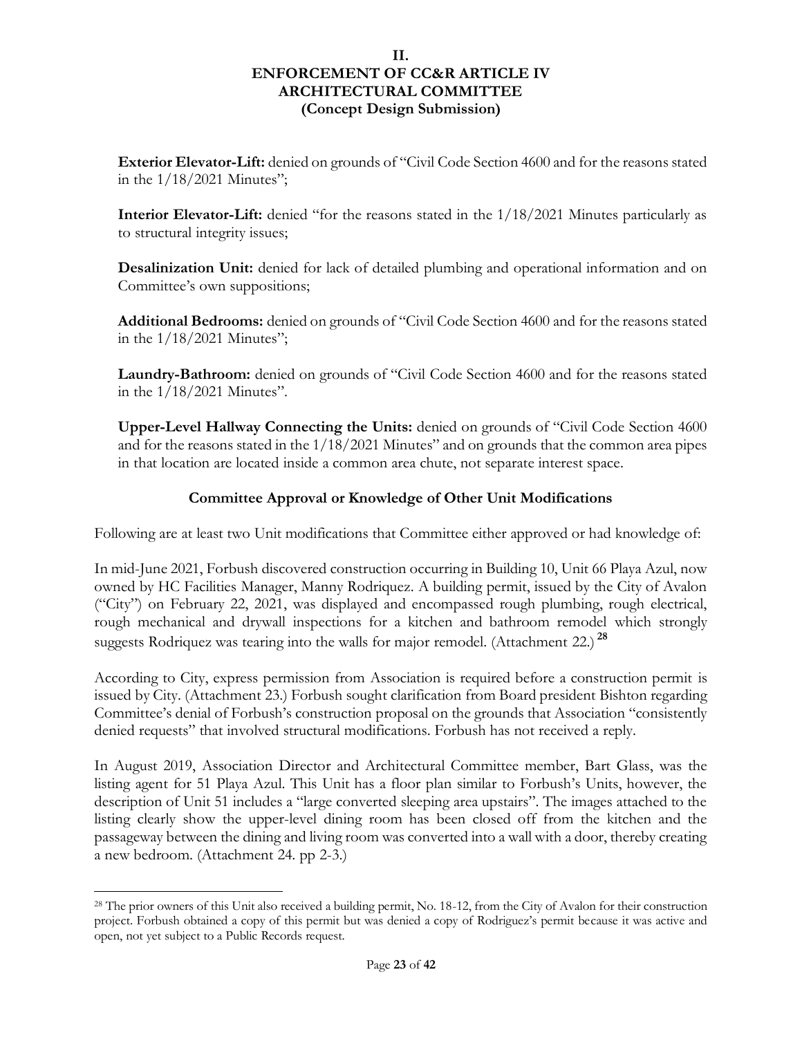## II.
## ENFORCEMENT OF CC&R ARTICLE IV
## ARCHITECTURAL COMMITTEE
### (Concept Design Submission)

**Exterior Elevator-Lift:** denied on grounds of "Civil Code Section 4600 and for the reasons stated in the 1/18/2021 Minutes";

**Interior Elevator-Lift:** denied "for the reasons stated in the 1/18/2021 Minutes particularly as to structural integrity issues;

**Desalinization Unit:** denied for lack of detailed plumbing and operational information and on Committee's own suppositions;

**Additional Bedrooms:** denied on grounds of "Civil Code Section 4600 and for the reasons stated in the 1/18/2021 Minutes";

**Laundry-Bathroom:** denied on grounds of "Civil Code Section 4600 and for the reasons stated in the 1/18/2021 Minutes".

**Upper-Level Hallway Connecting the Units:** denied on grounds of "Civil Code Section 4600 and for the reasons stated in the 1/18/2021 Minutes" and on grounds that the common area pipes in that location are located inside a common area chute, not separate interest space.

### Committee Approval or Knowledge of Other Unit Modifications

Following are at least two Unit modifications that Committee either approved or had knowledge of:

In mid-June 2021, Forbush discovered construction occurring in Building 10, Unit 66 Playa Azul, now owned by HC Facilities Manager, Manny Rodriquez. A building permit, issued by the City of Avalon ("City") on February 22, 2021, was displayed and encompassed rough plumbing, rough electrical, rough mechanical and drywall inspections for a kitchen and bathroom remodel which strongly suggests Rodriquez was tearing into the walls for major remodel. (Attachment 22.) [28]

According to City, express permission from Association is required before a construction permit is issued by City. (Attachment 23.) Forbush sought clarification from Board president Bishton regarding Committee's denial of Forbush's construction proposal on the grounds that Association "consistently denied requests" that involved structural modifications. Forbush has not received a reply.

In August 2019, Association Director and Architectural Committee member, Bart Glass, was the listing agent for 51 Playa Azul. This Unit has a floor plan similar to Forbush's Units, however, the description of Unit 51 includes a "large converted sleeping area upstairs". The images attached to the listing clearly show the upper-level dining room has been closed off from the kitchen and the passageway between the dining and living room was converted into a wall with a door, thereby creating a new bedroom. (Attachment 24. pp 2-3.)

---

[28] The prior owners of this Unit also received a building permit, No. 18-12, from the City of Avalon for their construction project. Forbush obtained a copy of this permit but was denied a copy of Rodriguez's permit because it was active and open, not yet subject to a Public Records request.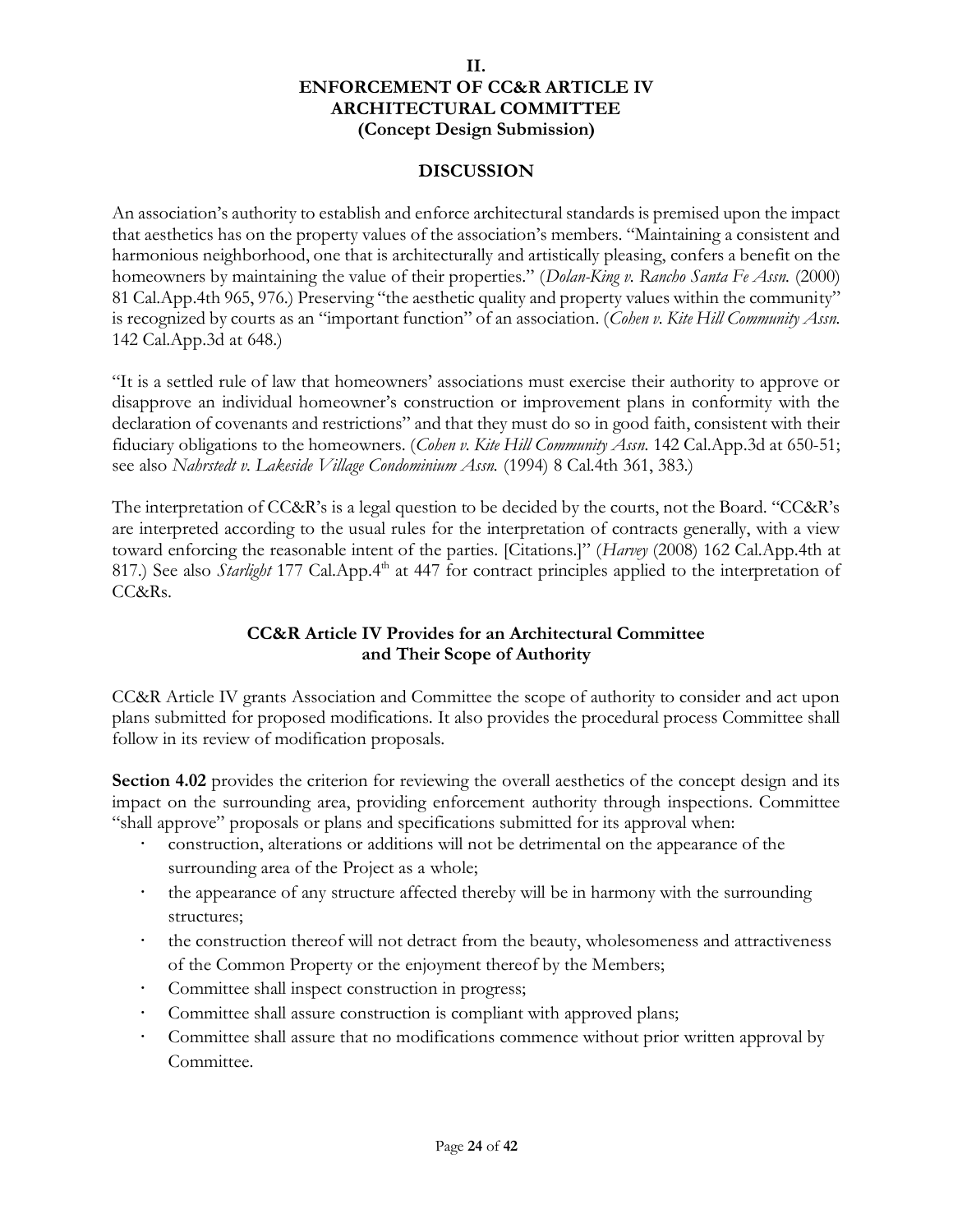## II.
## ENFORCEMENT OF CC&R ARTICLE IV
## ARCHITECTURAL COMMITTEE
## (Concept Design Submission)

### DISCUSSION

An association's authority to establish and enforce architectural standards is premised upon the impact that aesthetics has on the property values of the association's members. "Maintaining a consistent and harmonious neighborhood, one that is architecturally and artistically pleasing, confers a benefit on the homeowners by maintaining the value of their properties." (*Dolan-King v. Rancho Santa Fe Assn.* (2000) 81 Cal.App.4th 965, 976.) Preserving "the aesthetic quality and property values within the community" is recognized by courts as an "important function" of an association. (*Cohen v. Kite Hill Community Assn.* 142 Cal.App.3d at 648.)

"It is a settled rule of law that homeowners' associations must exercise their authority to approve or disapprove an individual homeowner's construction or improvement plans in conformity with the declaration of covenants and restrictions" and that they must do so in good faith, consistent with their fiduciary obligations to the homeowners. (*Cohen v. Kite Hill Community Assn.* 142 Cal.App.3d at 650-51; see also *Nahrstedt v. Lakeside Village Condominium Assn.* (1994) 8 Cal.4th 361, 383.)

The interpretation of CC&R's is a legal question to be decided by the courts, not the Board. "CC&R's are interpreted according to the usual rules for the interpretation of contracts generally, with a view toward enforcing the reasonable intent of the parties. [Citations.]" (*Harvey* (2008) 162 Cal.App.4th at 817.) See also *Starlight* 177 Cal.App.4th at 447 for contract principles applied to the interpretation of CC&Rs.

### CC&R Article IV Provides for an Architectural Committee and Their Scope of Authority

CC&R Article IV grants Association and Committee the scope of authority to consider and act upon plans submitted for proposed modifications. It also provides the procedural process Committee shall follow in its review of modification proposals.

**Section 4.02** provides the criterion for reviewing the overall aesthetics of the concept design and its impact on the surrounding area, providing enforcement authority through inspections. Committee "shall approve" proposals or plans and specifications submitted for its approval when:

- construction, alterations or additions will not be detrimental on the appearance of the surrounding area of the Project as a whole;
- the appearance of any structure affected thereby will be in harmony with the surrounding structures;
- the construction thereof will not detract from the beauty, wholesomeness and attractiveness of the Common Property or the enjoyment thereof by the Members;
- Committee shall inspect construction in progress;
- Committee shall assure construction is compliant with approved plans;
- Committee shall assure that no modifications commence without prior written approval by Committee.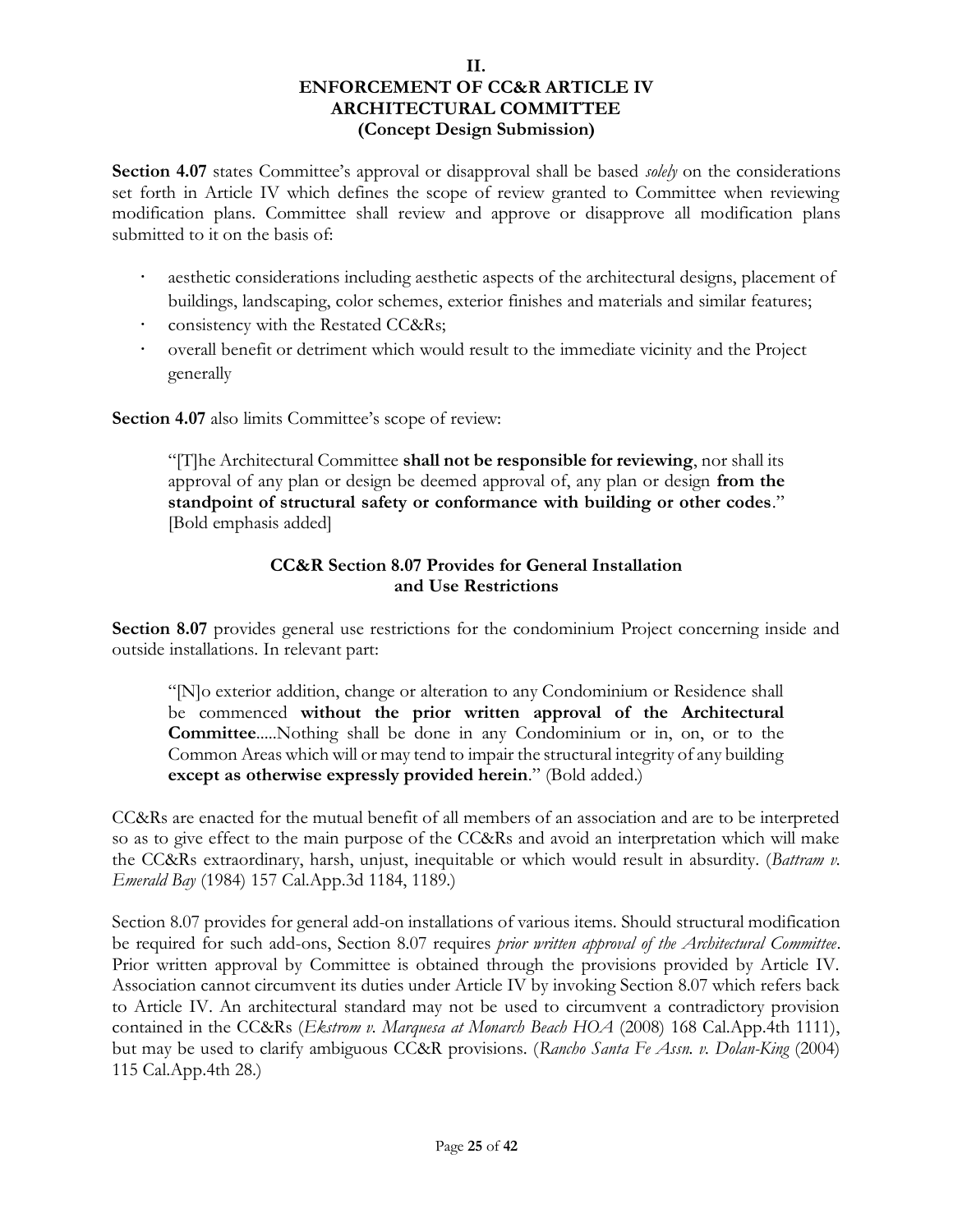## II.
## ENFORCEMENT OF CC&R ARTICLE IV
## ARCHITECTURAL COMMITTEE
## (Concept Design Submission)

**Section 4.07** states Committee's approval or disapproval shall be based *solely* on the considerations set forth in Article IV which defines the scope of review granted to Committee when reviewing modification plans. Committee shall review and approve or disapprove all modification plans submitted to it on the basis of:

- aesthetic considerations including aesthetic aspects of the architectural designs, placement of buildings, landscaping, color schemes, exterior finishes and materials and similar features;
- consistency with the Restated CC&Rs;
- overall benefit or detriment which would result to the immediate vicinity and the Project generally

**Section 4.07** also limits Committee's scope of review:

> "[T]he Architectural Committee **shall not be responsible for reviewing**, nor shall its approval of any plan or design be deemed approval of, any plan or design **from the standpoint of structural safety or conformance with building or other codes**." [Bold emphasis added]

### CC&R Section 8.07 Provides for General Installation and Use Restrictions

**Section 8.07** provides general use restrictions for the condominium Project concerning inside and outside installations. In relevant part:

> "[N]o exterior addition, change or alteration to any Condominium or Residence shall be commenced **without the prior written approval of the Architectural Committee**.....Nothing shall be done in any Condominium or in, on, or to the Common Areas which will or may tend to impair the structural integrity of any building **except as otherwise expressly provided herein**." (Bold added.)

CC&Rs are enacted for the mutual benefit of all members of an association and are to be interpreted so as to give effect to the main purpose of the CC&Rs and avoid an interpretation which will make the CC&Rs extraordinary, harsh, unjust, inequitable or which would result in absurdity. (*Battram v. Emerald Bay* (1984) 157 Cal.App.3d 1184, 1189.)

Section 8.07 provides for general add-on installations of various items. Should structural modification be required for such add-ons, Section 8.07 requires *prior written approval of the Architectural Committee*. Prior written approval by Committee is obtained through the provisions provided by Article IV. Association cannot circumvent its duties under Article IV by invoking Section 8.07 which refers back to Article IV. An architectural standard may not be used to circumvent a contradictory provision contained in the CC&Rs (*Ekstrom v. Marquesa at Monarch Beach HOA* (2008) 168 Cal.App.4th 1111), but may be used to clarify ambiguous CC&R provisions. (*Rancho Santa Fe Assn. v. Dolan-King* (2004) 115 Cal.App.4th 28.)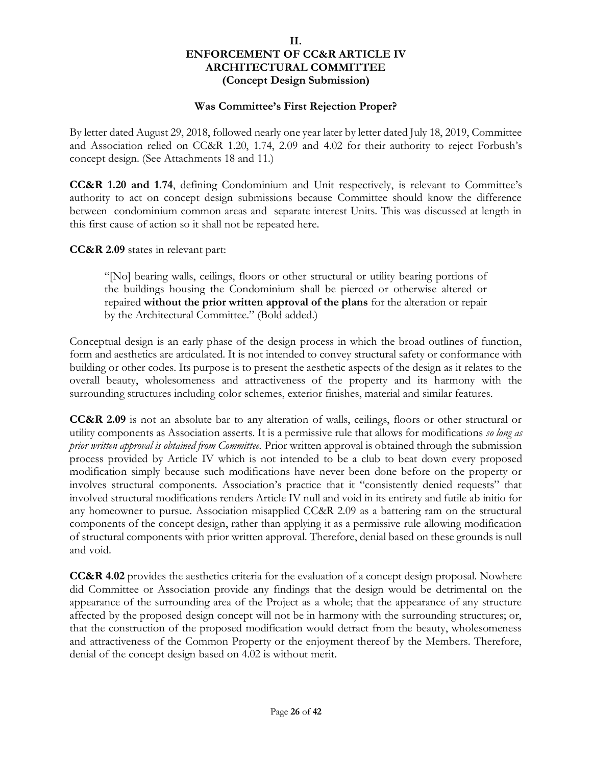## II.
## ENFORCEMENT OF CC&R ARTICLE IV
## ARCHITECTURAL COMMITTEE
## (Concept Design Submission)

### Was Committee's First Rejection Proper?

By letter dated August 29, 2018, followed nearly one year later by letter dated July 18, 2019, Committee and Association relied on CC&R 1.20, 1.74, 2.09 and 4.02 for their authority to reject Forbush's concept design. (See Attachments 18 and 11.)

**CC&R 1.20 and 1.74**, defining Condominium and Unit respectively, is relevant to Committee's authority to act on concept design submissions because Committee should know the difference between condominium common areas and separate interest Units. This was discussed at length in this first cause of action so it shall not be repeated here.

**CC&R 2.09** states in relevant part:

> "[No] bearing walls, ceilings, floors or other structural or utility bearing portions of the buildings housing the Condominium shall be pierced or otherwise altered or repaired **without the prior written approval of the plans** for the alteration or repair by the Architectural Committee." (Bold added.)

Conceptual design is an early phase of the design process in which the broad outlines of function, form and aesthetics are articulated. It is not intended to convey structural safety or conformance with building or other codes. Its purpose is to present the aesthetic aspects of the design as it relates to the overall beauty, wholesomeness and attractiveness of the property and its harmony with the surrounding structures including color schemes, exterior finishes, material and similar features.

**CC&R 2.09** is not an absolute bar to any alteration of walls, ceilings, floors or other structural or utility components as Association asserts. It is a permissive rule that allows for modifications *so long as prior written approval is obtained from Committee.* Prior written approval is obtained through the submission process provided by Article IV which is not intended to be a club to beat down every proposed modification simply because such modifications have never been done before on the property or involves structural components. Association's practice that it "consistently denied requests" that involved structural modifications renders Article IV null and void in its entirety and futile ab initio for any homeowner to pursue. Association misapplied CC&R 2.09 as a battering ram on the structural components of the concept design, rather than applying it as a permissive rule allowing modification of structural components with prior written approval. Therefore, denial based on these grounds is null and void.

**CC&R 4.02** provides the aesthetics criteria for the evaluation of a concept design proposal. Nowhere did Committee or Association provide any findings that the design would be detrimental on the appearance of the surrounding area of the Project as a whole; that the appearance of any structure affected by the proposed design concept will not be in harmony with the surrounding structures; or, that the construction of the proposed modification would detract from the beauty, wholesomeness and attractiveness of the Common Property or the enjoyment thereof by the Members. Therefore, denial of the concept design based on 4.02 is without merit.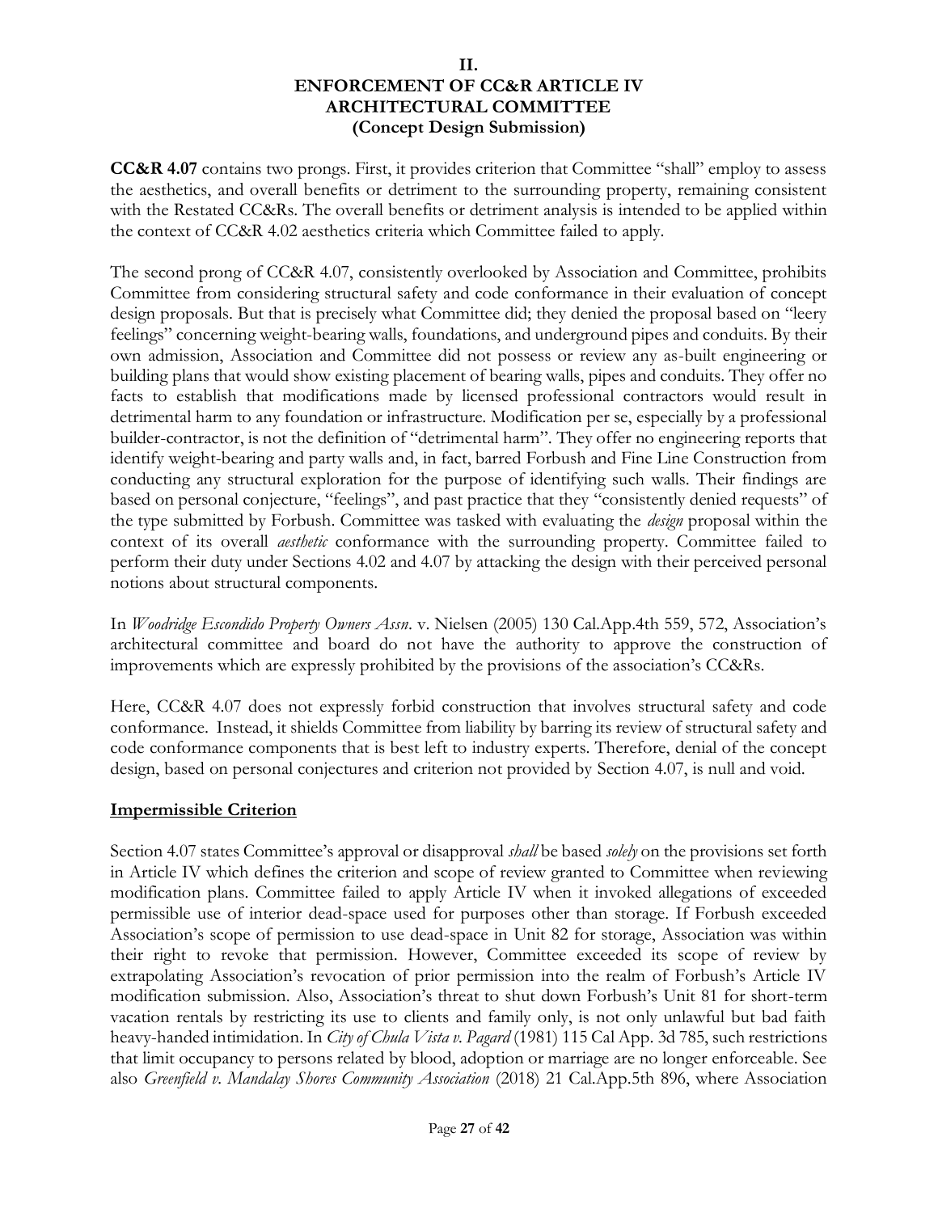# II.
# ENFORCEMENT OF CC&R ARTICLE IV
# ARCHITECTURAL COMMITTEE
# (Concept Design Submission)

**CC&R 4.07** contains two prongs. First, it provides criterion that Committee "shall" employ to assess the aesthetics, and overall benefits or detriment to the surrounding property, remaining consistent with the Restated CC&Rs. The overall benefits or detriment analysis is intended to be applied within the context of CC&R 4.02 aesthetics criteria which Committee failed to apply.

The second prong of CC&R 4.07, consistently overlooked by Association and Committee, prohibits Committee from considering structural safety and code conformance in their evaluation of concept design proposals. But that is precisely what Committee did; they denied the proposal based on "leery feelings" concerning weight-bearing walls, foundations, and underground pipes and conduits. By their own admission, Association and Committee did not possess or review any as-built engineering or building plans that would show existing placement of bearing walls, pipes and conduits. They offer no facts to establish that modifications made by licensed professional contractors would result in detrimental harm to any foundation or infrastructure. Modification per se, especially by a professional builder-contractor, is not the definition of "detrimental harm". They offer no engineering reports that identify weight-bearing and party walls and, in fact, barred Forbush and Fine Line Construction from conducting any structural exploration for the purpose of identifying such walls. Their findings are based on personal conjecture, "feelings", and past practice that they "consistently denied requests" of the type submitted by Forbush. Committee was tasked with evaluating the *design* proposal within the context of its overall *aesthetic* conformance with the surrounding property. Committee failed to perform their duty under Sections 4.02 and 4.07 by attacking the design with their perceived personal notions about structural components.

In *Woodridge Escondido Property Owners Assn*. v. Nielsen (2005) 130 Cal.App.4th 559, 572, Association's architectural committee and board do not have the authority to approve the construction of improvements which are expressly prohibited by the provisions of the association's CC&Rs.

Here, CC&R 4.07 does not expressly forbid construction that involves structural safety and code conformance. Instead, it shields Committee from liability by barring its review of structural safety and code conformance components that is best left to industry experts. Therefore, denial of the concept design, based on personal conjectures and criterion not provided by Section 4.07, is null and void.

## Impermissible Criterion

Section 4.07 states Committee's approval or disapproval *shall* be based *solely* on the provisions set forth in Article IV which defines the criterion and scope of review granted to Committee when reviewing modification plans. Committee failed to apply Article IV when it invoked allegations of exceeded permissible use of interior dead-space used for purposes other than storage. If Forbush exceeded Association's scope of permission to use dead-space in Unit 82 for storage, Association was within their right to revoke that permission. However, Committee exceeded its scope of review by extrapolating Association's revocation of prior permission into the realm of Forbush's Article IV modification submission. Also, Association's threat to shut down Forbush's Unit 81 for short-term vacation rentals by restricting its use to clients and family only, is not only unlawful but bad faith heavy-handed intimidation. In *City of Chula Vista v. Pagard* (1981) 115 Cal App. 3d 785, such restrictions that limit occupancy to persons related by blood, adoption or marriage are no longer enforceable. See also *Greenfield v. Mandalay Shores Community Association* (2018) 21 Cal.App.5th 896, where Association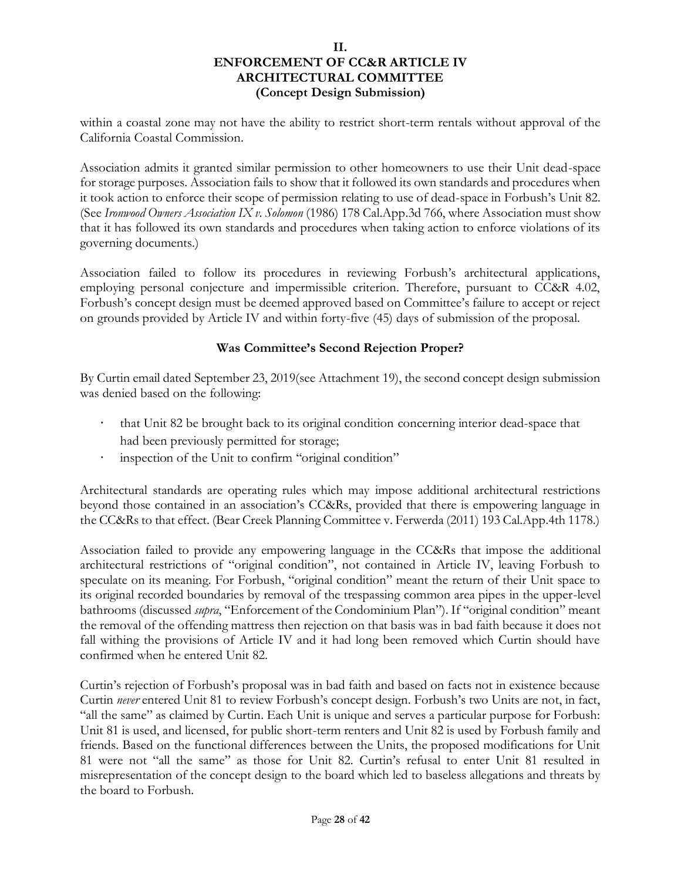## II.
## ENFORCEMENT OF CC&R ARTICLE IV
## ARCHITECTURAL COMMITTEE
## (Concept Design Submission)

within a coastal zone may not have the ability to restrict short-term rentals without approval of the California Coastal Commission.

Association admits it granted similar permission to other homeowners to use their Unit dead-space for storage purposes. Association fails to show that it followed its own standards and procedures when it took action to enforce their scope of permission relating to use of dead-space in Forbush's Unit 82. (See *Ironwood Owners Association IX v. Solomon* (1986) 178 Cal.App.3d 766, where Association must show that it has followed its own standards and procedures when taking action to enforce violations of its governing documents.)

Association failed to follow its procedures in reviewing Forbush's architectural applications, employing personal conjecture and impermissible criterion. Therefore, pursuant to CC&R 4.02, Forbush's concept design must be deemed approved based on Committee's failure to accept or reject on grounds provided by Article IV and within forty-five (45) days of submission of the proposal.

### Was Committee's Second Rejection Proper?

By Curtin email dated September 23, 2019(see Attachment 19), the second concept design submission was denied based on the following:

- that Unit 82 be brought back to its original condition concerning interior dead-space that had been previously permitted for storage;
- inspection of the Unit to confirm "original condition"

Architectural standards are operating rules which may impose additional architectural restrictions beyond those contained in an association's CC&Rs, provided that there is empowering language in the CC&Rs to that effect. (Bear Creek Planning Committee v. Ferwerda (2011) 193 Cal.App.4th 1178.)

Association failed to provide any empowering language in the CC&Rs that impose the additional architectural restrictions of "original condition", not contained in Article IV, leaving Forbush to speculate on its meaning. For Forbush, "original condition" meant the return of their Unit space to its original recorded boundaries by removal of the trespassing common area pipes in the upper-level bathrooms (discussed *supra*, "Enforcement of the Condominium Plan"). If "original condition" meant the removal of the offending mattress then rejection on that basis was in bad faith because it does not fall withing the provisions of Article IV and it had long been removed which Curtin should have confirmed when he entered Unit 82.

Curtin's rejection of Forbush's proposal was in bad faith and based on facts not in existence because Curtin *never* entered Unit 81 to review Forbush's concept design. Forbush's two Units are not, in fact, "all the same" as claimed by Curtin. Each Unit is unique and serves a particular purpose for Forbush: Unit 81 is used, and licensed, for public short-term renters and Unit 82 is used by Forbush family and friends. Based on the functional differences between the Units, the proposed modifications for Unit 81 were not "all the same" as those for Unit 82. Curtin's refusal to enter Unit 81 resulted in misrepresentation of the concept design to the board which led to baseless allegations and threats by the board to Forbush.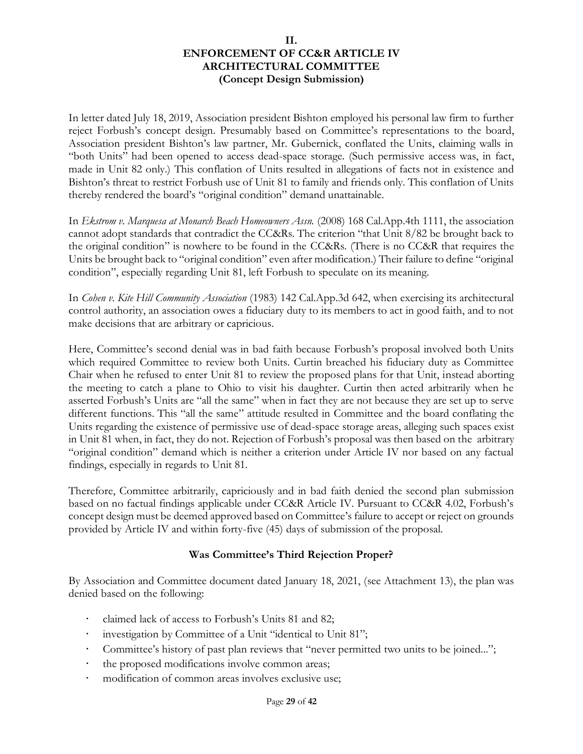## II.
## ENFORCEMENT OF CC&R ARTICLE IV ARCHITECTURAL COMMITTEE
### (Concept Design Submission)

In letter dated July 18, 2019, Association president Bishton employed his personal law firm to further reject Forbush's concept design. Presumably based on Committee's representations to the board, Association president Bishton's law partner, Mr. Gubernick, conflated the Units, claiming walls in "both Units" had been opened to access dead-space storage. (Such permissive access was, in fact, made in Unit 82 only.) This conflation of Units resulted in allegations of facts not in existence and Bishton's threat to restrict Forbush use of Unit 81 to family and friends only. This conflation of Units thereby rendered the board's "original condition" demand unattainable.

In *Ekstrom v. Marquesa at Monarch Beach Homeowners Assn.* (2008) 168 Cal.App.4th 1111, the association cannot adopt standards that contradict the CC&Rs. The criterion "that Unit 8/82 be brought back to the original condition" is nowhere to be found in the CC&Rs. (There is no CC&R that requires the Units be brought back to "original condition" even after modification.) Their failure to define "original condition", especially regarding Unit 81, left Forbush to speculate on its meaning.

In *Cohen v. Kite Hill Community Association* (1983) 142 Cal.App.3d 642, when exercising its architectural control authority, an association owes a fiduciary duty to its members to act in good faith, and to not make decisions that are arbitrary or capricious.

Here, Committee's second denial was in bad faith because Forbush's proposal involved both Units which required Committee to review both Units. Curtin breached his fiduciary duty as Committee Chair when he refused to enter Unit 81 to review the proposed plans for that Unit, instead aborting the meeting to catch a plane to Ohio to visit his daughter. Curtin then acted arbitrarily when he asserted Forbush's Units are "all the same" when in fact they are not because they are set up to serve different functions. This "all the same" attitude resulted in Committee and the board conflating the Units regarding the existence of permissive use of dead-space storage areas, alleging such spaces exist in Unit 81 when, in fact, they do not. Rejection of Forbush's proposal was then based on the arbitrary "original condition" demand which is neither a criterion under Article IV nor based on any factual findings, especially in regards to Unit 81.

Therefore, Committee arbitrarily, capriciously and in bad faith denied the second plan submission based on no factual findings applicable under CC&R Article IV. Pursuant to CC&R 4.02, Forbush's concept design must be deemed approved based on Committee's failure to accept or reject on grounds provided by Article IV and within forty-five (45) days of submission of the proposal.

### Was Committee's Third Rejection Proper?

By Association and Committee document dated January 18, 2021, (see Attachment 13), the plan was denied based on the following:

- claimed lack of access to Forbush's Units 81 and 82;
- investigation by Committee of a Unit "identical to Unit 81";
- Committee's history of past plan reviews that "never permitted two units to be joined...";
- the proposed modifications involve common areas;
- modification of common areas involves exclusive use;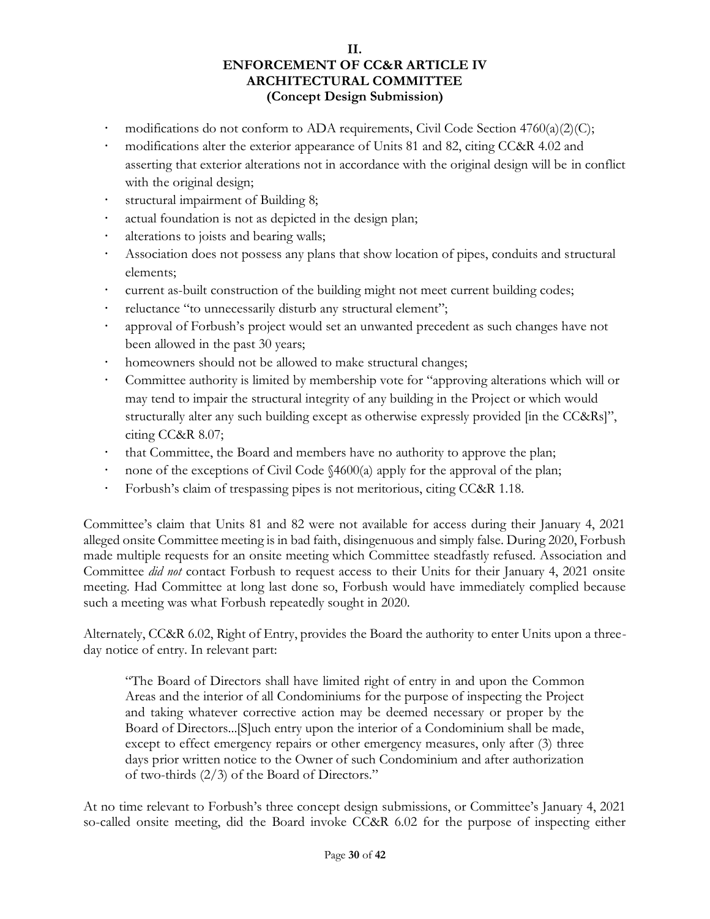## II.
## ENFORCEMENT OF CC&R ARTICLE IV
## ARCHITECTURAL COMMITTEE
## (Concept Design Submission)

- modifications do not conform to ADA requirements, Civil Code Section 4760(a)(2)(C);
- modifications alter the exterior appearance of Units 81 and 82, citing CC&R 4.02 and asserting that exterior alterations not in accordance with the original design will be in conflict with the original design;
- structural impairment of Building 8;
- actual foundation is not as depicted in the design plan;
- alterations to joists and bearing walls;
- Association does not possess any plans that show location of pipes, conduits and structural elements;
- current as-built construction of the building might not meet current building codes;
- reluctance "to unnecessarily disturb any structural element";
- approval of Forbush's project would set an unwanted precedent as such changes have not been allowed in the past 30 years;
- homeowners should not be allowed to make structural changes;
- Committee authority is limited by membership vote for "approving alterations which will or may tend to impair the structural integrity of any building in the Project or which would structurally alter any such building except as otherwise expressly provided [in the CC&Rs]", citing CC&R 8.07;
- that Committee, the Board and members have no authority to approve the plan;
- none of the exceptions of Civil Code §4600(a) apply for the approval of the plan;
- Forbush's claim of trespassing pipes is not meritorious, citing CC&R 1.18.

Committee's claim that Units 81 and 82 were not available for access during their January 4, 2021 alleged onsite Committee meeting is in bad faith, disingenuous and simply false. During 2020, Forbush made multiple requests for an onsite meeting which Committee steadfastly refused. Association and Committee *did not* contact Forbush to request access to their Units for their January 4, 2021 onsite meeting. Had Committee at long last done so, Forbush would have immediately complied because such a meeting was what Forbush repeatedly sought in 2020.

Alternately, CC&R 6.02, Right of Entry, provides the Board the authority to enter Units upon a three-day notice of entry. In relevant part:

> "The Board of Directors shall have limited right of entry in and upon the Common Areas and the interior of all Condominiums for the purpose of inspecting the Project and taking whatever corrective action may be deemed necessary or proper by the Board of Directors...[S]uch entry upon the interior of a Condominium shall be made, except to effect emergency repairs or other emergency measures, only after (3) three days prior written notice to the Owner of such Condominium and after authorization of two-thirds (2/3) of the Board of Directors."

At no time relevant to Forbush's three concept design submissions, or Committee's January 4, 2021 so-called onsite meeting, did the Board invoke CC&R 6.02 for the purpose of inspecting either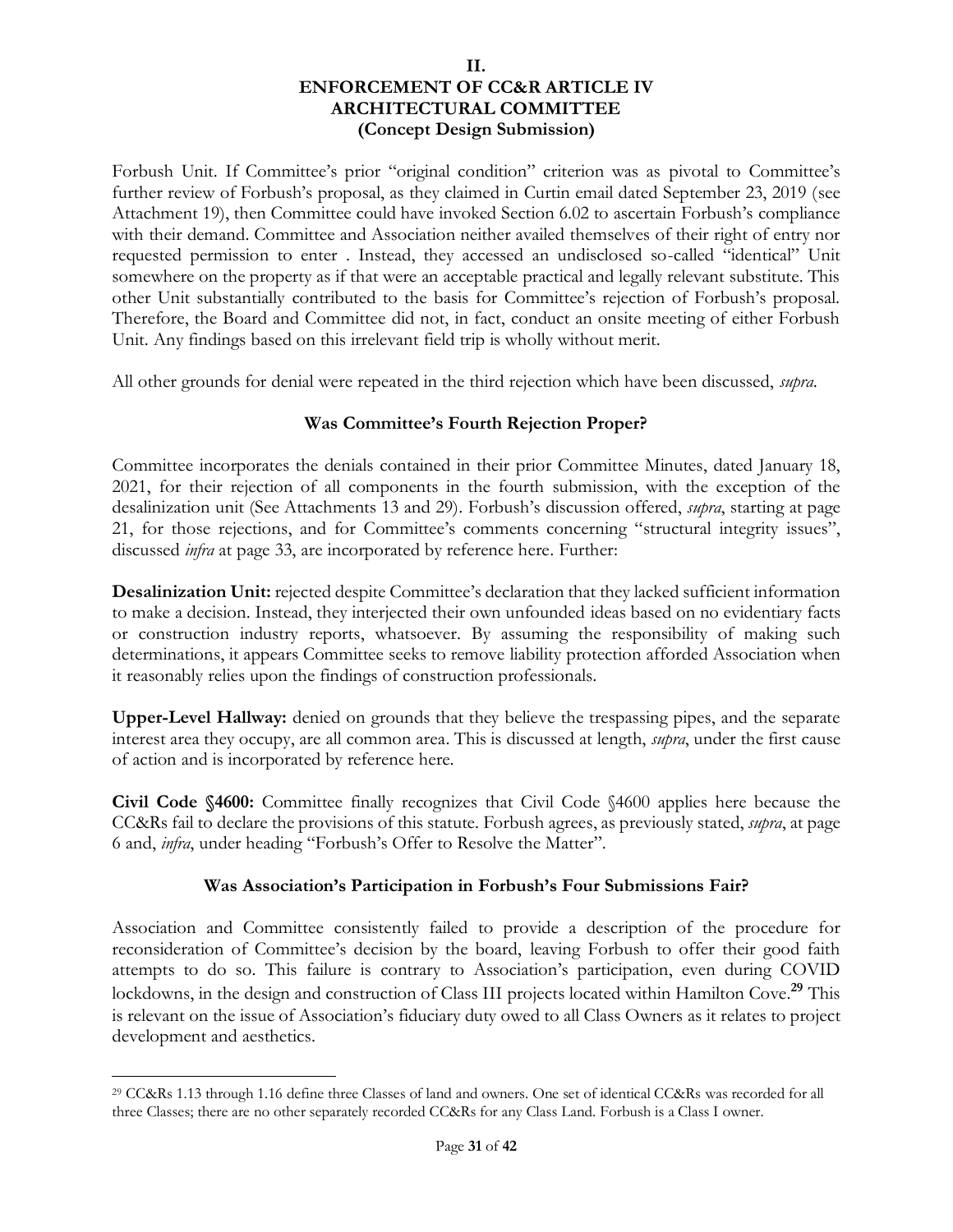## II.
## ENFORCEMENT OF CC&R ARTICLE IV
## ARCHITECTURAL COMMITTEE
## (Concept Design Submission)

Forbush Unit. If Committee's prior "original condition" criterion was as pivotal to Committee's further review of Forbush's proposal, as they claimed in Curtin email dated September 23, 2019 (see Attachment 19), then Committee could have invoked Section 6.02 to ascertain Forbush's compliance with their demand. Committee and Association neither availed themselves of their right of entry nor requested permission to enter . Instead, they accessed an undisclosed so-called "identical" Unit somewhere on the property as if that were an acceptable practical and legally relevant substitute. This other Unit substantially contributed to the basis for Committee's rejection of Forbush's proposal. Therefore, the Board and Committee did not, in fact, conduct an onsite meeting of either Forbush Unit. Any findings based on this irrelevant field trip is wholly without merit.

All other grounds for denial were repeated in the third rejection which have been discussed, *supra*.

### Was Committee's Fourth Rejection Proper?

Committee incorporates the denials contained in their prior Committee Minutes, dated January 18, 2021, for their rejection of all components in the fourth submission, with the exception of the desalinization unit (See Attachments 13 and 29). Forbush's discussion offered, *supra*, starting at page 21, for those rejections, and for Committee's comments concerning "structural integrity issues", discussed *infra* at page 33, are incorporated by reference here. Further:

**Desalinization Unit:** rejected despite Committee's declaration that they lacked sufficient information to make a decision. Instead, they interjected their own unfounded ideas based on no evidentiary facts or construction industry reports, whatsoever. By assuming the responsibility of making such determinations, it appears Committee seeks to remove liability protection afforded Association when it reasonably relies upon the findings of construction professionals.

**Upper-Level Hallway:** denied on grounds that they believe the trespassing pipes, and the separate interest area they occupy, are all common area. This is discussed at length, *supra*, under the first cause of action and is incorporated by reference here.

**Civil Code §4600:** Committee finally recognizes that Civil Code §4600 applies here because the CC&Rs fail to declare the provisions of this statute. Forbush agrees, as previously stated, *supra*, at page 6 and, *infra*, under heading "Forbush's Offer to Resolve the Matter".

### Was Association's Participation in Forbush's Four Submissions Fair?

Association and Committee consistently failed to provide a description of the procedure for reconsideration of Committee's decision by the board, leaving Forbush to offer their good faith attempts to do so. This failure is contrary to Association's participation, even during COVID lockdowns, in the design and construction of Class III projects located within Hamilton Cove.[29] This is relevant on the issue of Association's fiduciary duty owed to all Class Owners as it relates to project development and aesthetics.

---

[29] CC&Rs 1.13 through 1.16 define three Classes of land and owners. One set of identical CC&Rs was recorded for all three Classes; there are no other separately recorded CC&Rs for any Class Land. Forbush is a Class I owner.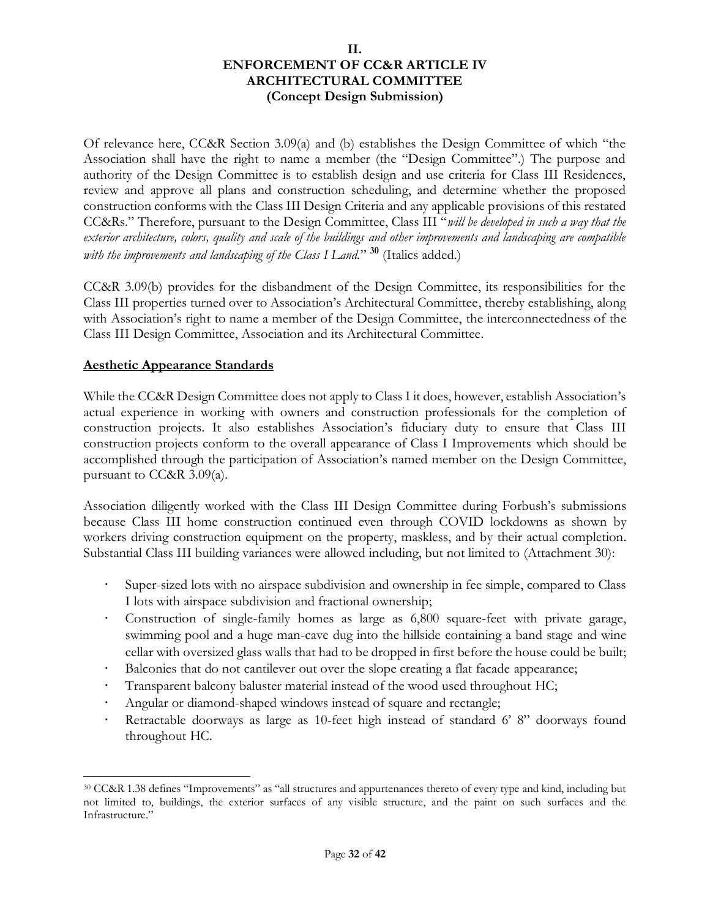## II.
## ENFORCEMENT OF CC&R ARTICLE IV
## ARCHITECTURAL COMMITTEE
## (Concept Design Submission)

Of relevance here, CC&R Section 3.09(a) and (b) establishes the Design Committee of which "the Association shall have the right to name a member (the "Design Committee".) The purpose and authority of the Design Committee is to establish design and use criteria for Class III Residences, review and approve all plans and construction scheduling, and determine whether the proposed construction conforms with the Class III Design Criteria and any applicable provisions of this restated CC&Rs." Therefore, pursuant to the Design Committee, Class III "*will be developed in such a way that the exterior architecture, colors, quality and scale of the buildings and other improvements and landscaping are compatible with the improvements and landscaping of the Class I Land.*" **[30]** (Italics added.)

CC&R 3.09(b) provides for the disbandment of the Design Committee, its responsibilities for the Class III properties turned over to Association's Architectural Committee, thereby establishing, along with Association's right to name a member of the Design Committee, the interconnectedness of the Class III Design Committee, Association and its Architectural Committee.

**Aesthetic Appearance Standards**

While the CC&R Design Committee does not apply to Class I it does, however, establish Association's actual experience in working with owners and construction professionals for the completion of construction projects. It also establishes Association's fiduciary duty to ensure that Class III construction projects conform to the overall appearance of Class I Improvements which should be accomplished through the participation of Association's named member on the Design Committee, pursuant to CC&R 3.09(a).

Association diligently worked with the Class III Design Committee during Forbush's submissions because Class III home construction continued even through COVID lockdowns as shown by workers driving construction equipment on the property, maskless, and by their actual completion. Substantial Class III building variances were allowed including, but not limited to (Attachment 30):

- Super-sized lots with no airspace subdivision and ownership in fee simple, compared to Class I lots with airspace subdivision and fractional ownership;
- Construction of single-family homes as large as 6,800 square-feet with private garage, swimming pool and a huge man-cave dug into the hillside containing a band stage and wine cellar with oversized glass walls that had to be dropped in first before the house could be built;
- Balconies that do not cantilever out over the slope creating a flat facade appearance;
- Transparent balcony baluster material instead of the wood used throughout HC;
- Angular or diamond-shaped windows instead of square and rectangle;
- Retractable doorways as large as 10-feet high instead of standard 6' 8" doorways found throughout HC.

---

[30] CC&R 1.38 defines "Improvements" as "all structures and appurtenances thereto of every type and kind, including but not limited to, buildings, the exterior surfaces of any visible structure, and the paint on such surfaces and the Infrastructure."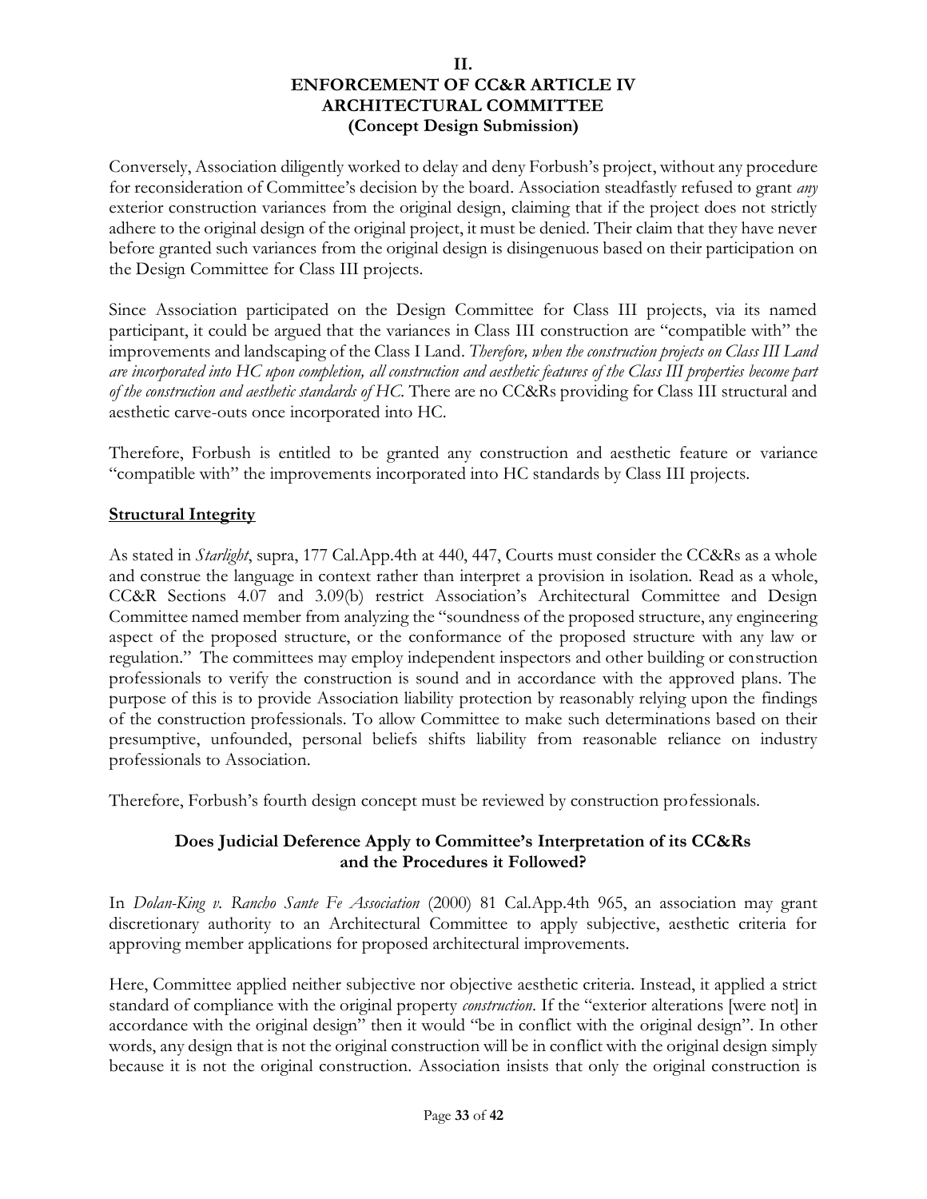## II.
## ENFORCEMENT OF CC&R ARTICLE IV
## ARCHITECTURAL COMMITTEE
## (Concept Design Submission)

Conversely, Association diligently worked to delay and deny Forbush's project, without any procedure for reconsideration of Committee's decision by the board. Association steadfastly refused to grant *any* exterior construction variances from the original design, claiming that if the project does not strictly adhere to the original design of the original project, it must be denied. Their claim that they have never before granted such variances from the original design is disingenuous based on their participation on the Design Committee for Class III projects.

Since Association participated on the Design Committee for Class III projects, via its named participant, it could be argued that the variances in Class III construction are "compatible with" the improvements and landscaping of the Class I Land. *Therefore, when the construction projects on Class III Land are incorporated into HC upon completion, all construction and aesthetic features of the Class III properties become part of the construction and aesthetic standards of HC.* There are no CC&Rs providing for Class III structural and aesthetic carve-outs once incorporated into HC.

Therefore, Forbush is entitled to be granted any construction and aesthetic feature or variance "compatible with" the improvements incorporated into HC standards by Class III projects.

**Structural Integrity**

As stated in *Starlight*, supra, 177 Cal.App.4th at 440, 447, Courts must consider the CC&Rs as a whole and construe the language in context rather than interpret a provision in isolation. Read as a whole, CC&R Sections 4.07 and 3.09(b) restrict Association's Architectural Committee and Design Committee named member from analyzing the "soundness of the proposed structure, any engineering aspect of the proposed structure, or the conformance of the proposed structure with any law or regulation." The committees may employ independent inspectors and other building or construction professionals to verify the construction is sound and in accordance with the approved plans. The purpose of this is to provide Association liability protection by reasonably relying upon the findings of the construction professionals. To allow Committee to make such determinations based on their presumptive, unfounded, personal beliefs shifts liability from reasonable reliance on industry professionals to Association.

Therefore, Forbush's fourth design concept must be reviewed by construction professionals.

### Does Judicial Deference Apply to Committee's Interpretation of its CC&Rs and the Procedures it Followed?

In *Dolan-King v. Rancho Sante Fe Association* (2000) 81 Cal.App.4th 965, an association may grant discretionary authority to an Architectural Committee to apply subjective, aesthetic criteria for approving member applications for proposed architectural improvements.

Here, Committee applied neither subjective nor objective aesthetic criteria. Instead, it applied a strict standard of compliance with the original property *construction*. If the "exterior alterations [were not] in accordance with the original design" then it would "be in conflict with the original design". In other words, any design that is not the original construction will be in conflict with the original design simply because it is not the original construction. Association insists that only the original construction is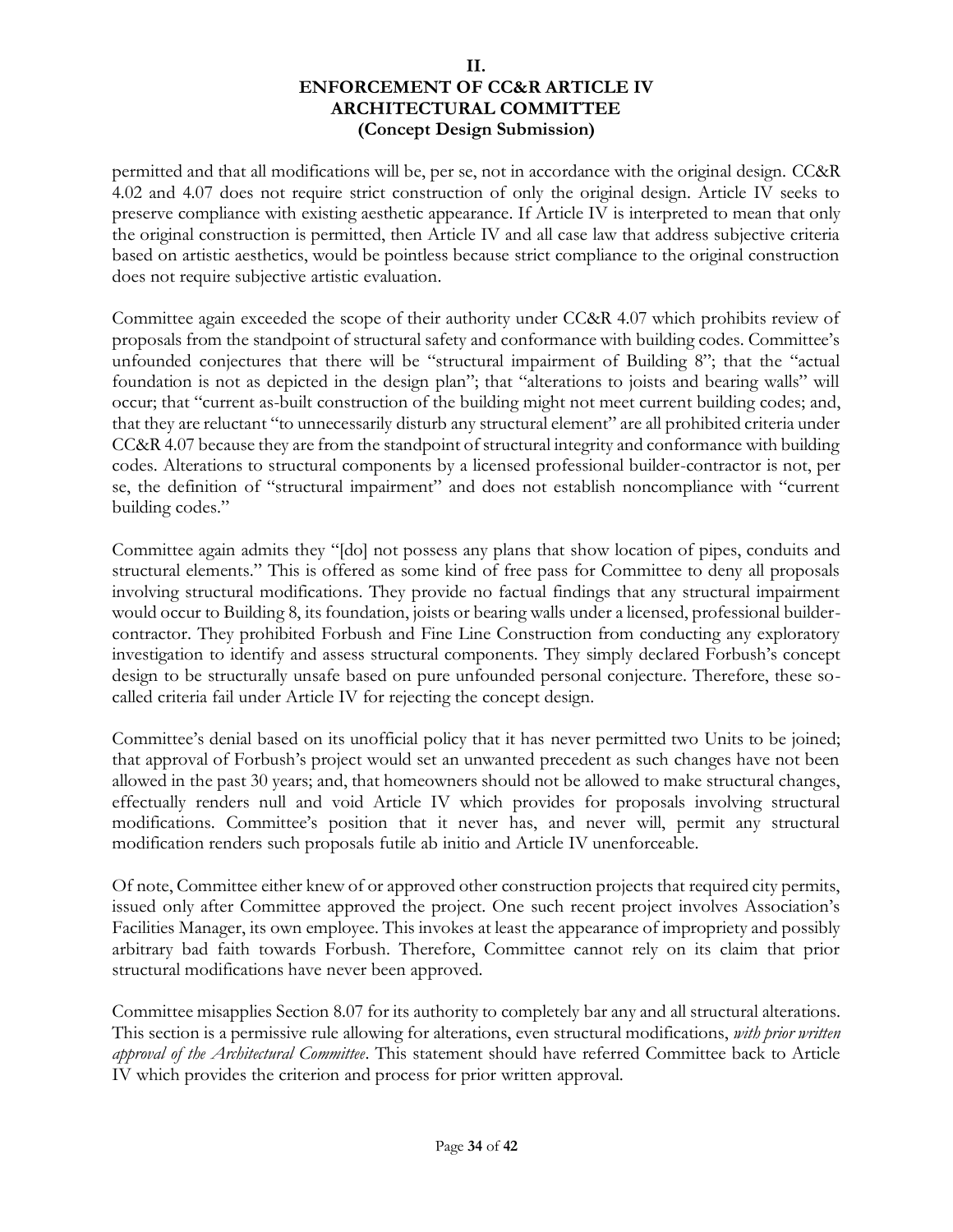## II.
## ENFORCEMENT OF CC&R ARTICLE IV
## ARCHITECTURAL COMMITTEE
## (Concept Design Submission)

permitted and that all modifications will be, per se, not in accordance with the original design. CC&R 4.02 and 4.07 does not require strict construction of only the original design. Article IV seeks to preserve compliance with existing aesthetic appearance. If Article IV is interpreted to mean that only the original construction is permitted, then Article IV and all case law that address subjective criteria based on artistic aesthetics, would be pointless because strict compliance to the original construction does not require subjective artistic evaluation.

Committee again exceeded the scope of their authority under CC&R 4.07 which prohibits review of proposals from the standpoint of structural safety and conformance with building codes. Committee's unfounded conjectures that there will be "structural impairment of Building 8"; that the "actual foundation is not as depicted in the design plan"; that "alterations to joists and bearing walls" will occur; that "current as-built construction of the building might not meet current building codes; and, that they are reluctant "to unnecessarily disturb any structural element" are all prohibited criteria under CC&R 4.07 because they are from the standpoint of structural integrity and conformance with building codes. Alterations to structural components by a licensed professional builder-contractor is not, per se, the definition of "structural impairment" and does not establish noncompliance with "current building codes."

Committee again admits they "[do] not possess any plans that show location of pipes, conduits and structural elements." This is offered as some kind of free pass for Committee to deny all proposals involving structural modifications. They provide no factual findings that any structural impairment would occur to Building 8, its foundation, joists or bearing walls under a licensed, professional builder-contractor. They prohibited Forbush and Fine Line Construction from conducting any exploratory investigation to identify and assess structural components. They simply declared Forbush's concept design to be structurally unsafe based on pure unfounded personal conjecture. Therefore, these so-called criteria fail under Article IV for rejecting the concept design.

Committee's denial based on its unofficial policy that it has never permitted two Units to be joined; that approval of Forbush's project would set an unwanted precedent as such changes have not been allowed in the past 30 years; and, that homeowners should not be allowed to make structural changes, effectually renders null and void Article IV which provides for proposals involving structural modifications. Committee's position that it never has, and never will, permit any structural modification renders such proposals futile ab initio and Article IV unenforceable.

Of note, Committee either knew of or approved other construction projects that required city permits, issued only after Committee approved the project. One such recent project involves Association's Facilities Manager, its own employee. This invokes at least the appearance of impropriety and possibly arbitrary bad faith towards Forbush. Therefore, Committee cannot rely on its claim that prior structural modifications have never been approved.

Committee misapplies Section 8.07 for its authority to completely bar any and all structural alterations. This section is a permissive rule allowing for alterations, even structural modifications, *with prior written approval of the Architectural Committee*. This statement should have referred Committee back to Article IV which provides the criterion and process for prior written approval.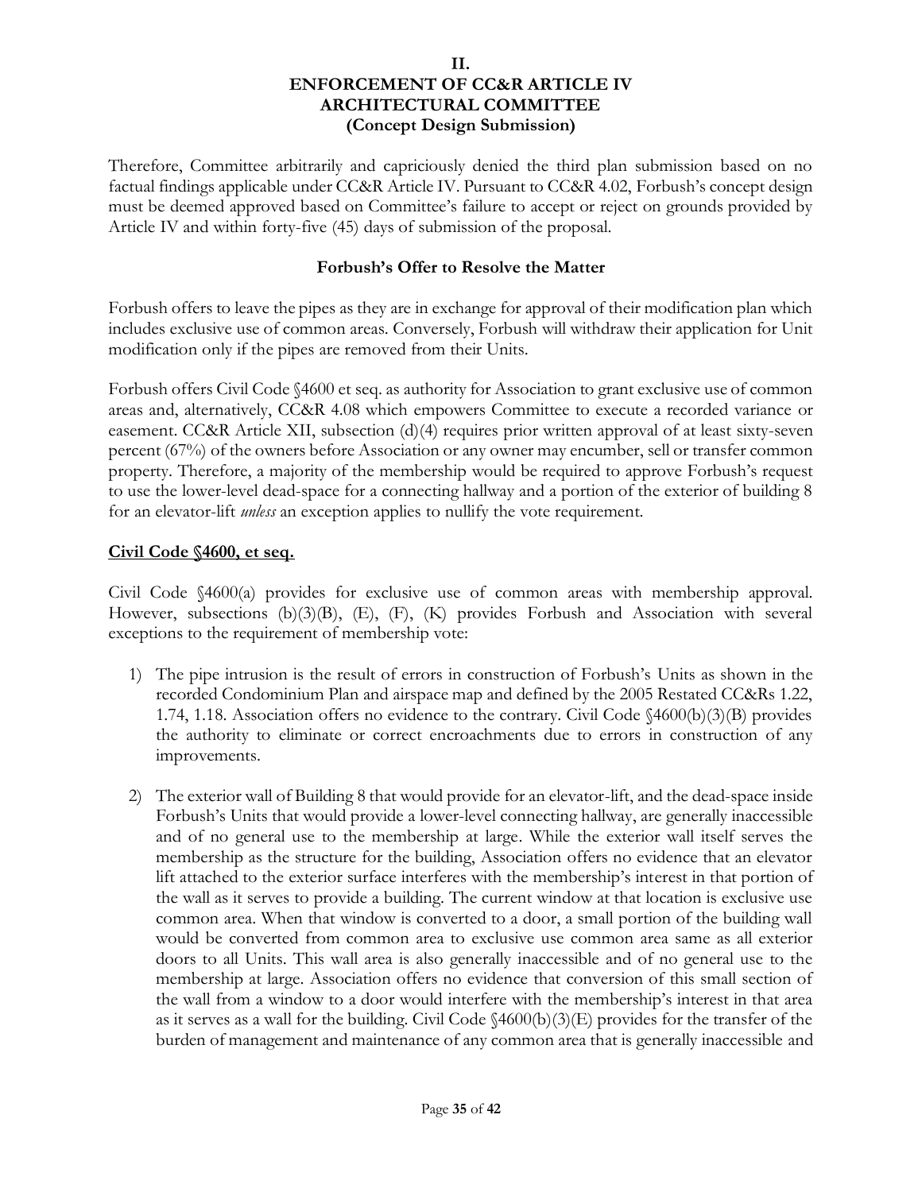# II.
# ENFORCEMENT OF CC&R ARTICLE IV
# ARCHITECTURAL COMMITTEE
# (Concept Design Submission)

Therefore, Committee arbitrarily and capriciously denied the third plan submission based on no factual findings applicable under CC&R Article IV. Pursuant to CC&R 4.02, Forbush's concept design must be deemed approved based on Committee's failure to accept or reject on grounds provided by Article IV and within forty-five (45) days of submission of the proposal.

### Forbush's Offer to Resolve the Matter

Forbush offers to leave the pipes as they are in exchange for approval of their modification plan which includes exclusive use of common areas. Conversely, Forbush will withdraw their application for Unit modification only if the pipes are removed from their Units.

Forbush offers Civil Code §4600 et seq. as authority for Association to grant exclusive use of common areas and, alternatively, CC&R 4.08 which empowers Committee to execute a recorded variance or easement. CC&R Article XII, subsection (d)(4) requires prior written approval of at least sixty-seven percent (67%) of the owners before Association or any owner may encumber, sell or transfer common property. Therefore, a majority of the membership would be required to approve Forbush's request to use the lower-level dead-space for a connecting hallway and a portion of the exterior of building 8 for an elevator-lift *unless* an exception applies to nullify the vote requirement.

### Civil Code §4600, et seq.

Civil Code §4600(a) provides for exclusive use of common areas with membership approval. However, subsections (b)(3)(B), (E), (F), (K) provides Forbush and Association with several exceptions to the requirement of membership vote:

1) The pipe intrusion is the result of errors in construction of Forbush's Units as shown in the recorded Condominium Plan and airspace map and defined by the 2005 Restated CC&Rs 1.22, 1.74, 1.18. Association offers no evidence to the contrary. Civil Code §4600(b)(3)(B) provides the authority to eliminate or correct encroachments due to errors in construction of any improvements.

2) The exterior wall of Building 8 that would provide for an elevator-lift, and the dead-space inside Forbush's Units that would provide a lower-level connecting hallway, are generally inaccessible and of no general use to the membership at large. While the exterior wall itself serves the membership as the structure for the building, Association offers no evidence that an elevator lift attached to the exterior surface interferes with the membership's interest in that portion of the wall as it serves to provide a building. The current window at that location is exclusive use common area. When that window is converted to a door, a small portion of the building wall would be converted from common area to exclusive use common area same as all exterior doors to all Units. This wall area is also generally inaccessible and of no general use to the membership at large. Association offers no evidence that conversion of this small section of the wall from a window to a door would interfere with the membership's interest in that area as it serves as a wall for the building. Civil Code §4600(b)(3)(E) provides for the transfer of the burden of management and maintenance of any common area that is generally inaccessible and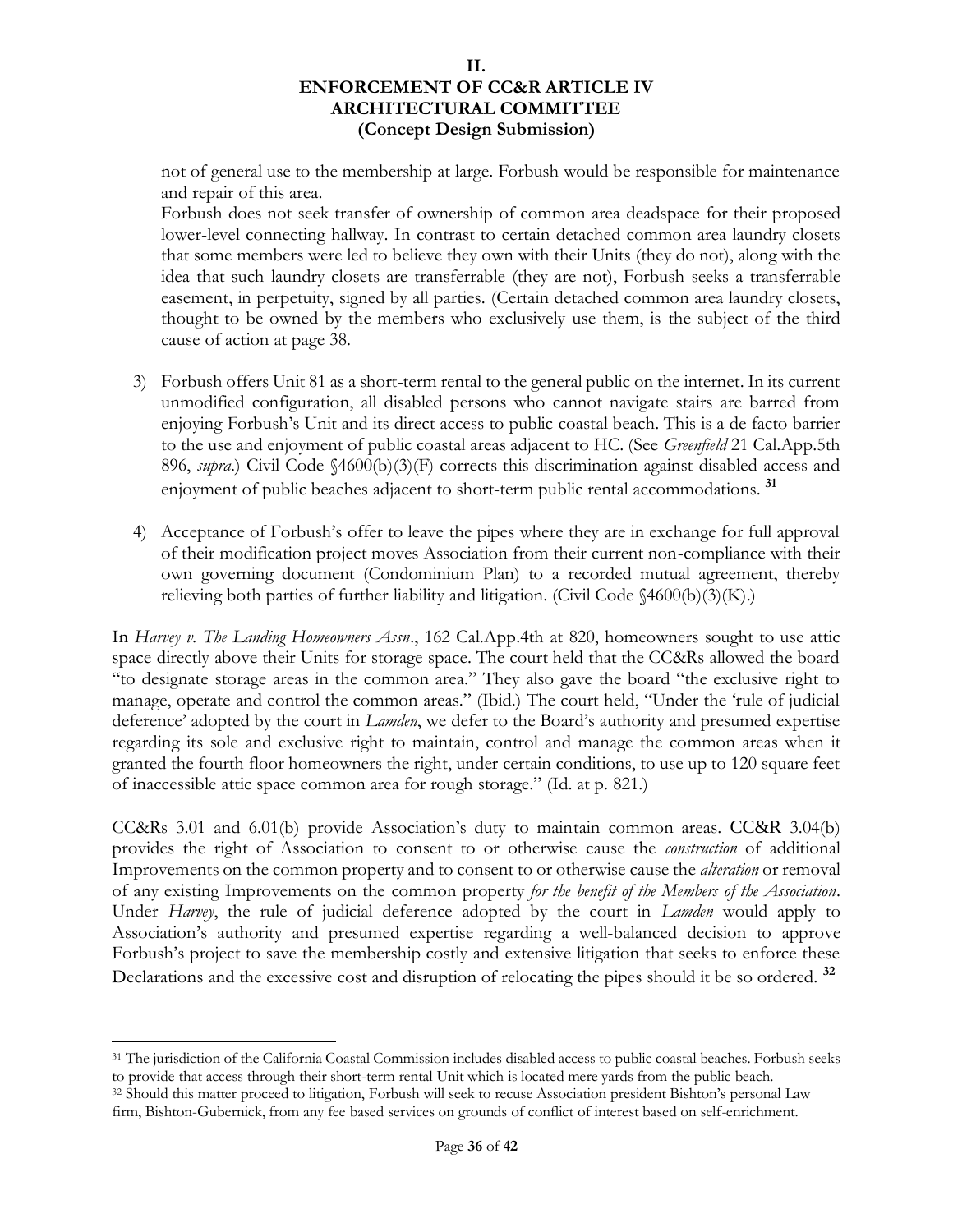## II.
## ENFORCEMENT OF CC&R ARTICLE IV
## ARCHITECTURAL COMMITTEE
## (Concept Design Submission)

not of general use to the membership at large. Forbush would be responsible for maintenance and repair of this area.

Forbush does not seek transfer of ownership of common area deadspace for their proposed lower-level connecting hallway. In contrast to certain detached common area laundry closets that some members were led to believe they own with their Units (they do not), along with the idea that such laundry closets are transferrable (they are not), Forbush seeks a transferrable easement, in perpetuity, signed by all parties. (Certain detached common area laundry closets, thought to be owned by the members who exclusively use them, is the subject of the third cause of action at page 38.

3) Forbush offers Unit 81 as a short-term rental to the general public on the internet. In its current unmodified configuration, all disabled persons who cannot navigate stairs are barred from enjoying Forbush's Unit and its direct access to public coastal beach. This is a de facto barrier to the use and enjoyment of public coastal areas adjacent to HC. (See *Greenfield* 21 Cal.App.5th 896, *supra*.) Civil Code §4600(b)(3)(F) corrects this discrimination against disabled access and enjoyment of public beaches adjacent to short-term public rental accommodations. [31]

4) Acceptance of Forbush's offer to leave the pipes where they are in exchange for full approval of their modification project moves Association from their current non-compliance with their own governing document (Condominium Plan) to a recorded mutual agreement, thereby relieving both parties of further liability and litigation. (Civil Code §4600(b)(3)(K).)

In *Harvey v. The Landing Homeowners Assn*., 162 Cal.App.4th at 820, homeowners sought to use attic space directly above their Units for storage space. The court held that the CC&Rs allowed the board "to designate storage areas in the common area." They also gave the board "the exclusive right to manage, operate and control the common areas." (Ibid.) The court held, "Under the 'rule of judicial deference' adopted by the court in *Lamden*, we defer to the Board's authority and presumed expertise regarding its sole and exclusive right to maintain, control and manage the common areas when it granted the fourth floor homeowners the right, under certain conditions, to use up to 120 square feet of inaccessible attic space common area for rough storage." (Id. at p. 821.)

CC&Rs 3.01 and 6.01(b) provide Association's duty to maintain common areas. CC&R 3.04(b) provides the right of Association to consent to or otherwise cause the *construction* of additional Improvements on the common property and to consent to or otherwise cause the *alteration* or removal of any existing Improvements on the common property *for the benefit of the Members of the Association*. Under *Harvey*, the rule of judicial deference adopted by the court in *Lamden* would apply to Association's authority and presumed expertise regarding a well-balanced decision to approve Forbush's project to save the membership costly and extensive litigation that seeks to enforce these Declarations and the excessive cost and disruption of relocating the pipes should it be so ordered. [32]

---

[31] The jurisdiction of the California Coastal Commission includes disabled access to public coastal beaches. Forbush seeks to provide that access through their short-term rental Unit which is located mere yards from the public beach.

[32] Should this matter proceed to litigation, Forbush will seek to recuse Association president Bishton's personal Law firm, Bishton-Gubernick, from any fee based services on grounds of conflict of interest based on self-enrichment.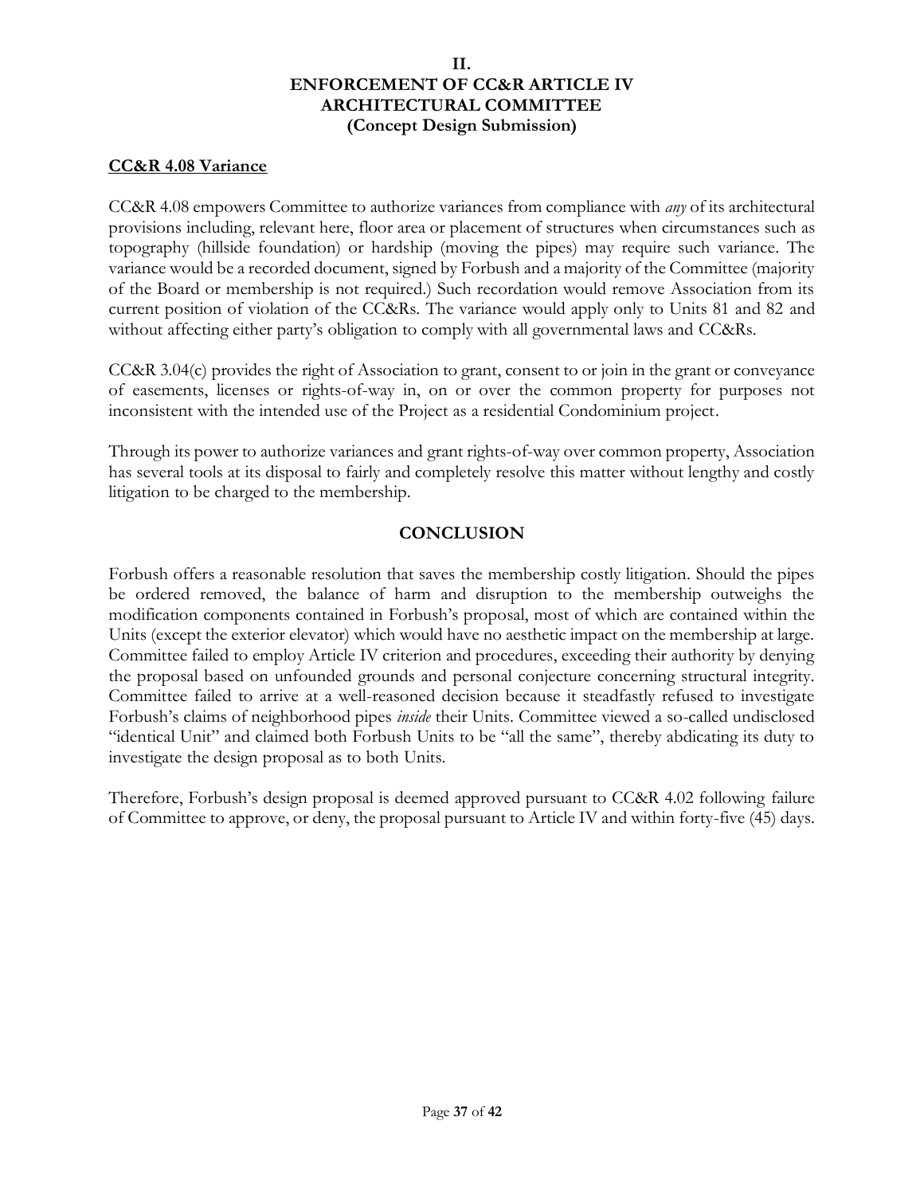## II.
## ENFORCEMENT OF CC&R ARTICLE IV
## ARCHITECTURAL COMMITTEE
## (Concept Design Submission)

**CC&R 4.08 Variance**

CC&R 4.08 empowers Committee to authorize variances from compliance with *any* of its architectural provisions including, relevant here, floor area or placement of structures when circumstances such as topography (hillside foundation) or hardship (moving the pipes) may require such variance. The variance would be a recorded document, signed by Forbush and a majority of the Committee (majority of the Board or membership is not required.) Such recordation would remove Association from its current position of violation of the CC&Rs. The variance would apply only to Units 81 and 82 and without affecting either party's obligation to comply with all governmental laws and CC&Rs.

CC&R 3.04(c) provides the right of Association to grant, consent to or join in the grant or conveyance of easements, licenses or rights-of-way in, on or over the common property for purposes not inconsistent with the intended use of the Project as a residential Condominium project.

Through its power to authorize variances and grant rights-of-way over common property, Association has several tools at its disposal to fairly and completely resolve this matter without lengthy and costly litigation to be charged to the membership.

## CONCLUSION

Forbush offers a reasonable resolution that saves the membership costly litigation. Should the pipes be ordered removed, the balance of harm and disruption to the membership outweighs the modification components contained in Forbush's proposal, most of which are contained within the Units (except the exterior elevator) which would have no aesthetic impact on the membership at large. Committee failed to employ Article IV criterion and procedures, exceeding their authority by denying the proposal based on unfounded grounds and personal conjecture concerning structural integrity. Committee failed to arrive at a well-reasoned decision because it steadfastly refused to investigate Forbush's claims of neighborhood pipes *inside* their Units. Committee viewed a so-called undisclosed "identical Unit" and claimed both Forbush Units to be "all the same", thereby abdicating its duty to investigate the design proposal as to both Units.

Therefore, Forbush's design proposal is deemed approved pursuant to CC&R 4.02 following failure of Committee to approve, or deny, the proposal pursuant to Article IV and within forty-five (45) days.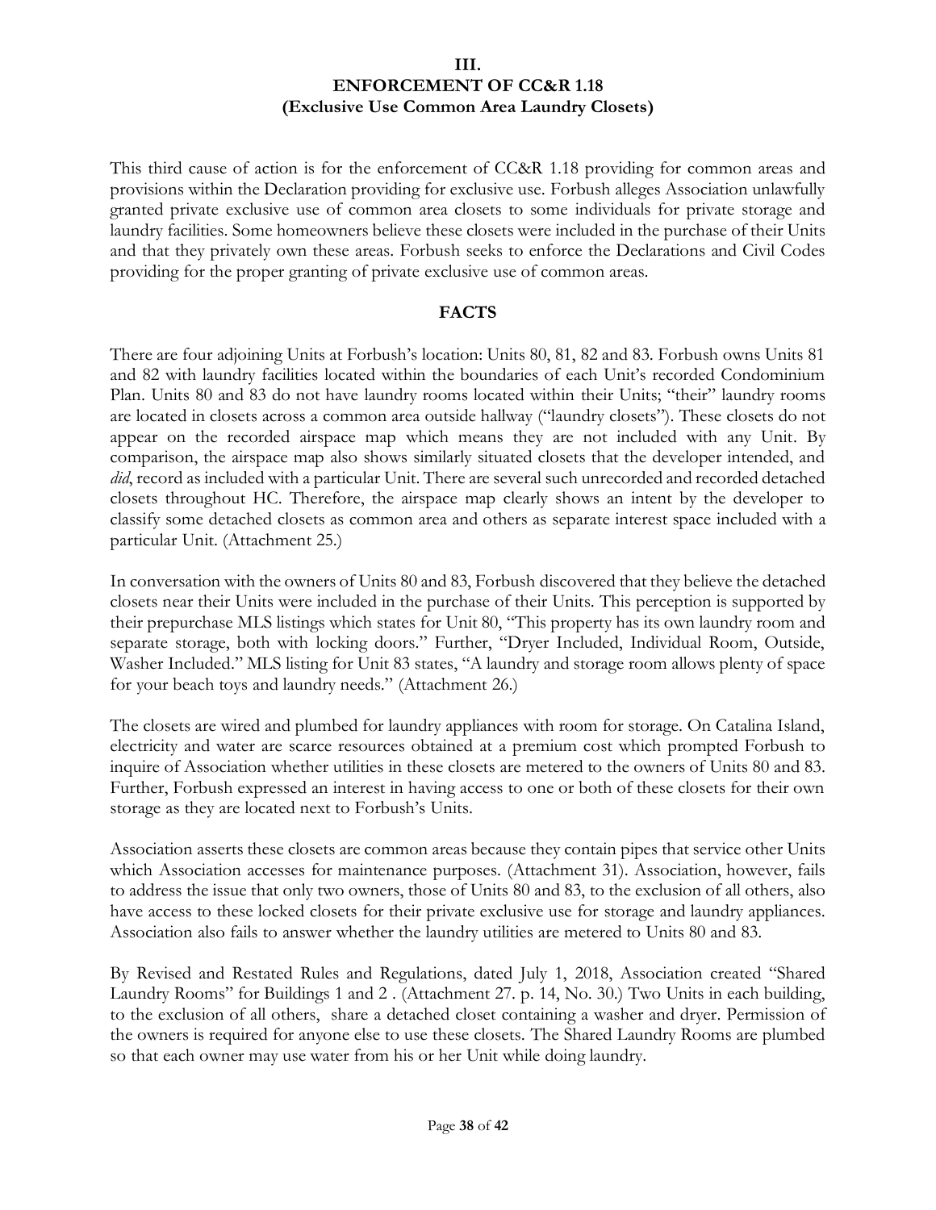## III.
## ENFORCEMENT OF CC&R 1.18
## (Exclusive Use Common Area Laundry Closets)

This third cause of action is for the enforcement of CC&R 1.18 providing for common areas and provisions within the Declaration providing for exclusive use. Forbush alleges Association unlawfully granted private exclusive use of common area closets to some individuals for private storage and laundry facilities. Some homeowners believe these closets were included in the purchase of their Units and that they privately own these areas. Forbush seeks to enforce the Declarations and Civil Codes providing for the proper granting of private exclusive use of common areas.

### FACTS

There are four adjoining Units at Forbush's location: Units 80, 81, 82 and 83. Forbush owns Units 81 and 82 with laundry facilities located within the boundaries of each Unit's recorded Condominium Plan. Units 80 and 83 do not have laundry rooms located within their Units; "their" laundry rooms are located in closets across a common area outside hallway ("laundry closets"). These closets do not appear on the recorded airspace map which means they are not included with any Unit. By comparison, the airspace map also shows similarly situated closets that the developer intended, and *did*, record as included with a particular Unit. There are several such unrecorded and recorded detached closets throughout HC. Therefore, the airspace map clearly shows an intent by the developer to classify some detached closets as common area and others as separate interest space included with a particular Unit. (Attachment 25.)

In conversation with the owners of Units 80 and 83, Forbush discovered that they believe the detached closets near their Units were included in the purchase of their Units. This perception is supported by their prepurchase MLS listings which states for Unit 80, "This property has its own laundry room and separate storage, both with locking doors." Further, "Dryer Included, Individual Room, Outside, Washer Included." MLS listing for Unit 83 states, "A laundry and storage room allows plenty of space for your beach toys and laundry needs." (Attachment 26.)

The closets are wired and plumbed for laundry appliances with room for storage. On Catalina Island, electricity and water are scarce resources obtained at a premium cost which prompted Forbush to inquire of Association whether utilities in these closets are metered to the owners of Units 80 and 83. Further, Forbush expressed an interest in having access to one or both of these closets for their own storage as they are located next to Forbush's Units.

Association asserts these closets are common areas because they contain pipes that service other Units which Association accesses for maintenance purposes. (Attachment 31). Association, however, fails to address the issue that only two owners, those of Units 80 and 83, to the exclusion of all others, also have access to these locked closets for their private exclusive use for storage and laundry appliances. Association also fails to answer whether the laundry utilities are metered to Units 80 and 83.

By Revised and Restated Rules and Regulations, dated July 1, 2018, Association created "Shared Laundry Rooms" for Buildings 1 and 2 . (Attachment 27. p. 14, No. 30.) Two Units in each building, to the exclusion of all others, share a detached closet containing a washer and dryer. Permission of the owners is required for anyone else to use these closets. The Shared Laundry Rooms are plumbed so that each owner may use water from his or her Unit while doing laundry.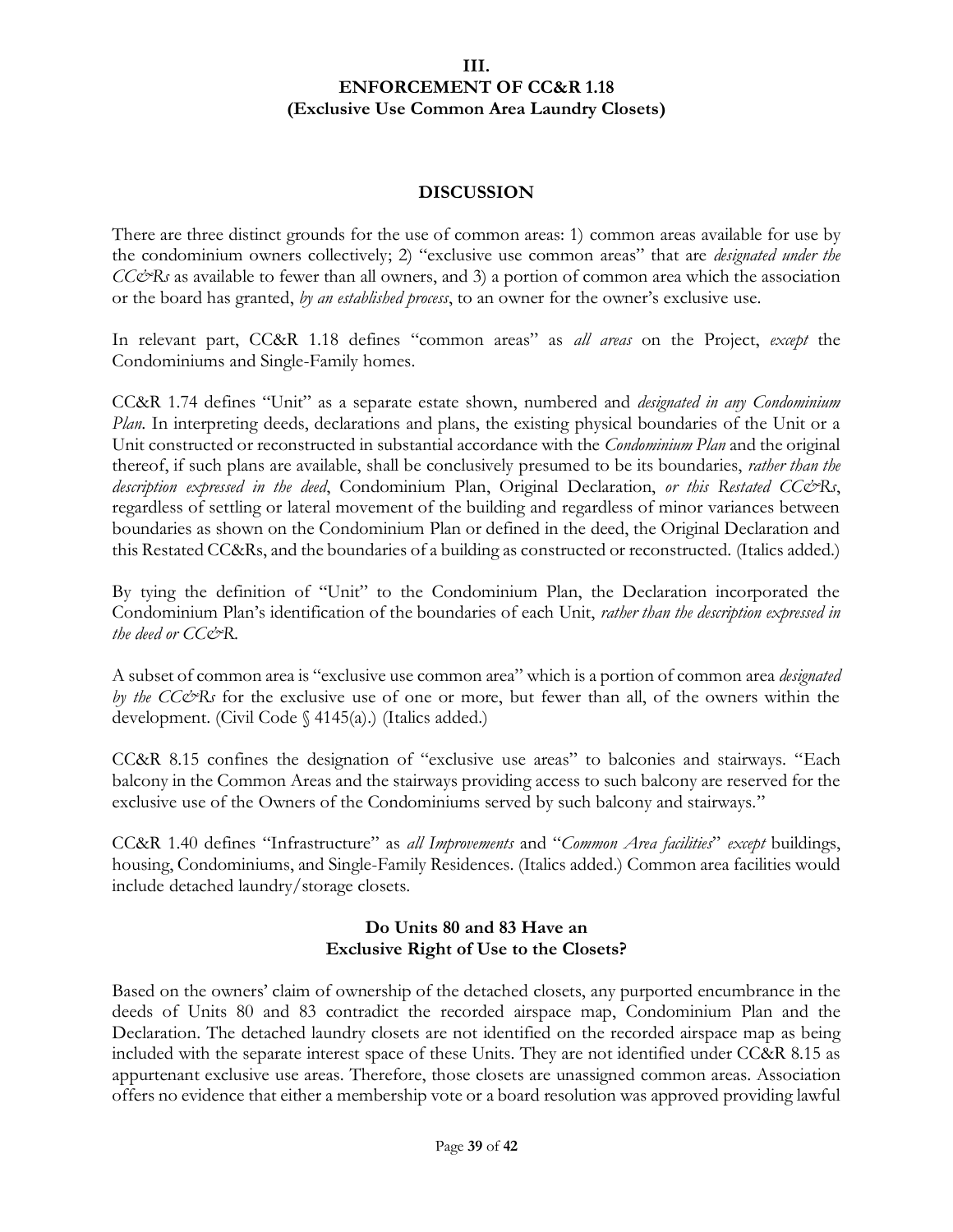## III.
## ENFORCEMENT OF CC&R 1.18
## (Exclusive Use Common Area Laundry Closets)

### DISCUSSION

There are three distinct grounds for the use of common areas: 1) common areas available for use by the condominium owners collectively; 2) "exclusive use common areas" that are *designated under the CC&Rs* as available to fewer than all owners, and 3) a portion of common area which the association or the board has granted, *by an established process*, to an owner for the owner's exclusive use.

In relevant part, CC&R 1.18 defines "common areas" as *all areas* on the Project, *except* the Condominiums and Single-Family homes.

CC&R 1.74 defines "Unit" as a separate estate shown, numbered and *designated in any Condominium Plan*. In interpreting deeds, declarations and plans, the existing physical boundaries of the Unit or a Unit constructed or reconstructed in substantial accordance with the *Condominium Plan* and the original thereof, if such plans are available, shall be conclusively presumed to be its boundaries, *rather than the description expressed in the deed*, Condominium Plan, Original Declaration, *or this Restated CC&Rs*, regardless of settling or lateral movement of the building and regardless of minor variances between boundaries as shown on the Condominium Plan or defined in the deed, the Original Declaration and this Restated CC&Rs, and the boundaries of a building as constructed or reconstructed. (Italics added.)

By tying the definition of "Unit" to the Condominium Plan, the Declaration incorporated the Condominium Plan's identification of the boundaries of each Unit, *rather than the description expressed in the deed or CC&R.*

A subset of common area is "exclusive use common area" which is a portion of common area *designated by the CC&Rs* for the exclusive use of one or more, but fewer than all, of the owners within the development. (Civil Code § 4145(a).) (Italics added.)

CC&R 8.15 confines the designation of "exclusive use areas" to balconies and stairways. "Each balcony in the Common Areas and the stairways providing access to such balcony are reserved for the exclusive use of the Owners of the Condominiums served by such balcony and stairways."

CC&R 1.40 defines "Infrastructure" as *all Improvements* and "*Common Area facilities*" *except* buildings, housing, Condominiums, and Single-Family Residences. (Italics added.) Common area facilities would include detached laundry/storage closets.

### Do Units 80 and 83 Have an Exclusive Right of Use to the Closets?

Based on the owners' claim of ownership of the detached closets, any purported encumbrance in the deeds of Units 80 and 83 contradict the recorded airspace map, Condominium Plan and the Declaration. The detached laundry closets are not identified on the recorded airspace map as being included with the separate interest space of these Units. They are not identified under CC&R 8.15 as appurtenant exclusive use areas. Therefore, those closets are unassigned common areas. Association offers no evidence that either a membership vote or a board resolution was approved providing lawful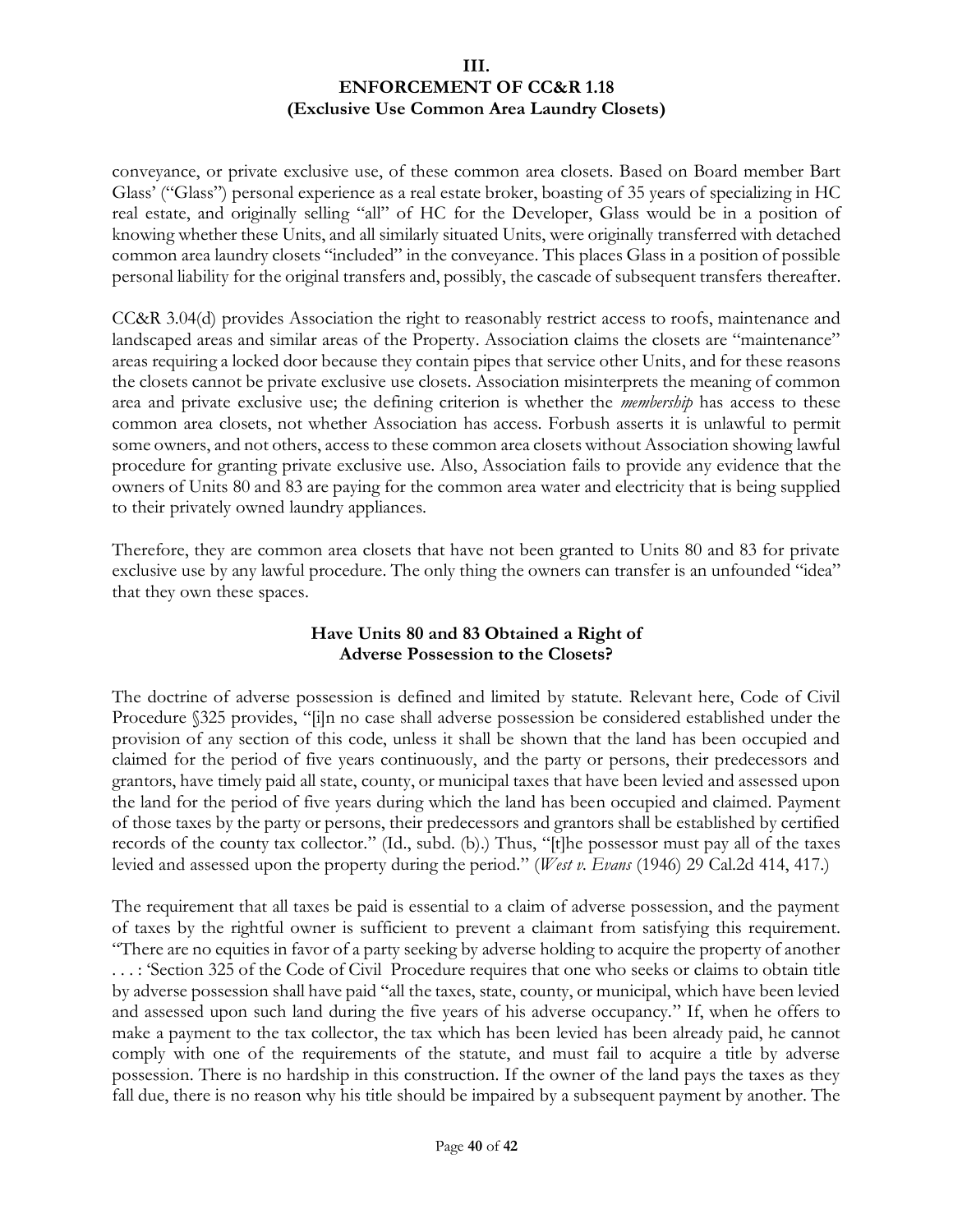### III.
### ENFORCEMENT OF CC&R 1.18
### (Exclusive Use Common Area Laundry Closets)

conveyance, or private exclusive use, of these common area closets. Based on Board member Bart Glass' ("Glass") personal experience as a real estate broker, boasting of 35 years of specializing in HC real estate, and originally selling "all" of HC for the Developer, Glass would be in a position of knowing whether these Units, and all similarly situated Units, were originally transferred with detached common area laundry closets "included" in the conveyance. This places Glass in a position of possible personal liability for the original transfers and, possibly, the cascade of subsequent transfers thereafter.

CC&R 3.04(d) provides Association the right to reasonably restrict access to roofs, maintenance and landscaped areas and similar areas of the Property. Association claims the closets are "maintenance" areas requiring a locked door because they contain pipes that service other Units, and for these reasons the closets cannot be private exclusive use closets. Association misinterprets the meaning of common area and private exclusive use; the defining criterion is whether the *membership* has access to these common area closets, not whether Association has access. Forbush asserts it is unlawful to permit some owners, and not others, access to these common area closets without Association showing lawful procedure for granting private exclusive use. Also, Association fails to provide any evidence that the owners of Units 80 and 83 are paying for the common area water and electricity that is being supplied to their privately owned laundry appliances.

Therefore, they are common area closets that have not been granted to Units 80 and 83 for private exclusive use by any lawful procedure. The only thing the owners can transfer is an unfounded "idea" that they own these spaces.

**Have Units 80 and 83 Obtained a Right of Adverse Possession to the Closets?**

The doctrine of adverse possession is defined and limited by statute. Relevant here, Code of Civil Procedure §325 provides, "[i]n no case shall adverse possession be considered established under the provision of any section of this code, unless it shall be shown that the land has been occupied and claimed for the period of five years continuously, and the party or persons, their predecessors and grantors, have timely paid all state, county, or municipal taxes that have been levied and assessed upon the land for the period of five years during which the land has been occupied and claimed. Payment of those taxes by the party or persons, their predecessors and grantors shall be established by certified records of the county tax collector." (Id., subd. (b).) Thus, "[t]he possessor must pay all of the taxes levied and assessed upon the property during the period." (*West v. Evans* (1946) 29 Cal.2d 414, 417.)

The requirement that all taxes be paid is essential to a claim of adverse possession, and the payment of taxes by the rightful owner is sufficient to prevent a claimant from satisfying this requirement. "There are no equities in favor of a party seeking by adverse holding to acquire the property of another . . . : 'Section 325 of the Code of Civil Procedure requires that one who seeks or claims to obtain title by adverse possession shall have paid "all the taxes, state, county, or municipal, which have been levied and assessed upon such land during the five years of his adverse occupancy." If, when he offers to make a payment to the tax collector, the tax which has been levied has been already paid, he cannot comply with one of the requirements of the statute, and must fail to acquire a title by adverse possession. There is no hardship in this construction. If the owner of the land pays the taxes as they fall due, there is no reason why his title should be impaired by a subsequent payment by another. The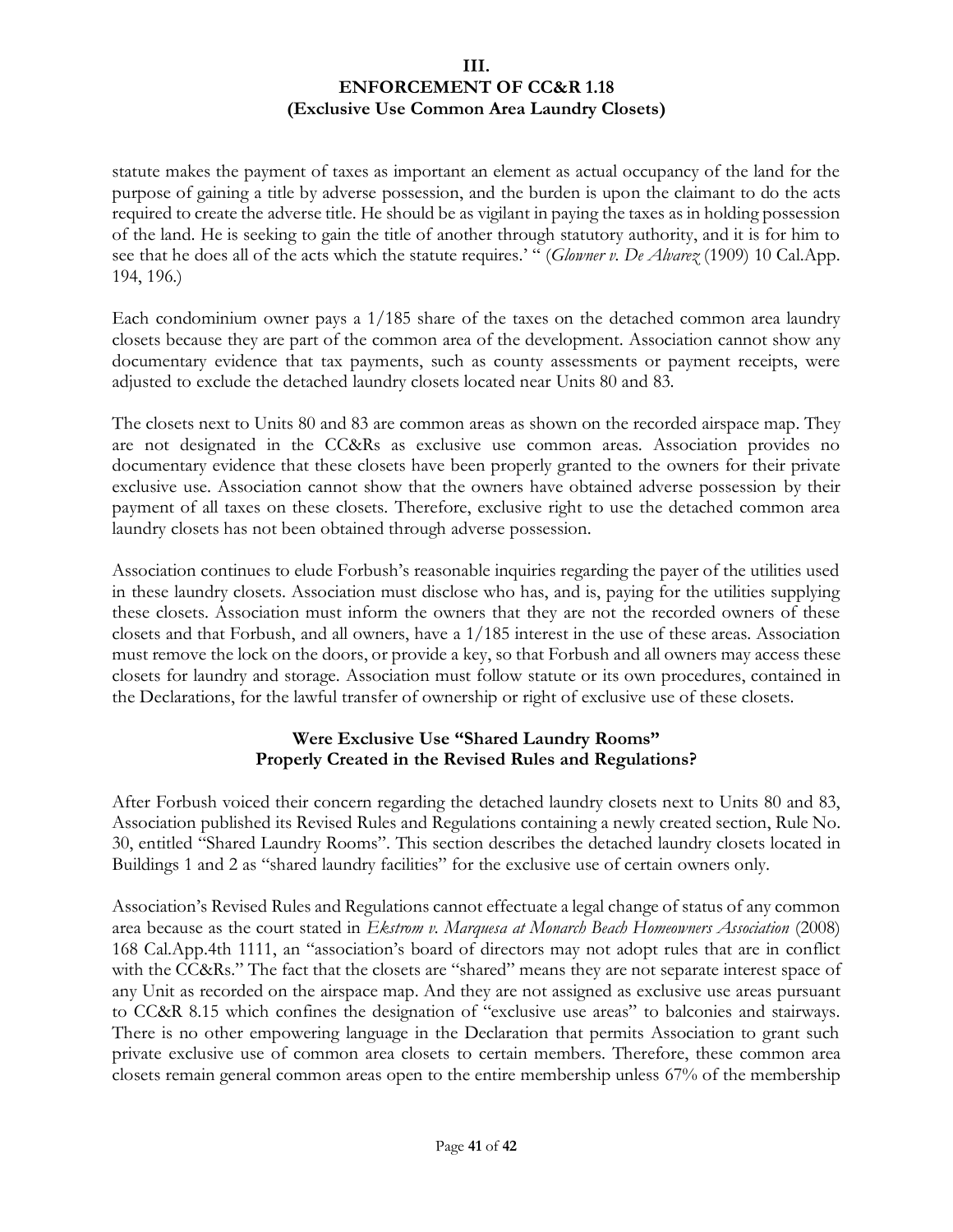## III.
## ENFORCEMENT OF CC&R 1.18
## (Exclusive Use Common Area Laundry Closets)

statute makes the payment of taxes as important an element as actual occupancy of the land for the purpose of gaining a title by adverse possession, and the burden is upon the claimant to do the acts required to create the adverse title. He should be as vigilant in paying the taxes as in holding possession of the land. He is seeking to gain the title of another through statutory authority, and it is for him to see that he does all of the acts which the statute requires.' " (*Glowner v. De Alvarez* (1909) 10 Cal.App. 194, 196.)

Each condominium owner pays a 1/185 share of the taxes on the detached common area laundry closets because they are part of the common area of the development. Association cannot show any documentary evidence that tax payments, such as county assessments or payment receipts, were adjusted to exclude the detached laundry closets located near Units 80 and 83.

The closets next to Units 80 and 83 are common areas as shown on the recorded airspace map. They are not designated in the CC&Rs as exclusive use common areas. Association provides no documentary evidence that these closets have been properly granted to the owners for their private exclusive use. Association cannot show that the owners have obtained adverse possession by their payment of all taxes on these closets. Therefore, exclusive right to use the detached common area laundry closets has not been obtained through adverse possession.

Association continues to elude Forbush's reasonable inquiries regarding the payer of the utilities used in these laundry closets. Association must disclose who has, and is, paying for the utilities supplying these closets. Association must inform the owners that they are not the recorded owners of these closets and that Forbush, and all owners, have a 1/185 interest in the use of these areas. Association must remove the lock on the doors, or provide a key, so that Forbush and all owners may access these closets for laundry and storage. Association must follow statute or its own procedures, contained in the Declarations, for the lawful transfer of ownership or right of exclusive use of these closets.

### Were Exclusive Use "Shared Laundry Rooms" Properly Created in the Revised Rules and Regulations?

After Forbush voiced their concern regarding the detached laundry closets next to Units 80 and 83, Association published its Revised Rules and Regulations containing a newly created section, Rule No. 30, entitled "Shared Laundry Rooms". This section describes the detached laundry closets located in Buildings 1 and 2 as "shared laundry facilities" for the exclusive use of certain owners only.

Association's Revised Rules and Regulations cannot effectuate a legal change of status of any common area because as the court stated in *Ekstrom v. Marquesa at Monarch Beach Homeowners Association* (2008) 168 Cal.App.4th 1111, an "association's board of directors may not adopt rules that are in conflict with the CC&Rs." The fact that the closets are "shared" means they are not separate interest space of any Unit as recorded on the airspace map. And they are not assigned as exclusive use areas pursuant to CC&R 8.15 which confines the designation of "exclusive use areas" to balconies and stairways. There is no other empowering language in the Declaration that permits Association to grant such private exclusive use of common area closets to certain members. Therefore, these common area closets remain general common areas open to the entire membership unless 67% of the membership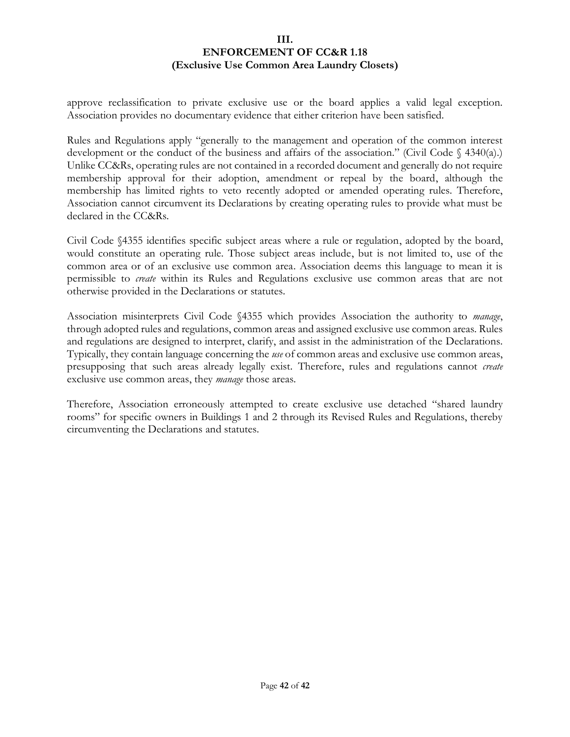## III.
## ENFORCEMENT OF CC&R 1.18
## (Exclusive Use Common Area Laundry Closets)

approve reclassification to private exclusive use or the board applies a valid legal exception. Association provides no documentary evidence that either criterion have been satisfied.

Rules and Regulations apply "generally to the management and operation of the common interest development or the conduct of the business and affairs of the association." (Civil Code § 4340(a).) Unlike CC&Rs, operating rules are not contained in a recorded document and generally do not require membership approval for their adoption, amendment or repeal by the board, although the membership has limited rights to veto recently adopted or amended operating rules. Therefore, Association cannot circumvent its Declarations by creating operating rules to provide what must be declared in the CC&Rs.

Civil Code §4355 identifies specific subject areas where a rule or regulation, adopted by the board, would constitute an operating rule. Those subject areas include, but is not limited to, use of the common area or of an exclusive use common area. Association deems this language to mean it is permissible to *create* within its Rules and Regulations exclusive use common areas that are not otherwise provided in the Declarations or statutes.

Association misinterprets Civil Code §4355 which provides Association the authority to *manage*, through adopted rules and regulations, common areas and assigned exclusive use common areas. Rules and regulations are designed to interpret, clarify, and assist in the administration of the Declarations. Typically, they contain language concerning the *use* of common areas and exclusive use common areas, presupposing that such areas already legally exist. Therefore, rules and regulations cannot *create* exclusive use common areas, they *manage* those areas.

Therefore, Association erroneously attempted to create exclusive use detached "shared laundry rooms" for specific owners in Buildings 1 and 2 through its Revised Rules and Regulations, thereby circumventing the Declarations and statutes.